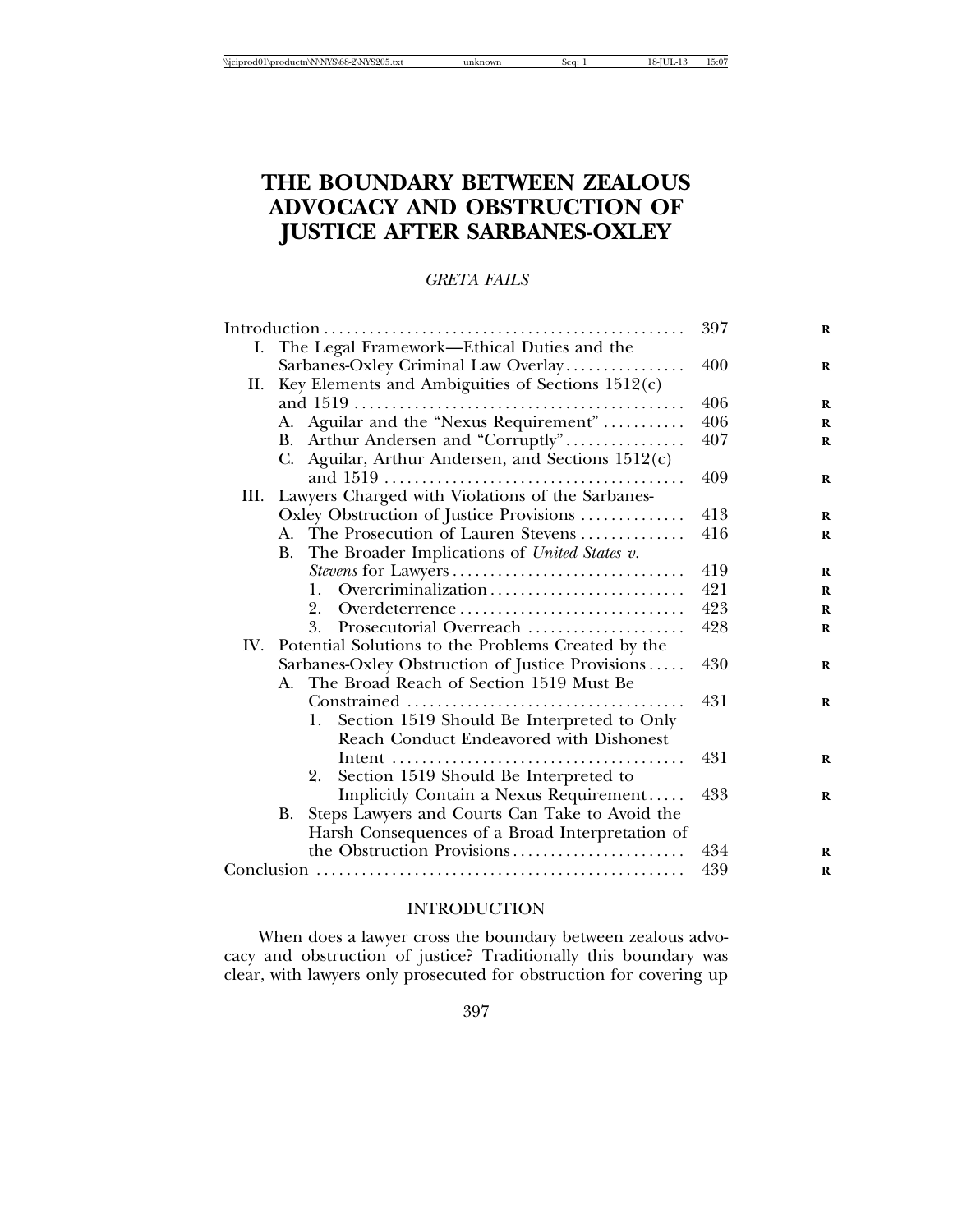# THE BOUNDARY BETWEEN ZEALOUS ADVOCACY AND OBSTRUCTION OF JUSTICE AFTER SARBANES-OXLEY

*GRETA FAILS*

| | |
|---|---|
| Introduction | 397 |
| I. The Legal Framework—Ethical Duties and the Sarbanes-Oxley Criminal Law Overlay | 400 |
| II. Key Elements and Ambiguities of Sections 1512(c) and 1519 | 406 |
| A. Aguilar and the "Nexus Requirement" | 406 |
| B. Arthur Andersen and "Corruptly" | 407 |
| C. Aguilar, Arthur Andersen, and Sections 1512(c) and 1519 | 409 |
| III. Lawyers Charged with Violations of the Sarbanes-Oxley Obstruction of Justice Provisions | 413 |
| A. The Prosecution of Lauren Stevens | 416 |
| B. The Broader Implications of *United States v. Stevens* for Lawyers | 419 |
| 1. Overcriminalization | 421 |
| 2. Overdeterrence | 423 |
| 3. Prosecutorial Overreach | 428 |
| IV. Potential Solutions to the Problems Created by the Sarbanes-Oxley Obstruction of Justice Provisions | 430 |
| A. The Broad Reach of Section 1519 Must Be Constrained | 431 |
| 1. Section 1519 Should Be Interpreted to Only Reach Conduct Endeavored with Dishonest Intent | 431 |
| 2. Section 1519 Should Be Interpreted to Implicitly Contain a Nexus Requirement | 433 |
| B. Steps Lawyers and Courts Can Take to Avoid the Harsh Consequences of a Broad Interpretation of the Obstruction Provisions | 434 |
| Conclusion | 439 |

## INTRODUCTION

When does a lawyer cross the boundary between zealous advocacy and obstruction of justice? Traditionally this boundary was clear, with lawyers only prosecuted for obstruction for covering up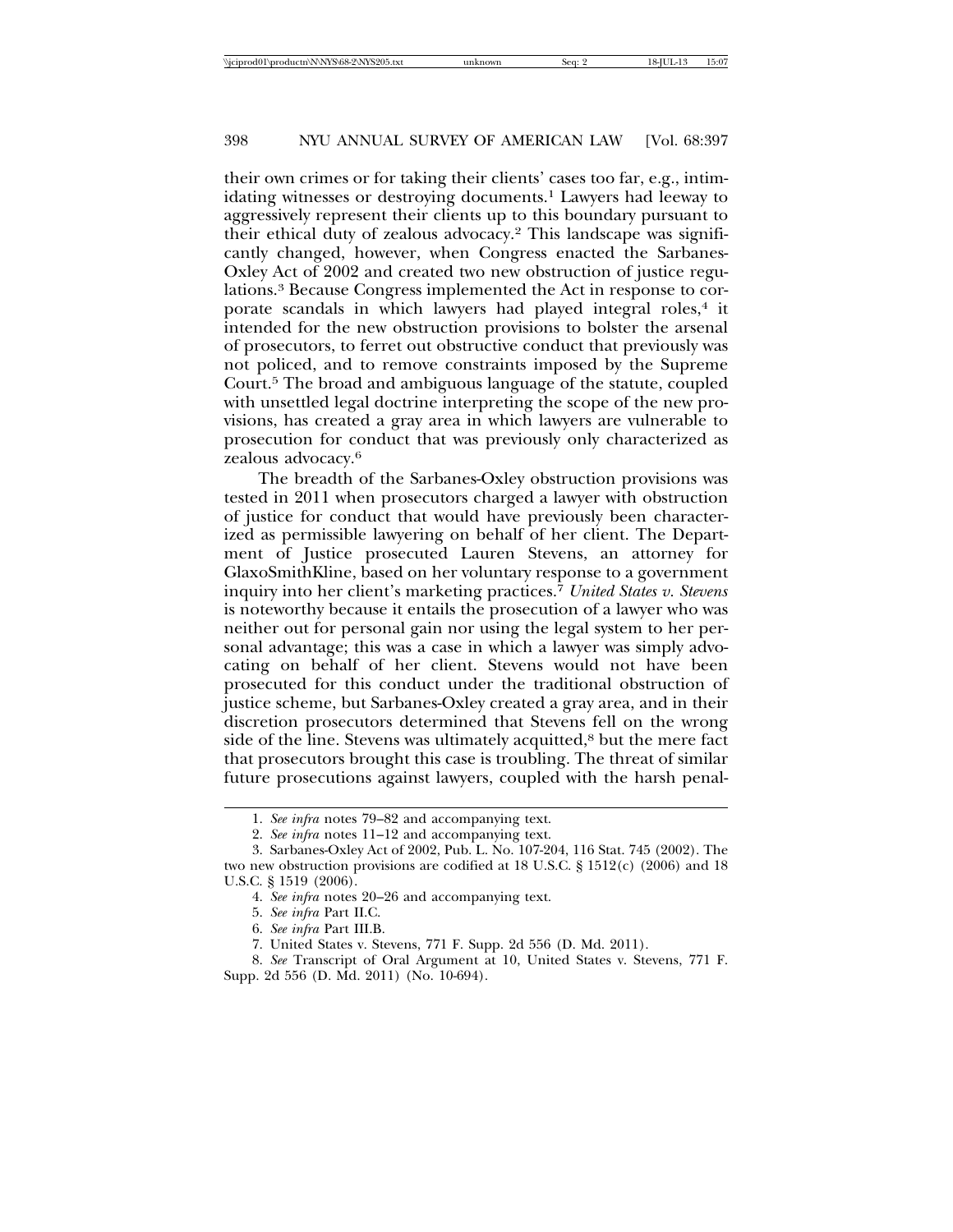their own crimes or for taking their clients' cases too far, e.g., intimidating witnesses or destroying documents.[1] Lawyers had leeway to aggressively represent their clients up to this boundary pursuant to their ethical duty of zealous advocacy.[2] This landscape was significantly changed, however, when Congress enacted the Sarbanes-Oxley Act of 2002 and created two new obstruction of justice regulations.[3] Because Congress implemented the Act in response to corporate scandals in which lawyers had played integral roles,[4] it intended for the new obstruction provisions to bolster the arsenal of prosecutors, to ferret out obstructive conduct that previously was not policed, and to remove constraints imposed by the Supreme Court.[5] The broad and ambiguous language of the statute, coupled with unsettled legal doctrine interpreting the scope of the new provisions, has created a gray area in which lawyers are vulnerable to prosecution for conduct that was previously only characterized as zealous advocacy.[6]

The breadth of the Sarbanes-Oxley obstruction provisions was tested in 2011 when prosecutors charged a lawyer with obstruction of justice for conduct that would have previously been characterized as permissible lawyering on behalf of her client. The Department of Justice prosecuted Lauren Stevens, an attorney for GlaxoSmithKline, based on her voluntary response to a government inquiry into her client's marketing practices.[7] *United States v. Stevens* is noteworthy because it entails the prosecution of a lawyer who was neither out for personal gain nor using the legal system to her personal advantage; this was a case in which a lawyer was simply advocating on behalf of her client. Stevens would not have been prosecuted for this conduct under the traditional obstruction of justice scheme, but Sarbanes-Oxley created a gray area, and in their discretion prosecutors determined that Stevens fell on the wrong side of the line. Stevens was ultimately acquitted,[8] but the mere fact that prosecutors brought this case is troubling. The threat of similar future prosecutions against lawyers, coupled with the harsh penal-

---

1. *See infra* notes 79–82 and accompanying text.
2. *See infra* notes 11–12 and accompanying text.
3. Sarbanes-Oxley Act of 2002, Pub. L. No. 107-204, 116 Stat. 745 (2002). The two new obstruction provisions are codified at 18 U.S.C. § 1512(c) (2006) and 18 U.S.C. § 1519 (2006).
4. *See infra* notes 20–26 and accompanying text.
5. *See infra* Part II.C.
6. *See infra* Part III.B.
7. United States v. Stevens, 771 F. Supp. 2d 556 (D. Md. 2011).
8. *See* Transcript of Oral Argument at 10, United States v. Stevens, 771 F. Supp. 2d 556 (D. Md. 2011) (No. 10-694).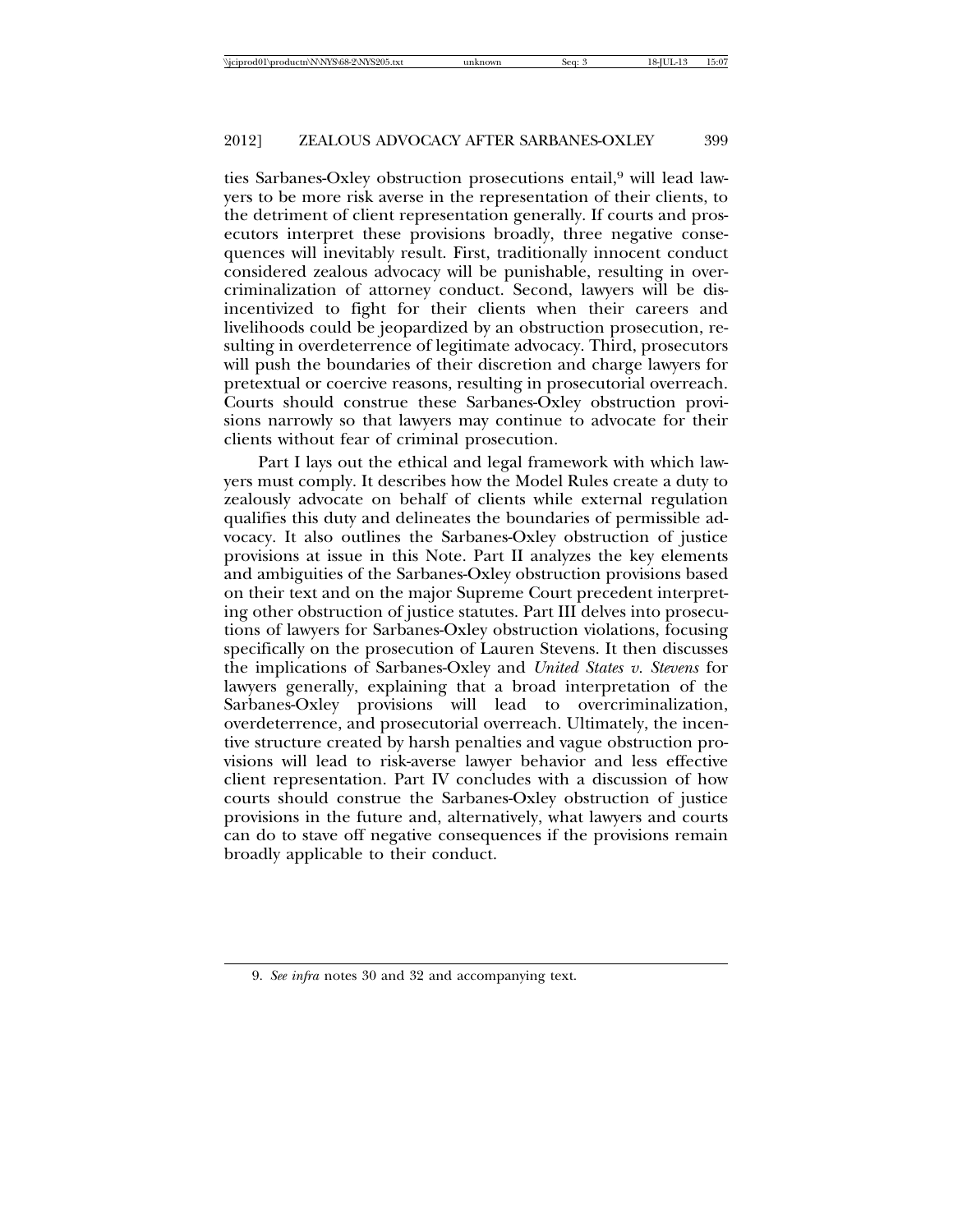ties Sarbanes-Oxley obstruction prosecutions entail,[9] will lead lawyers to be more risk averse in the representation of their clients, to the detriment of client representation generally. If courts and prosecutors interpret these provisions broadly, three negative consequences will inevitably result. First, traditionally innocent conduct considered zealous advocacy will be punishable, resulting in overcriminalization of attorney conduct. Second, lawyers will be disincentivized to fight for their clients when their careers and livelihoods could be jeopardized by an obstruction prosecution, resulting in overdeterrence of legitimate advocacy. Third, prosecutors will push the boundaries of their discretion and charge lawyers for pretextual or coercive reasons, resulting in prosecutorial overreach. Courts should construe these Sarbanes-Oxley obstruction provisions narrowly so that lawyers may continue to advocate for their clients without fear of criminal prosecution.

Part I lays out the ethical and legal framework with which lawyers must comply. It describes how the Model Rules create a duty to zealously advocate on behalf of clients while external regulation qualifies this duty and delineates the boundaries of permissible advocacy. It also outlines the Sarbanes-Oxley obstruction of justice provisions at issue in this Note. Part II analyzes the key elements and ambiguities of the Sarbanes-Oxley obstruction provisions based on their text and on the major Supreme Court precedent interpreting other obstruction of justice statutes. Part III delves into prosecutions of lawyers for Sarbanes-Oxley obstruction violations, focusing specifically on the prosecution of Lauren Stevens. It then discusses the implications of Sarbanes-Oxley and *United States v. Stevens* for lawyers generally, explaining that a broad interpretation of the Sarbanes-Oxley provisions will lead to overcriminalization, overdeterrence, and prosecutorial overreach. Ultimately, the incentive structure created by harsh penalties and vague obstruction provisions will lead to risk-averse lawyer behavior and less effective client representation. Part IV concludes with a discussion of how courts should construe the Sarbanes-Oxley obstruction of justice provisions in the future and, alternatively, what lawyers and courts can do to stave off negative consequences if the provisions remain broadly applicable to their conduct.

9. *See infra* notes 30 and 32 and accompanying text.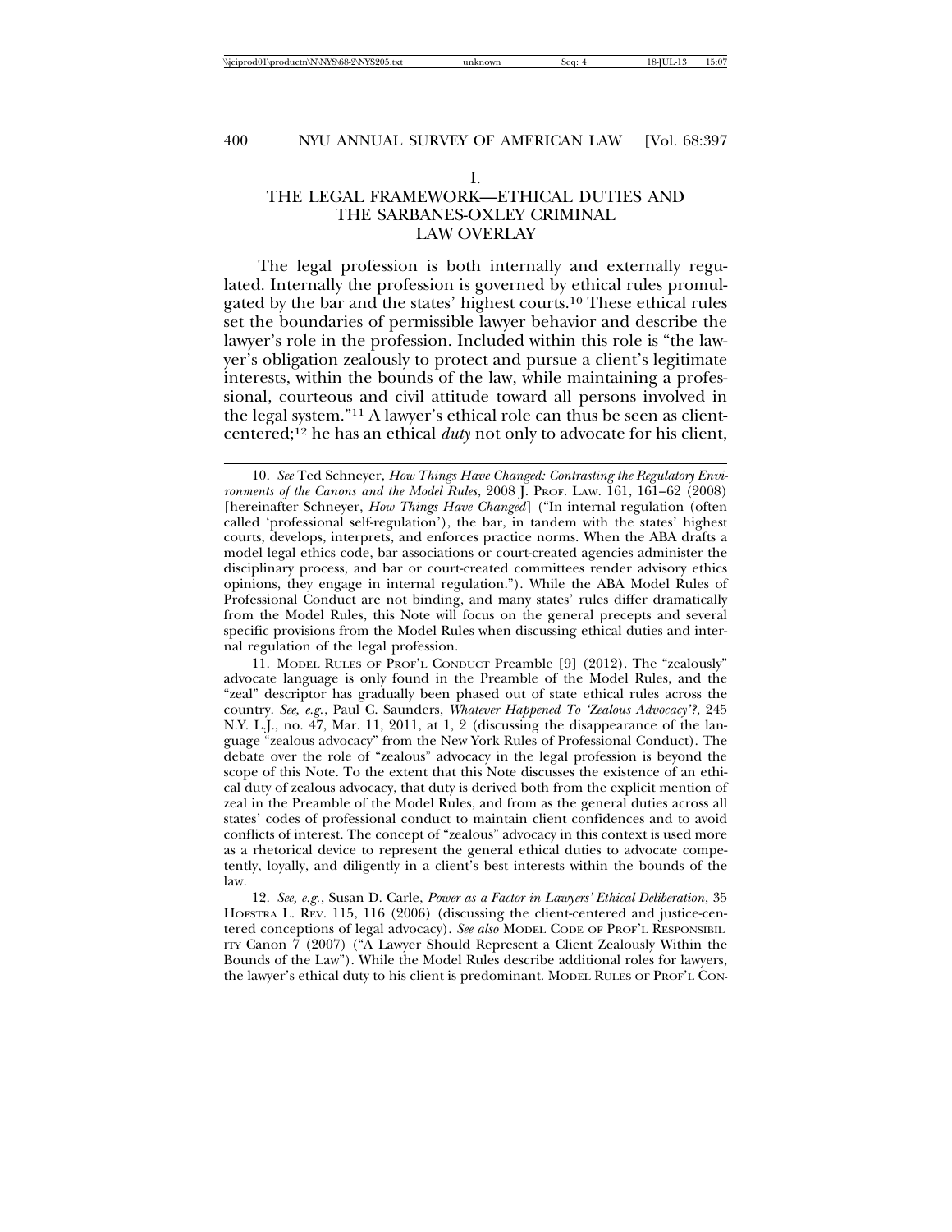# I. THE LEGAL FRAMEWORK—ETHICAL DUTIES AND THE SARBANES-OXLEY CRIMINAL LAW OVERLAY

The legal profession is both internally and externally regulated. Internally the profession is governed by ethical rules promulgated by the bar and the states' highest courts.[10] These ethical rules set the boundaries of permissible lawyer behavior and describe the lawyer's role in the profession. Included within this role is "the lawyer's obligation zealously to protect and pursue a client's legitimate interests, within the bounds of the law, while maintaining a professional, courteous and civil attitude toward all persons involved in the legal system."[11] A lawyer's ethical role can thus be seen as client-centered;[12] he has an ethical *duty* not only to advocate for his client,

---

10. *See* Ted Schneyer, *How Things Have Changed: Contrasting the Regulatory Environments of the Canons and the Model Rules*, 2008 J. PROF. LAW. 161, 161–62 (2008) [hereinafter Schneyer, *How Things Have Changed*] ("In internal regulation (often called 'professional self-regulation'), the bar, in tandem with the states' highest courts, develops, interprets, and enforces practice norms. When the ABA drafts a model legal ethics code, bar associations or court-created agencies administer the disciplinary process, and bar or court-created committees render advisory ethics opinions, they engage in internal regulation."). While the ABA Model Rules of Professional Conduct are not binding, and many states' rules differ dramatically from the Model Rules, this Note will focus on the general precepts and several specific provisions from the Model Rules when discussing ethical duties and internal regulation of the legal profession.

11. MODEL RULES OF PROF'L CONDUCT Preamble [9] (2012). The "zealously" advocate language is only found in the Preamble of the Model Rules, and the "zeal" descriptor has gradually been phased out of state ethical rules across the country. *See, e.g.*, Paul C. Saunders, *Whatever Happened To 'Zealous Advocacy'?*, 245 N.Y. L.J., no. 47, Mar. 11, 2011, at 1, 2 (discussing the disappearance of the language "zealous advocacy" from the New York Rules of Professional Conduct). The debate over the role of "zealous" advocacy in the legal profession is beyond the scope of this Note. To the extent that this Note discusses the existence of an ethical duty of zealous advocacy, that duty is derived both from the explicit mention of zeal in the Preamble of the Model Rules, and from as the general duties across all states' codes of professional conduct to maintain client confidences and to avoid conflicts of interest. The concept of "zealous" advocacy in this context is used more as a rhetorical device to represent the general ethical duties to advocate competently, loyally, and diligently in a client's best interests within the bounds of the law.

12. *See, e.g.*, Susan D. Carle, *Power as a Factor in Lawyers' Ethical Deliberation*, 35 HOFSTRA L. REV. 115, 116 (2006) (discussing the client-centered and justice-centered conceptions of legal advocacy). *See also* MODEL CODE OF PROF'L RESPONSIBILITY Canon 7 (2007) ("A Lawyer Should Represent a Client Zealously Within the Bounds of the Law"). While the Model Rules describe additional roles for lawyers, the lawyer's ethical duty to his client is predominant. MODEL RULES OF PROF'L CON-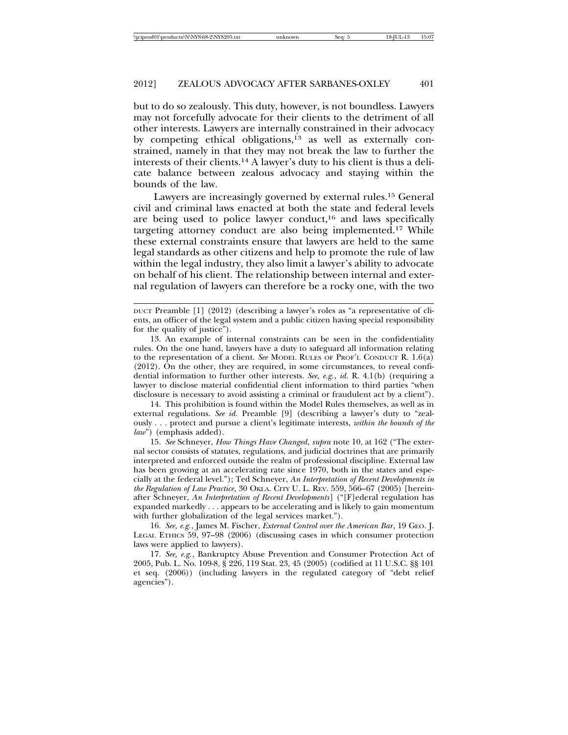but to do so zealously. This duty, however, is not boundless. Lawyers may not forcefully advocate for their clients to the detriment of all other interests. Lawyers are internally constrained in their advocacy by competing ethical obligations,[13] as well as externally constrained, namely in that they may not break the law to further the interests of their clients.[14] A lawyer's duty to his client is thus a delicate balance between zealous advocacy and staying within the bounds of the law.

Lawyers are increasingly governed by external rules.[15] General civil and criminal laws enacted at both the state and federal levels are being used to police lawyer conduct,[16] and laws specifically targeting attorney conduct are also being implemented.[17] While these external constraints ensure that lawyers are held to the same legal standards as other citizens and help to promote the rule of law within the legal industry, they also limit a lawyer's ability to advocate on behalf of his client. The relationship between internal and external regulation of lawyers can therefore be a rocky one, with the two

---

DUCT Preamble [1] (2012) (describing a lawyer's roles as "a representative of clients, an officer of the legal system and a public citizen having special responsibility for the quality of justice").

13. An example of internal constraints can be seen in the confidentiality rules. On the one hand, lawyers have a duty to safeguard all information relating to the representation of a client. *See* MODEL RULES OF PROF'L CONDUCT R. 1.6(a) (2012). On the other, they are required, in some circumstances, to reveal confidential information to further other interests. *See, e.g.*, *id.* R. 4.1(b) (requiring a lawyer to disclose material confidential client information to third parties "when disclosure is necessary to avoid assisting a criminal or fraudulent act by a client").

14. This prohibition is found within the Model Rules themselves, as well as in external regulations. *See id.* Preamble [9] (describing a lawyer's duty to "zealously . . . protect and pursue a client's legitimate interests, *within the bounds of the law*") (emphasis added).

15. *See* Schneyer, *How Things Have Changed*, *supra* note 10, at 162 ("The external sector consists of statutes, regulations, and judicial doctrines that are primarily interpreted and enforced outside the realm of professional discipline. External law has been growing at an accelerating rate since 1970, both in the states and especially at the federal level."); Ted Schneyer, *An Interpretation of Recent Developments in the Regulation of Law Practice*, 30 OKLA. CITY U. L. REV. 559, 566–67 (2005) [hereinafter Schneyer, *An Interpretation of Recent Developments*] ("[F]ederal regulation has expanded markedly . . . appears to be accelerating and is likely to gain momentum with further globalization of the legal services market.").

16. *See, e.g.*, James M. Fischer, *External Control over the American Bar*, 19 GEO. J. LEGAL ETHICS 59, 97–98 (2006) (discussing cases in which consumer protection laws were applied to lawyers).

17. *See, e.g.*, Bankruptcy Abuse Prevention and Consumer Protection Act of 2005, Pub. L. No. 109-8, § 226, 119 Stat. 23, 45 (2005) (codified at 11 U.S.C. §§ 101 et seq. (2006)) (including lawyers in the regulated category of "debt relief agencies").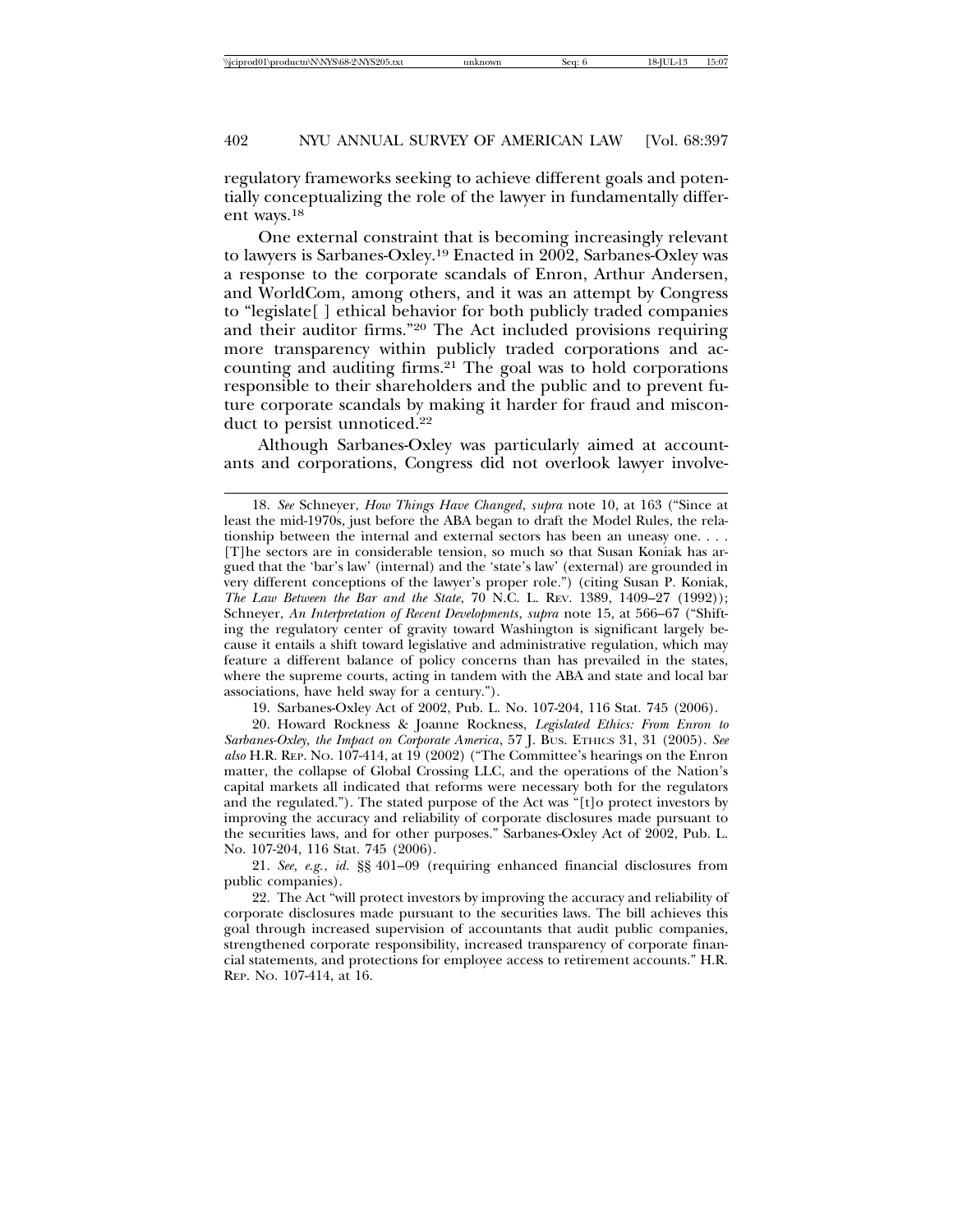regulatory frameworks seeking to achieve different goals and potentially conceptualizing the role of the lawyer in fundamentally different ways.[18]

One external constraint that is becoming increasingly relevant to lawyers is Sarbanes-Oxley.[19] Enacted in 2002, Sarbanes-Oxley was a response to the corporate scandals of Enron, Arthur Andersen, and WorldCom, among others, and it was an attempt by Congress to "legislate[ ] ethical behavior for both publicly traded companies and their auditor firms."[20] The Act included provisions requiring more transparency within publicly traded corporations and accounting and auditing firms.[21] The goal was to hold corporations responsible to their shareholders and the public and to prevent future corporate scandals by making it harder for fraud and misconduct to persist unnoticed.[22]

Although Sarbanes-Oxley was particularly aimed at accountants and corporations, Congress did not overlook lawyer involve-

---

18. *See* Schneyer, *How Things Have Changed*, *supra* note 10, at 163 ("Since at least the mid-1970s, just before the ABA began to draft the Model Rules, the relationship between the internal and external sectors has been an uneasy one. . . . [T]he sectors are in considerable tension, so much so that Susan Koniak has argued that the 'bar's law' (internal) and the 'state's law' (external) are grounded in very different conceptions of the lawyer's proper role.") (citing Susan P. Koniak, *The Law Between the Bar and the State*, 70 N.C. L. REV. 1389, 1409–27 (1992)); Schneyer, *An Interpretation of Recent Developments*, *supra* note 15, at 566–67 ("Shifting the regulatory center of gravity toward Washington is significant largely because it entails a shift toward legislative and administrative regulation, which may feature a different balance of policy concerns than has prevailed in the states, where the supreme courts, acting in tandem with the ABA and state and local bar associations, have held sway for a century.").

19. Sarbanes-Oxley Act of 2002, Pub. L. No. 107-204, 116 Stat. 745 (2006).

20. Howard Rockness & Joanne Rockness, *Legislated Ethics: From Enron to Sarbanes-Oxley, the Impact on Corporate America*, 57 J. BUS. ETHICS 31, 31 (2005). *See also* H.R. REP. NO. 107-414, at 19 (2002) ("The Committee's hearings on the Enron matter, the collapse of Global Crossing LLC, and the operations of the Nation's capital markets all indicated that reforms were necessary both for the regulators and the regulated."). The stated purpose of the Act was "[t]o protect investors by improving the accuracy and reliability of corporate disclosures made pursuant to the securities laws, and for other purposes." Sarbanes-Oxley Act of 2002, Pub. L. No. 107-204, 116 Stat. 745 (2006).

21. *See, e.g.*, *id.* §§ 401–09 (requiring enhanced financial disclosures from public companies).

22. The Act "will protect investors by improving the accuracy and reliability of corporate disclosures made pursuant to the securities laws. The bill achieves this goal through increased supervision of accountants that audit public companies, strengthened corporate responsibility, increased transparency of corporate financial statements, and protections for employee access to retirement accounts." H.R. REP. NO. 107-414, at 16.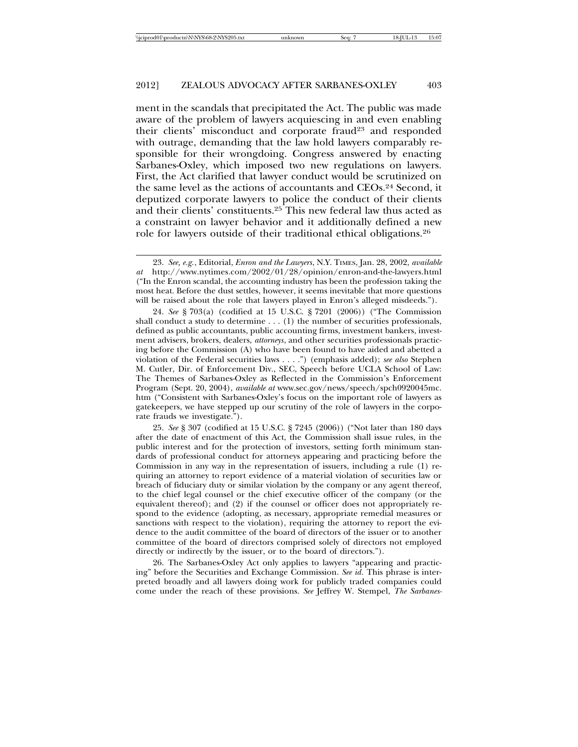ment in the scandals that precipitated the Act. The public was made aware of the problem of lawyers acquiescing in and even enabling their clients' misconduct and corporate fraud[23] and responded with outrage, demanding that the law hold lawyers comparably responsible for their wrongdoing. Congress answered by enacting Sarbanes-Oxley, which imposed two new regulations on lawyers. First, the Act clarified that lawyer conduct would be scrutinized on the same level as the actions of accountants and CEOs.[24] Second, it deputized corporate lawyers to police the conduct of their clients and their clients' constituents.[25] This new federal law thus acted as a constraint on lawyer behavior and it additionally defined a new role for lawyers outside of their traditional ethical obligations.[26]

---

23. *See, e.g.*, Editorial, *Enron and the Lawyers*, N.Y. TIMES, Jan. 28, 2002, *available at* http://www.nytimes.com/2002/01/28/opinion/enron-and-the-lawyers.html ("In the Enron scandal, the accounting industry has been the profession taking the most heat. Before the dust settles, however, it seems inevitable that more questions will be raised about the role that lawyers played in Enron's alleged misdeeds.").

24. *See* § 703(a) (codified at 15 U.S.C. § 7201 (2006)) ("The Commission shall conduct a study to determine . . . (1) the number of securities professionals, defined as public accountants, public accounting firms, investment bankers, investment advisers, brokers, dealers, *attorneys*, and other securities professionals practicing before the Commission (A) who have been found to have aided and abetted a violation of the Federal securities laws . . . .") (emphasis added); *see also* Stephen M. Cutler, Dir. of Enforcement Div., SEC, Speech before UCLA School of Law: The Themes of Sarbanes-Oxley as Reflected in the Commission's Enforcement Program (Sept. 20, 2004), *available at* www.sec.gov/news/speech/spch0920045mc.htm ("Consistent with Sarbanes-Oxley's focus on the important role of lawyers as gatekeepers, we have stepped up our scrutiny of the role of lawyers in the corporate frauds we investigate.").

25. *See* § 307 (codified at 15 U.S.C. § 7245 (2006)) ("Not later than 180 days after the date of enactment of this Act, the Commission shall issue rules, in the public interest and for the protection of investors, setting forth minimum standards of professional conduct for attorneys appearing and practicing before the Commission in any way in the representation of issuers, including a rule (1) requiring an attorney to report evidence of a material violation of securities law or breach of fiduciary duty or similar violation by the company or any agent thereof, to the chief legal counsel or the chief executive officer of the company (or the equivalent thereof); and (2) if the counsel or officer does not appropriately respond to the evidence (adopting, as necessary, appropriate remedial measures or sanctions with respect to the violation), requiring the attorney to report the evidence to the audit committee of the board of directors of the issuer or to another committee of the board of directors comprised solely of directors not employed directly or indirectly by the issuer, or to the board of directors.").

26. The Sarbanes-Oxley Act only applies to lawyers "appearing and practicing" before the Securities and Exchange Commission. *See id.* This phrase is interpreted broadly and all lawyers doing work for publicly traded companies could come under the reach of these provisions. *See* Jeffrey W. Stempel, *The Sarbanes-*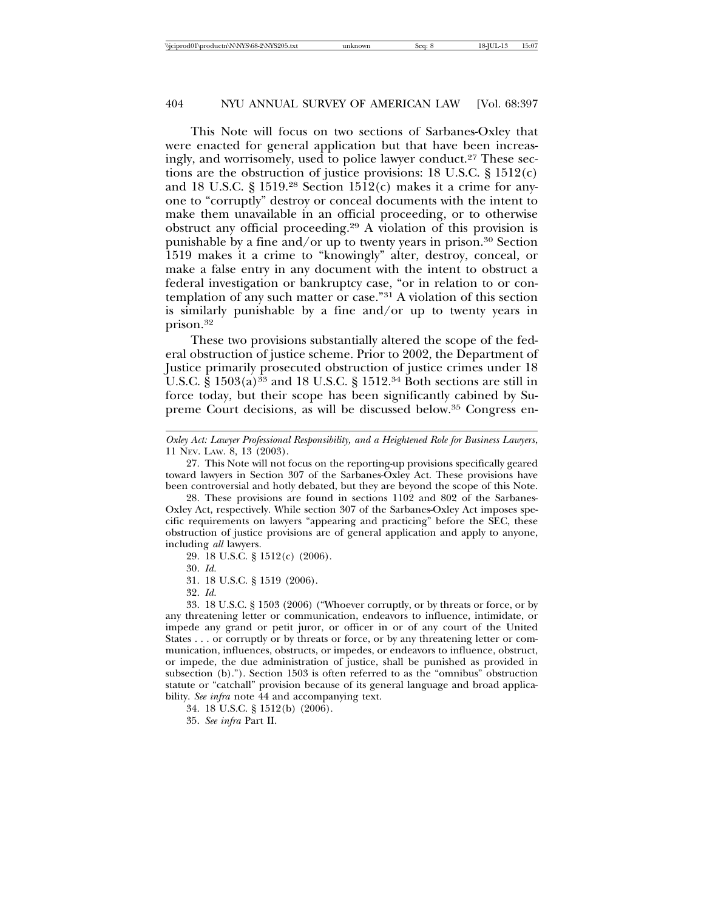This Note will focus on two sections of Sarbanes-Oxley that were enacted for general application but that have been increasingly, and worrisomely, used to police lawyer conduct.[27] These sections are the obstruction of justice provisions: 18 U.S.C. § 1512(c) and 18 U.S.C. § 1519.[28] Section 1512(c) makes it a crime for anyone to "corruptly" destroy or conceal documents with the intent to make them unavailable in an official proceeding, or to otherwise obstruct any official proceeding.[29] A violation of this provision is punishable by a fine and/or up to twenty years in prison.[30] Section 1519 makes it a crime to "knowingly" alter, destroy, conceal, or make a false entry in any document with the intent to obstruct a federal investigation or bankruptcy case, "or in relation to or contemplation of any such matter or case."[31] A violation of this section is similarly punishable by a fine and/or up to twenty years in prison.[32]

These two provisions substantially altered the scope of the federal obstruction of justice scheme. Prior to 2002, the Department of Justice primarily prosecuted obstruction of justice crimes under 18 U.S.C. § 1503(a)[33] and 18 U.S.C. § 1512.[34] Both sections are still in force today, but their scope has been significantly cabined by Supreme Court decisions, as will be discussed below.[35] Congress en-

---

*Oxley Act: Lawyer Professional Responsibility, and a Heightened Role for Business Lawyers*, 11 NEV. LAW. 8, 13 (2003).

27. This Note will not focus on the reporting-up provisions specifically geared toward lawyers in Section 307 of the Sarbanes-Oxley Act. These provisions have been controversial and hotly debated, but they are beyond the scope of this Note.

28. These provisions are found in sections 1102 and 802 of the Sarbanes-Oxley Act, respectively. While section 307 of the Sarbanes-Oxley Act imposes specific requirements on lawyers "appearing and practicing" before the SEC, these obstruction of justice provisions are of general application and apply to anyone, including *all* lawyers.

29. 18 U.S.C. § 1512(c) (2006).

30. *Id.*

31. 18 U.S.C. § 1519 (2006).

32. *Id.*

33. 18 U.S.C. § 1503 (2006) ("Whoever corruptly, or by threats or force, or by any threatening letter or communication, endeavors to influence, intimidate, or impede any grand or petit juror, or officer in or of any court of the United States . . . or corruptly or by threats or force, or by any threatening letter or communication, influences, obstructs, or impedes, or endeavors to influence, obstruct, or impede, the due administration of justice, shall be punished as provided in subsection (b)."). Section 1503 is often referred to as the "omnibus" obstruction statute or "catchall" provision because of its general language and broad applicability. *See infra* note 44 and accompanying text.

34. 18 U.S.C. § 1512(b) (2006).

35. *See infra* Part II.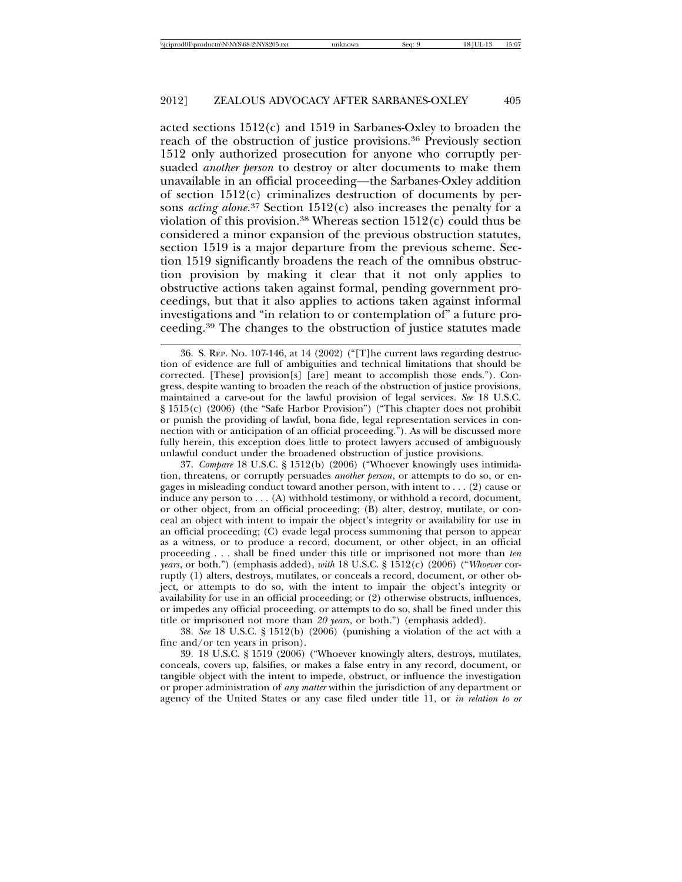acted sections 1512(c) and 1519 in Sarbanes-Oxley to broaden the reach of the obstruction of justice provisions.[36] Previously section 1512 only authorized prosecution for anyone who corruptly persuaded *another person* to destroy or alter documents to make them unavailable in an official proceeding—the Sarbanes-Oxley addition of section 1512(c) criminalizes destruction of documents by persons *acting alone*.[37] Section 1512(c) also increases the penalty for a violation of this provision.[38] Whereas section 1512(c) could thus be considered a minor expansion of the previous obstruction statutes, section 1519 is a major departure from the previous scheme. Section 1519 significantly broadens the reach of the omnibus obstruction provision by making it clear that it not only applies to obstructive actions taken against formal, pending government proceedings, but that it also applies to actions taken against informal investigations and "in relation to or contemplation of" a future proceeding.[39] The changes to the obstruction of justice statutes made

---

36. S. REP. NO. 107-146, at 14 (2002) ("[T]he current laws regarding destruction of evidence are full of ambiguities and technical limitations that should be corrected. [These] provision[s] [are] meant to accomplish those ends."). Congress, despite wanting to broaden the reach of the obstruction of justice provisions, maintained a carve-out for the lawful provision of legal services. *See* 18 U.S.C. § 1515(c) (2006) (the "Safe Harbor Provision") ("This chapter does not prohibit or punish the providing of lawful, bona fide, legal representation services in connection with or anticipation of an official proceeding."). As will be discussed more fully herein, this exception does little to protect lawyers accused of ambiguously unlawful conduct under the broadened obstruction of justice provisions.

37. *Compare* 18 U.S.C. § 1512(b) (2006) ("Whoever knowingly uses intimidation, threatens, or corruptly persuades *another person*, or attempts to do so, or engages in misleading conduct toward another person, with intent to . . . (2) cause or induce any person to . . . (A) withhold testimony, or withhold a record, document, or other object, from an official proceeding; (B) alter, destroy, mutilate, or conceal an object with intent to impair the object's integrity or availability for use in an official proceeding; (C) evade legal process summoning that person to appear as a witness, or to produce a record, document, or other object, in an official proceeding . . . shall be fined under this title or imprisoned not more than *ten years*, or both.") (emphasis added), *with* 18 U.S.C. § 1512(c) (2006) ("*Whoever* corruptly (1) alters, destroys, mutilates, or conceals a record, document, or other object, or attempts to do so, with the intent to impair the object's integrity or availability for use in an official proceeding; or (2) otherwise obstructs, influences, or impedes any official proceeding, or attempts to do so, shall be fined under this title or imprisoned not more than *20 years*, or both.") (emphasis added).

38. *See* 18 U.S.C. § 1512(b) (2006) (punishing a violation of the act with a fine and/or ten years in prison).

39. 18 U.S.C. § 1519 (2006) ("Whoever knowingly alters, destroys, mutilates, conceals, covers up, falsifies, or makes a false entry in any record, document, or tangible object with the intent to impede, obstruct, or influence the investigation or proper administration of *any matter* within the jurisdiction of any department or agency of the United States or any case filed under title 11, or *in relation to or*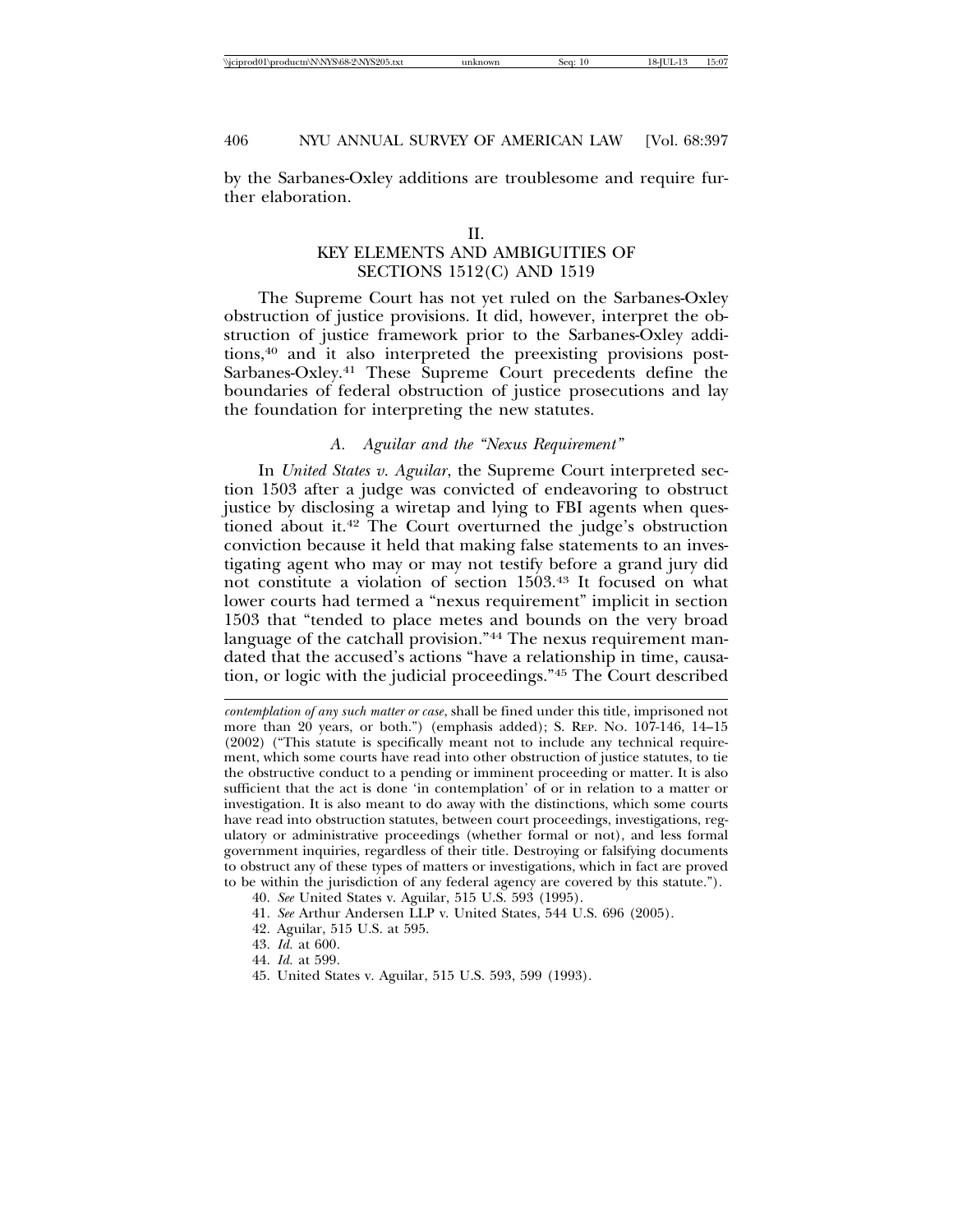by the Sarbanes-Oxley additions are troublesome and require further elaboration.

## II. KEY ELEMENTS AND AMBIGUITIES OF SECTIONS 1512(C) AND 1519

The Supreme Court has not yet ruled on the Sarbanes-Oxley obstruction of justice provisions. It did, however, interpret the obstruction of justice framework prior to the Sarbanes-Oxley additions,[40] and it also interpreted the preexisting provisions post-Sarbanes-Oxley.[41] These Supreme Court precedents define the boundaries of federal obstruction of justice prosecutions and lay the foundation for interpreting the new statutes.

### A. *Aguilar and the "Nexus Requirement"*

In *United States v. Aguilar*, the Supreme Court interpreted section 1503 after a judge was convicted of endeavoring to obstruct justice by disclosing a wiretap and lying to FBI agents when questioned about it.[42] The Court overturned the judge's obstruction conviction because it held that making false statements to an investigating agent who may or may not testify before a grand jury did not constitute a violation of section 1503.[43] It focused on what lower courts had termed a "nexus requirement" implicit in section 1503 that "tended to place metes and bounds on the very broad language of the catchall provision."[44] The nexus requirement mandated that the accused's actions "have a relationship in time, causation, or logic with the judicial proceedings."[45] The Court described

---

*contemplation of any such matter or case*, shall be fined under this title, imprisoned not more than 20 years, or both.") (emphasis added); S. REP. NO. 107-146, 14–15 (2002) ("This statute is specifically meant not to include any technical requirement, which some courts have read into other obstruction of justice statutes, to tie the obstructive conduct to a pending or imminent proceeding or matter. It is also sufficient that the act is done 'in contemplation' of or in relation to a matter or investigation. It is also meant to do away with the distinctions, which some courts have read into obstruction statutes, between court proceedings, investigations, regulatory or administrative proceedings (whether formal or not), and less formal government inquiries, regardless of their title. Destroying or falsifying documents to obstruct any of these types of matters or investigations, which in fact are proved to be within the jurisdiction of any federal agency are covered by this statute.").

40. *See* United States v. Aguilar, 515 U.S. 593 (1995).

41. *See* Arthur Andersen LLP v. United States, 544 U.S. 696 (2005).

42. Aguilar, 515 U.S. at 595.

43. *Id.* at 600.

44. *Id.* at 599.

45. United States v. Aguilar, 515 U.S. 593, 599 (1993).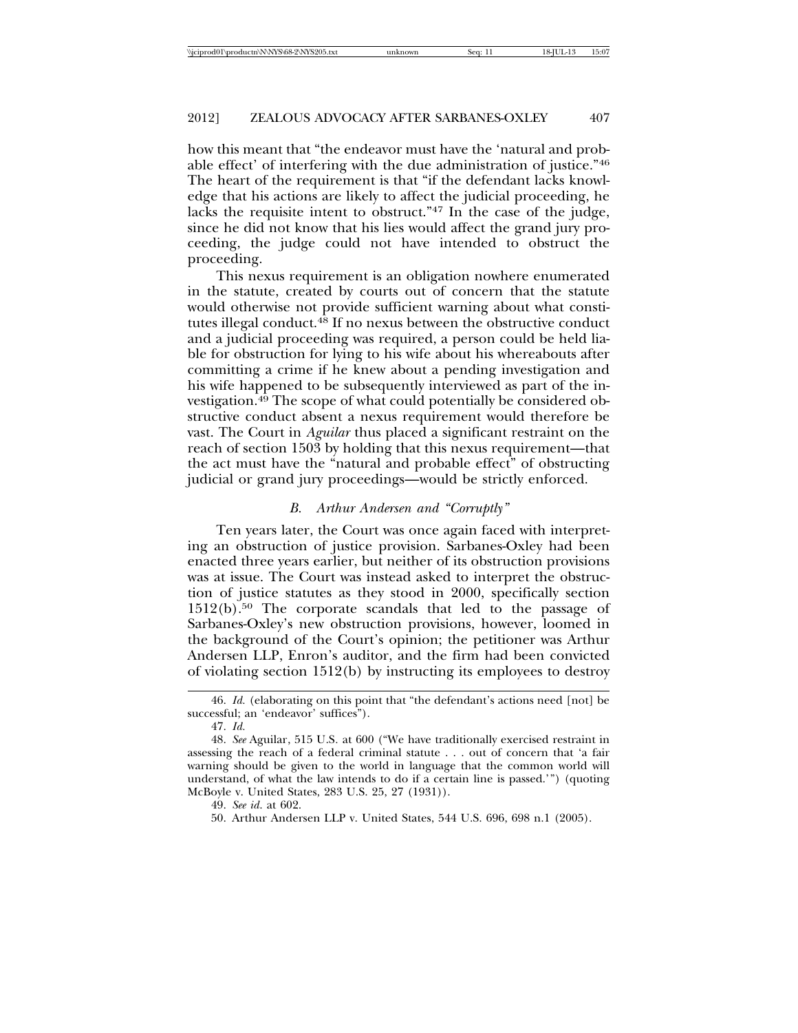how this meant that "the endeavor must have the 'natural and probable effect' of interfering with the due administration of justice."[46] The heart of the requirement is that "if the defendant lacks knowledge that his actions are likely to affect the judicial proceeding, he lacks the requisite intent to obstruct."[47] In the case of the judge, since he did not know that his lies would affect the grand jury proceeding, the judge could not have intended to obstruct the proceeding.

This nexus requirement is an obligation nowhere enumerated in the statute, created by courts out of concern that the statute would otherwise not provide sufficient warning about what constitutes illegal conduct.[48] If no nexus between the obstructive conduct and a judicial proceeding was required, a person could be held liable for obstruction for lying to his wife about his whereabouts after committing a crime if he knew about a pending investigation and his wife happened to be subsequently interviewed as part of the investigation.[49] The scope of what could potentially be considered obstructive conduct absent a nexus requirement would therefore be vast. The Court in *Aguilar* thus placed a significant restraint on the reach of section 1503 by holding that this nexus requirement—that the act must have the "natural and probable effect" of obstructing judicial or grand jury proceedings—would be strictly enforced.

### *B. Arthur Andersen and "Corruptly"*

Ten years later, the Court was once again faced with interpreting an obstruction of justice provision. Sarbanes-Oxley had been enacted three years earlier, but neither of its obstruction provisions was at issue. The Court was instead asked to interpret the obstruction of justice statutes as they stood in 2000, specifically section 1512(b).[50] The corporate scandals that led to the passage of Sarbanes-Oxley's new obstruction provisions, however, loomed in the background of the Court's opinion; the petitioner was Arthur Andersen LLP, Enron's auditor, and the firm had been convicted of violating section 1512(b) by instructing its employees to destroy

---

46. *Id.* (elaborating on this point that "the defendant's actions need [not] be successful; an 'endeavor' suffices").

47. *Id.*

48. *See* Aguilar, 515 U.S. at 600 ("We have traditionally exercised restraint in assessing the reach of a federal criminal statute . . . out of concern that 'a fair warning should be given to the world in language that the common world will understand, of what the law intends to do if a certain line is passed.'") (quoting McBoyle v. United States, 283 U.S. 25, 27 (1931)).

49. *See id.* at 602.

50. Arthur Andersen LLP v. United States, 544 U.S. 696, 698 n.1 (2005).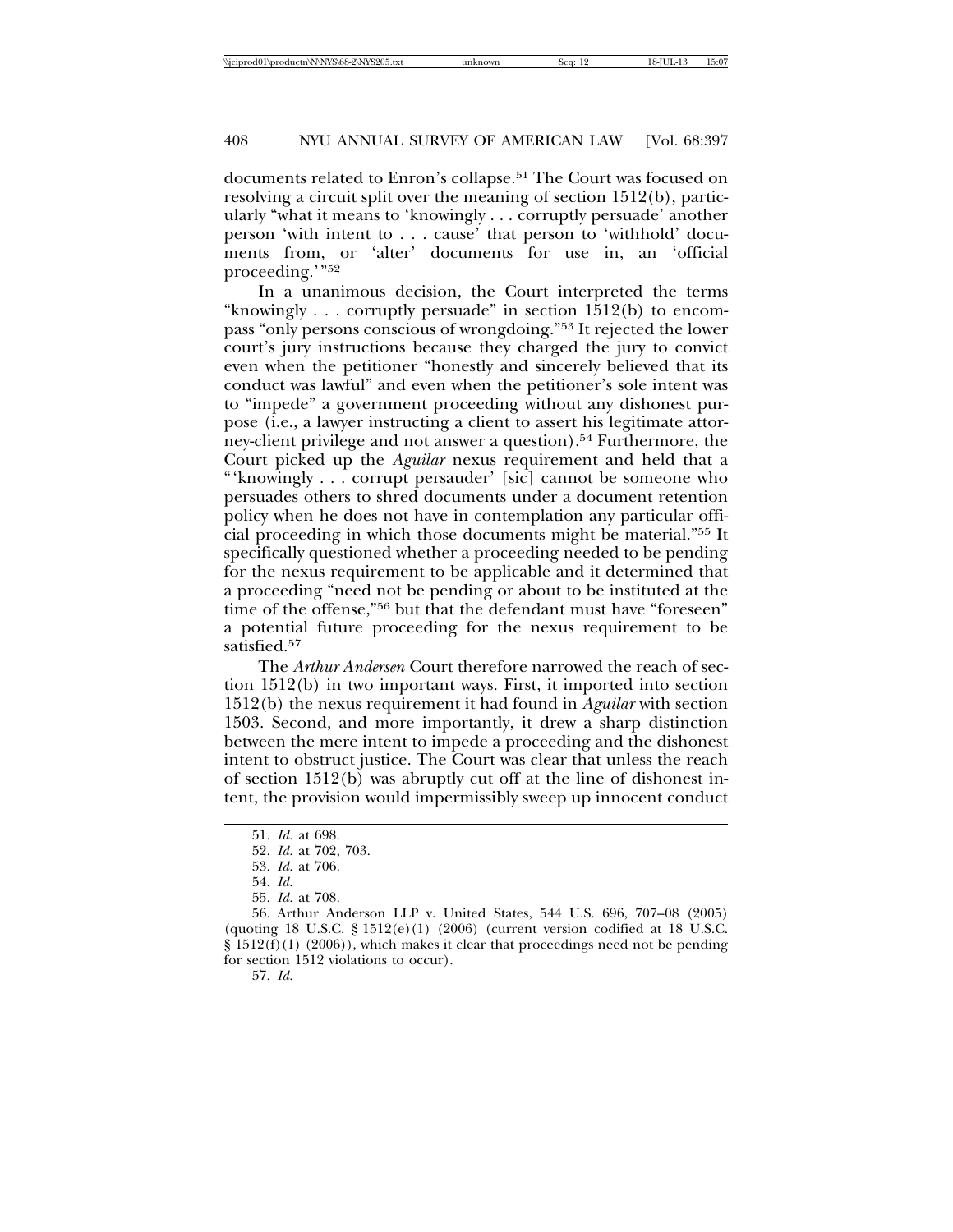documents related to Enron's collapse.[51] The Court was focused on resolving a circuit split over the meaning of section 1512(b), particularly "what it means to 'knowingly . . . corruptly persuade' another person 'with intent to . . . cause' that person to 'withhold' documents from, or 'alter' documents for use in, an 'official proceeding.'"[52]

In a unanimous decision, the Court interpreted the terms "knowingly . . . corruptly persuade" in section 1512(b) to encompass "only persons conscious of wrongdoing."[53] It rejected the lower court's jury instructions because they charged the jury to convict even when the petitioner "honestly and sincerely believed that its conduct was lawful" and even when the petitioner's sole intent was to "impede" a government proceeding without any dishonest purpose (i.e., a lawyer instructing a client to assert his legitimate attorney-client privilege and not answer a question).[54] Furthermore, the Court picked up the *Aguilar* nexus requirement and held that a "'knowingly . . . corrupt persauder' [sic] cannot be someone who persuades others to shred documents under a document retention policy when he does not have in contemplation any particular official proceeding in which those documents might be material."[55] It specifically questioned whether a proceeding needed to be pending for the nexus requirement to be applicable and it determined that a proceeding "need not be pending or about to be instituted at the time of the offense,"[56] but that the defendant must have "foreseen" a potential future proceeding for the nexus requirement to be satisfied.[57]

The *Arthur Andersen* Court therefore narrowed the reach of section 1512(b) in two important ways. First, it imported into section 1512(b) the nexus requirement it had found in *Aguilar* with section 1503. Second, and more importantly, it drew a sharp distinction between the mere intent to impede a proceeding and the dishonest intent to obstruct justice. The Court was clear that unless the reach of section 1512(b) was abruptly cut off at the line of dishonest intent, the provision would impermissibly sweep up innocent conduct

---

51. *Id.* at 698.

52. *Id.* at 702, 703.

53. *Id.* at 706.

54. *Id.*

55. *Id.* at 708.

56. Arthur Anderson LLP v. United States, 544 U.S. 696, 707–08 (2005) (quoting 18 U.S.C. § 1512(e)(1) (2006) (current version codified at 18 U.S.C. § 1512(f)(1) (2006)), which makes it clear that proceedings need not be pending for section 1512 violations to occur).

57. *Id.*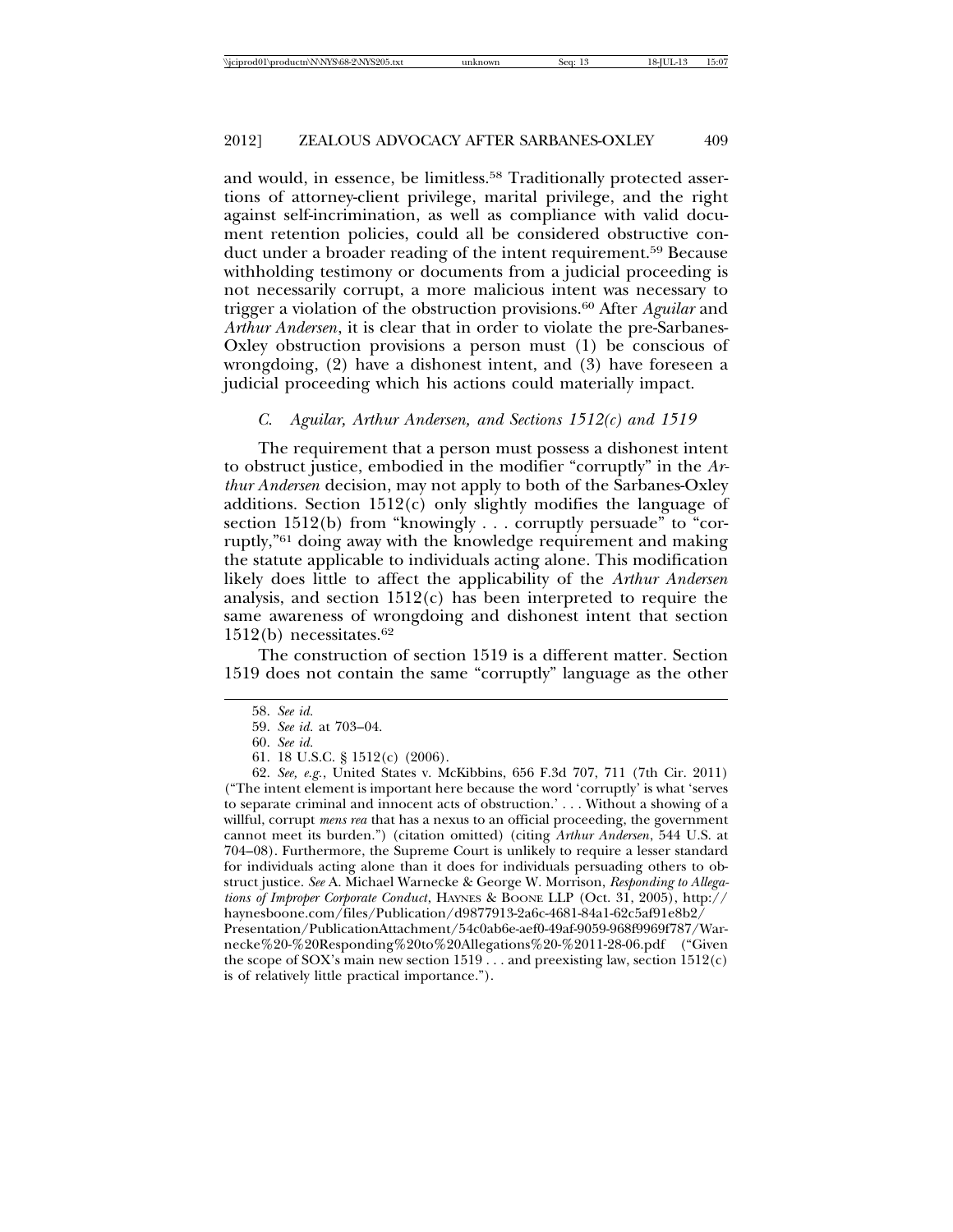and would, in essence, be limitless.[58] Traditionally protected assertions of attorney-client privilege, marital privilege, and the right against self-incrimination, as well as compliance with valid document retention policies, could all be considered obstructive conduct under a broader reading of the intent requirement.[59] Because withholding testimony or documents from a judicial proceeding is not necessarily corrupt, a more malicious intent was necessary to trigger a violation of the obstruction provisions.[60] After *Aguilar* and *Arthur Andersen*, it is clear that in order to violate the pre-Sarbanes-Oxley obstruction provisions a person must (1) be conscious of wrongdoing, (2) have a dishonest intent, and (3) have foreseen a judicial proceeding which his actions could materially impact.

### *C. Aguilar, Arthur Andersen, and Sections 1512(c) and 1519*

The requirement that a person must possess a dishonest intent to obstruct justice, embodied in the modifier "corruptly" in the *Arthur Andersen* decision, may not apply to both of the Sarbanes-Oxley additions. Section 1512(c) only slightly modifies the language of section 1512(b) from "knowingly . . . corruptly persuade" to "corruptly,"[61] doing away with the knowledge requirement and making the statute applicable to individuals acting alone. This modification likely does little to affect the applicability of the *Arthur Andersen* analysis, and section 1512(c) has been interpreted to require the same awareness of wrongdoing and dishonest intent that section 1512(b) necessitates.[62]

The construction of section 1519 is a different matter. Section 1519 does not contain the same "corruptly" language as the other

---

58. *See id.*

59. *See id.* at 703–04.

60. *See id.*

61. 18 U.S.C. § 1512(c) (2006).

62. *See, e.g.*, United States v. McKibbins, 656 F.3d 707, 711 (7th Cir. 2011) ("The intent element is important here because the word 'corruptly' is what 'serves to separate criminal and innocent acts of obstruction.' . . . Without a showing of a willful, corrupt *mens rea* that has a nexus to an official proceeding, the government cannot meet its burden.") (citation omitted) (citing *Arthur Andersen*, 544 U.S. at 704–08). Furthermore, the Supreme Court is unlikely to require a lesser standard for individuals acting alone than it does for individuals persuading others to obstruct justice. *See* A. Michael Warnecke & George W. Morrison, *Responding to Allegations of Improper Corporate Conduct*, HAYNES & BOONE LLP (Oct. 31, 2005), http://haynesboone.com/files/Publication/d9877913-2a6c-4681-84a1-62c5af91e8b2/Presentation/PublicationAttachment/54c0ab6e-aef0-49af-9059-968f9969f787/Warnecke%20-%20Responding%20to%20Allegations%20-%2011-28-06.pdf ("Given the scope of SOX's main new section 1519 . . . and preexisting law, section 1512(c) is of relatively little practical importance.").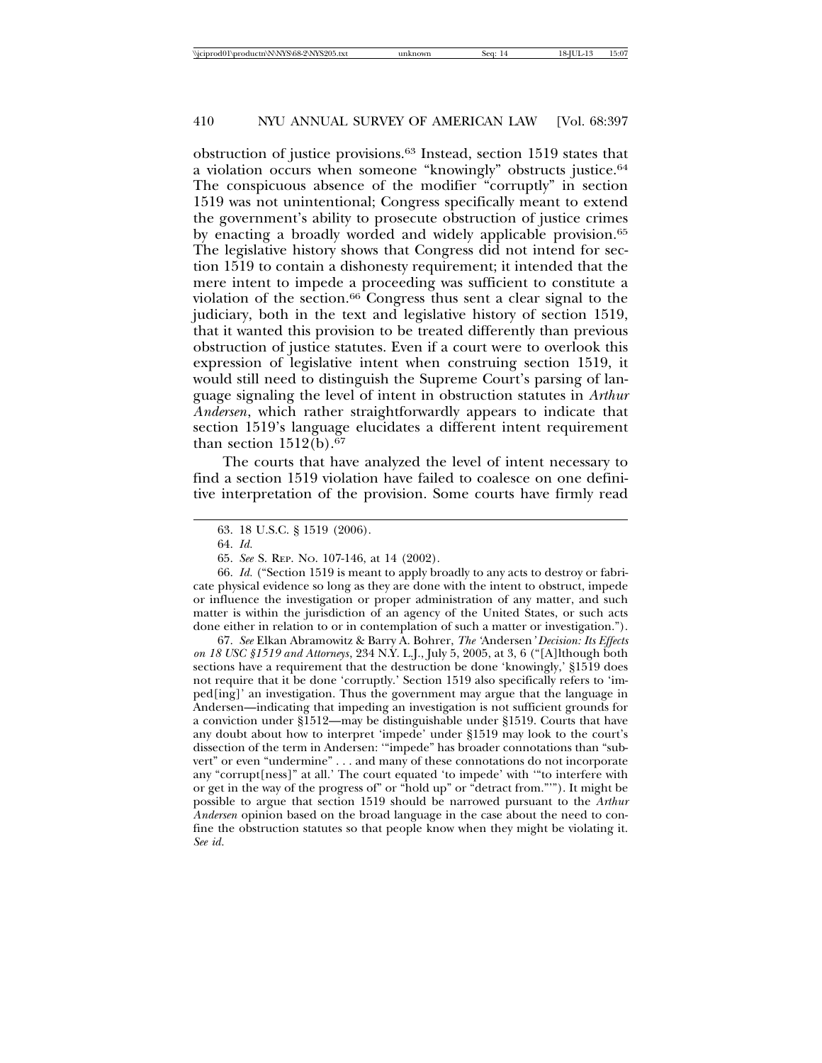obstruction of justice provisions.[63] Instead, section 1519 states that a violation occurs when someone "knowingly" obstructs justice.[64] The conspicuous absence of the modifier "corruptly" in section 1519 was not unintentional; Congress specifically meant to extend the government's ability to prosecute obstruction of justice crimes by enacting a broadly worded and widely applicable provision.[65] The legislative history shows that Congress did not intend for section 1519 to contain a dishonesty requirement; it intended that the mere intent to impede a proceeding was sufficient to constitute a violation of the section.[66] Congress thus sent a clear signal to the judiciary, both in the text and legislative history of section 1519, that it wanted this provision to be treated differently than previous obstruction of justice statutes. Even if a court were to overlook this expression of legislative intent when construing section 1519, it would still need to distinguish the Supreme Court's parsing of language signaling the level of intent in obstruction statutes in *Arthur Andersen*, which rather straightforwardly appears to indicate that section 1519's language elucidates a different intent requirement than section 1512(b).[67]

The courts that have analyzed the level of intent necessary to find a section 1519 violation have failed to coalesce on one definitive interpretation of the provision. Some courts have firmly read

---

63. 18 U.S.C. § 1519 (2006).

64. *Id.*

65. *See* S. REP. NO. 107-146, at 14 (2002).

66. *Id.* ("Section 1519 is meant to apply broadly to any acts to destroy or fabricate physical evidence so long as they are done with the intent to obstruct, impede or influence the investigation or proper administration of any matter, and such matter is within the jurisdiction of an agency of the United States, or such acts done either in relation to or in contemplation of such a matter or investigation.").

67. *See* Elkan Abramowitz & Barry A. Bohrer, *The 'Andersen' Decision: Its Effects on 18 USC §1519 and Attorneys*, 234 N.Y. L.J., July 5, 2005, at 3, 6 ("[A]lthough both sections have a requirement that the destruction be done 'knowingly,' §1519 does not require that it be done 'corruptly.' Section 1519 also specifically refers to 'imped[ing]' an investigation. Thus the government may argue that the language in Andersen—indicating that impeding an investigation is not sufficient grounds for a conviction under §1512—may be distinguishable under §1519. Courts that have any doubt about how to interpret 'impede' under §1519 may look to the court's dissection of the term in Andersen: '"impede" has broader connotations than "subvert" or even "undermine" . . . and many of these connotations do not incorporate any "corrupt[ness]" at all.' The court equated 'to impede' with '"to interfere with or get in the way of the progress of" or "hold up" or "detract from."'"). It might be possible to argue that section 1519 should be narrowed pursuant to the *Arthur Andersen* opinion based on the broad language in the case about the need to confine the obstruction statutes so that people know when they might be violating it. *See id.*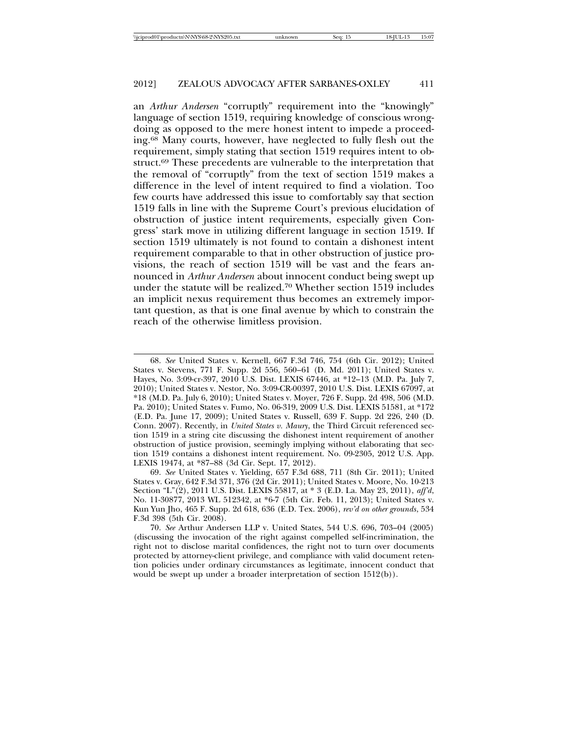an *Arthur Andersen* "corruptly" requirement into the "knowingly" language of section 1519, requiring knowledge of conscious wrongdoing as opposed to the mere honest intent to impede a proceeding.[68] Many courts, however, have neglected to fully flesh out the requirement, simply stating that section 1519 requires intent to obstruct.[69] These precedents are vulnerable to the interpretation that the removal of "corruptly" from the text of section 1519 makes a difference in the level of intent required to find a violation. Too few courts have addressed this issue to comfortably say that section 1519 falls in line with the Supreme Court's previous elucidation of obstruction of justice intent requirements, especially given Congress' stark move in utilizing different language in section 1519. If section 1519 ultimately is not found to contain a dishonest intent requirement comparable to that in other obstruction of justice provisions, the reach of section 1519 will be vast and the fears announced in *Arthur Andersen* about innocent conduct being swept up under the statute will be realized.[70] Whether section 1519 includes an implicit nexus requirement thus becomes an extremely important question, as that is one final avenue by which to constrain the reach of the otherwise limitless provision.

---

68. *See* United States v. Kernell, 667 F.3d 746, 754 (6th Cir. 2012); United States v. Stevens, 771 F. Supp. 2d 556, 560–61 (D. Md. 2011); United States v. Hayes, No. 3:09-cr-397, 2010 U.S. Dist. LEXIS 67446, at *12–13 (M.D. Pa. July 7, 2010); United States v. Nestor, No. 3:09-CR-00397, 2010 U.S. Dist. LEXIS 67097, at *18 (M.D. Pa. July 6, 2010); United States v. Moyer, 726 F. Supp. 2d 498, 506 (M.D. Pa. 2010); United States v. Fumo, No. 06-319, 2009 U.S. Dist. LEXIS 51581, at *172 (E.D. Pa. June 17, 2009); United States v. Russell, 639 F. Supp. 2d 226, 240 (D. Conn. 2007). Recently, in *United States v. Maury*, the Third Circuit referenced section 1519 in a string cite discussing the dishonest intent requirement of another obstruction of justice provision, seemingly implying without elaborating that section 1519 contains a dishonest intent requirement. No. 09-2305, 2012 U.S. App. LEXIS 19474, at *87–88 (3d Cir. Sept. 17, 2012).

69. *See* United States v. Yielding, 657 F.3d 688, 711 (8th Cir. 2011); United States v. Gray, 642 F.3d 371, 376 (2d Cir. 2011); United States v. Moore, No. 10-213 Section "L"(2), 2011 U.S. Dist. LEXIS 55817, at * 3 (E.D. La. May 23, 2011), *aff'd*, No. 11-30877, 2013 WL 512342, at *6-7 (5th Cir. Feb. 11, 2013); United States v. Kun Yun Jho, 465 F. Supp. 2d 618, 636 (E.D. Tex. 2006), *rev'd on other grounds*, 534 F.3d 398 (5th Cir. 2008).

70. *See* Arthur Andersen LLP v. United States, 544 U.S. 696, 703–04 (2005) (discussing the invocation of the right against compelled self-incrimination, the right not to disclose marital confidences, the right not to turn over documents protected by attorney-client privilege, and compliance with valid document retention policies under ordinary circumstances as legitimate, innocent conduct that would be swept up under a broader interpretation of section 1512(b)).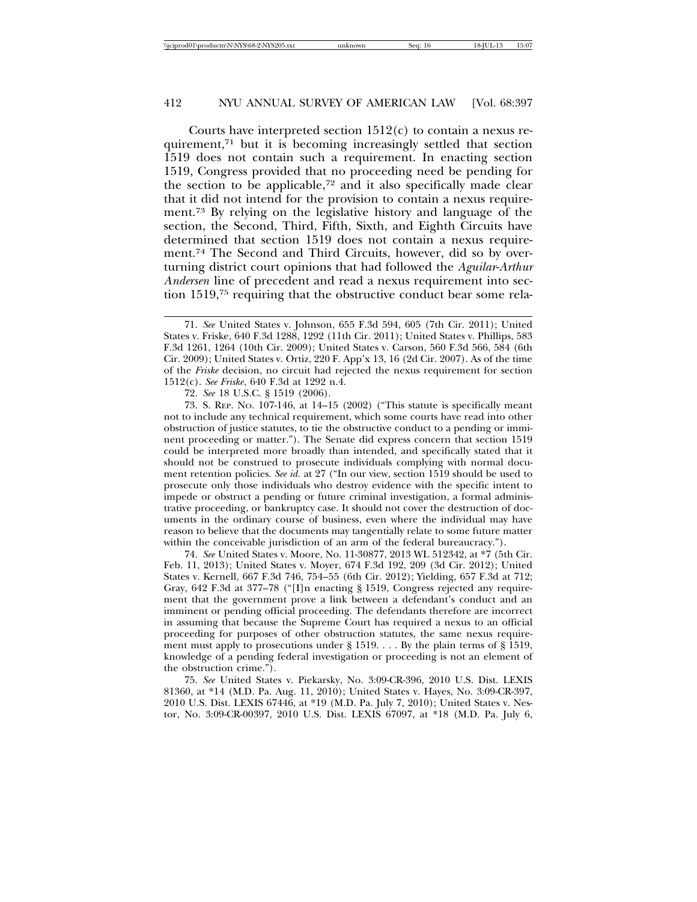Courts have interpreted section 1512(c) to contain a nexus requirement,[71] but it is becoming increasingly settled that section 1519 does not contain such a requirement. In enacting section 1519, Congress provided that no proceeding need be pending for the section to be applicable,[72] and it also specifically made clear that it did not intend for the provision to contain a nexus requirement.[73] By relying on the legislative history and language of the section, the Second, Third, Fifth, Sixth, and Eighth Circuits have determined that section 1519 does not contain a nexus requirement.[74] The Second and Third Circuits, however, did so by overturning district court opinions that had followed the *Aguilar-Arthur Andersen* line of precedent and read a nexus requirement into section 1519,[75] requiring that the obstructive conduct bear some rela-

---

71. *See* United States v. Johnson, 655 F.3d 594, 605 (7th Cir. 2011); United States v. Friske, 640 F.3d 1288, 1292 (11th Cir. 2011); United States v. Phillips, 583 F.3d 1261, 1264 (10th Cir. 2009); United States v. Carson, 560 F.3d 566, 584 (6th Cir. 2009); United States v. Ortiz, 220 F. App'x 13, 16 (2d Cir. 2007). As of the time of the *Friske* decision, no circuit had rejected the nexus requirement for section 1512(c). *See Friske*, 640 F.3d at 1292 n.4.

72. *See* 18 U.S.C. § 1519 (2006).

73. S. REP. NO. 107-146, at 14–15 (2002) ("This statute is specifically meant not to include any technical requirement, which some courts have read into other obstruction of justice statutes, to tie the obstructive conduct to a pending or imminent proceeding or matter."). The Senate did express concern that section 1519 could be interpreted more broadly than intended, and specifically stated that it should not be construed to prosecute individuals complying with normal document retention policies. *See id.* at 27 ("In our view, section 1519 should be used to prosecute only those individuals who destroy evidence with the specific intent to impede or obstruct a pending or future criminal investigation, a formal administrative proceeding, or bankruptcy case. It should not cover the destruction of documents in the ordinary course of business, even where the individual may have reason to believe that the documents may tangentially relate to some future matter within the conceivable jurisdiction of an arm of the federal bureaucracy.").

74. *See* United States v. Moore, No. 11-30877, 2013 WL 512342, at *7 (5th Cir. Feb. 11, 2013); United States v. Moyer, 674 F.3d 192, 209 (3d Cir. 2012); United States v. Kernell, 667 F.3d 746, 754–55 (6th Cir. 2012); Yielding, 657 F.3d at 712; Gray, 642 F.3d at 377–78 ("[I]n enacting § 1519, Congress rejected any requirement that the government prove a link between a defendant's conduct and an imminent or pending official proceeding. The defendants therefore are incorrect in assuming that because the Supreme Court has required a nexus to an official proceeding for purposes of other obstruction statutes, the same nexus requirement must apply to prosecutions under § 1519. . . . By the plain terms of § 1519, knowledge of a pending federal investigation or proceeding is not an element of the obstruction crime.").

75. *See* United States v. Piekarsky, No. 3:09-CR-396, 2010 U.S. Dist. LEXIS 81360, at *14 (M.D. Pa. Aug. 11, 2010); United States v. Hayes, No. 3:09-CR-397, 2010 U.S. Dist. LEXIS 67446, at *19 (M.D. Pa. July 7, 2010); United States v. Nestor, No. 3:09-CR-00397, 2010 U.S. Dist. LEXIS 67097, at *18 (M.D. Pa. July 6,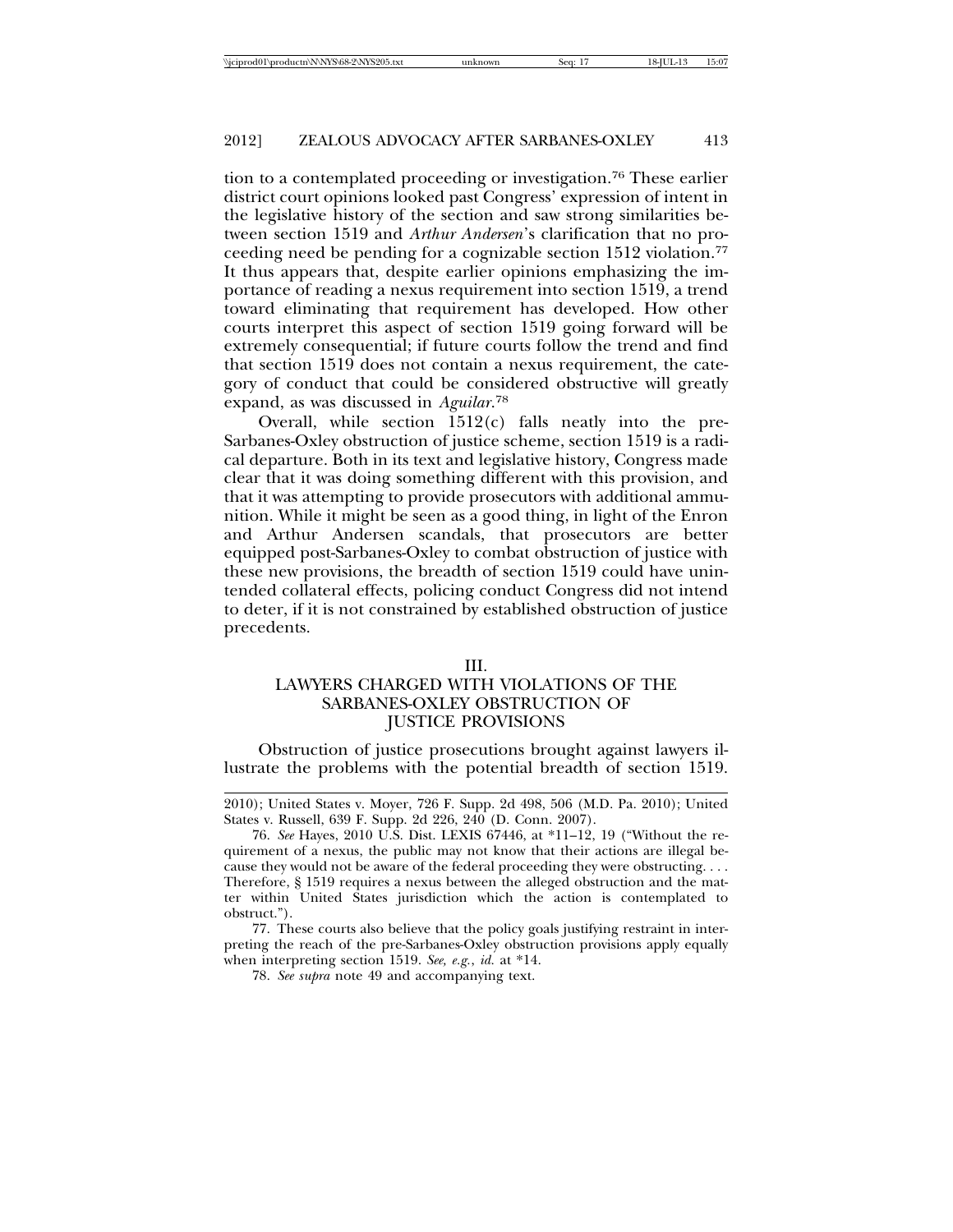tion to a contemplated proceeding or investigation.[76] These earlier district court opinions looked past Congress' expression of intent in the legislative history of the section and saw strong similarities between section 1519 and *Arthur Andersen*'s clarification that no proceeding need be pending for a cognizable section 1512 violation.[77] It thus appears that, despite earlier opinions emphasizing the importance of reading a nexus requirement into section 1519, a trend toward eliminating that requirement has developed. How other courts interpret this aspect of section 1519 going forward will be extremely consequential; if future courts follow the trend and find that section 1519 does not contain a nexus requirement, the category of conduct that could be considered obstructive will greatly expand, as was discussed in *Aguilar*.[78]

Overall, while section 1512(c) falls neatly into the pre-Sarbanes-Oxley obstruction of justice scheme, section 1519 is a radical departure. Both in its text and legislative history, Congress made clear that it was doing something different with this provision, and that it was attempting to provide prosecutors with additional ammunition. While it might be seen as a good thing, in light of the Enron and Arthur Andersen scandals, that prosecutors are better equipped post-Sarbanes-Oxley to combat obstruction of justice with these new provisions, the breadth of section 1519 could have unintended collateral effects, policing conduct Congress did not intend to deter, if it is not constrained by established obstruction of justice precedents.

## III. LAWYERS CHARGED WITH VIOLATIONS OF THE SARBANES-OXLEY OBSTRUCTION OF JUSTICE PROVISIONS

Obstruction of justice prosecutions brought against lawyers illustrate the problems with the potential breadth of section 1519.

---

2010); United States v. Moyer, 726 F. Supp. 2d 498, 506 (M.D. Pa. 2010); United States v. Russell, 639 F. Supp. 2d 226, 240 (D. Conn. 2007).

76. *See* Hayes, 2010 U.S. Dist. LEXIS 67446, at *11–12, 19 ("Without the requirement of a nexus, the public may not know that their actions are illegal because they would not be aware of the federal proceeding they were obstructing. . . . Therefore, § 1519 requires a nexus between the alleged obstruction and the matter within United States jurisdiction which the action is contemplated to obstruct.").

77. These courts also believe that the policy goals justifying restraint in interpreting the reach of the pre-Sarbanes-Oxley obstruction provisions apply equally when interpreting section 1519. *See, e.g.*, *id.* at *14.

78. *See supra* note 49 and accompanying text.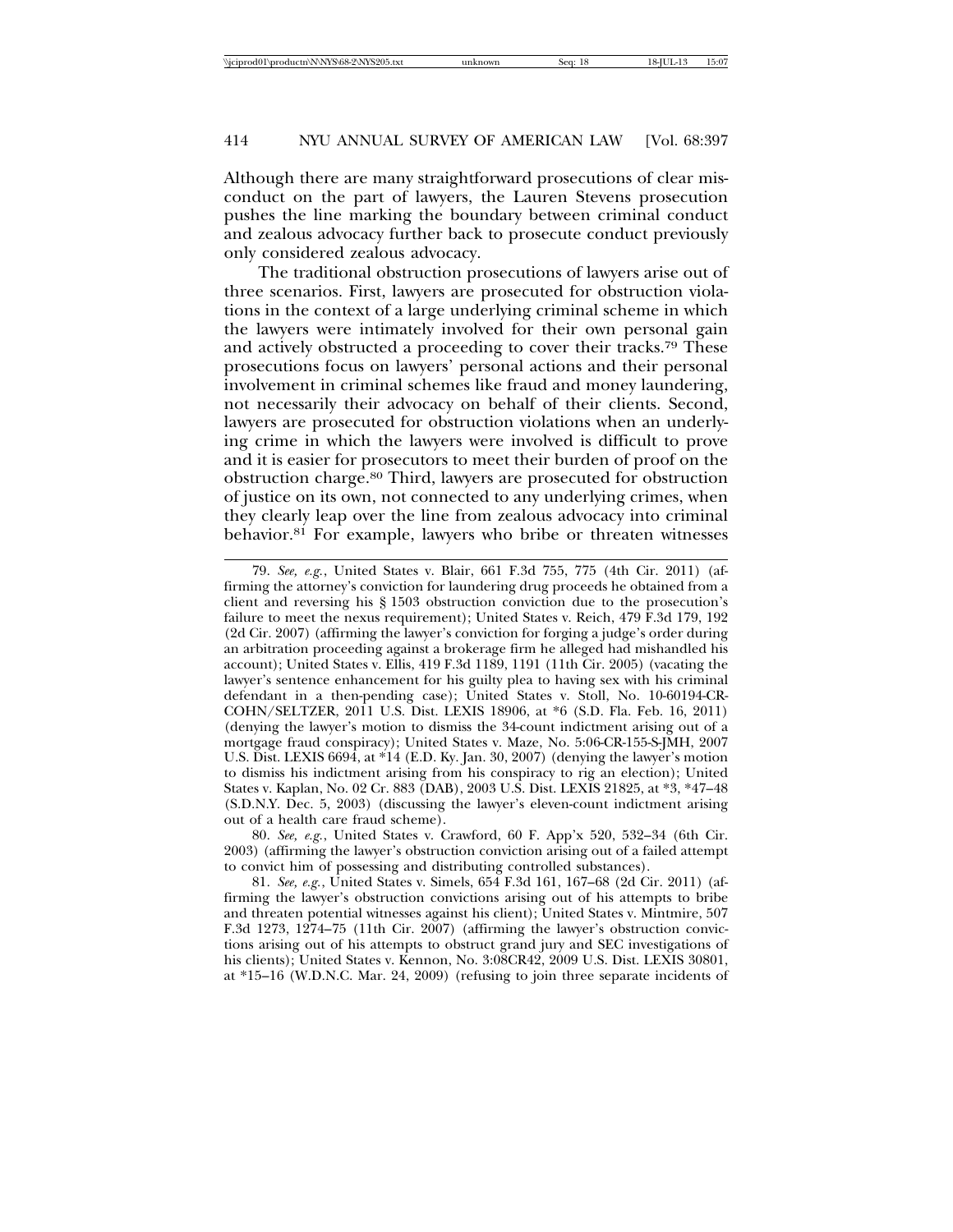Although there are many straightforward prosecutions of clear misconduct on the part of lawyers, the Lauren Stevens prosecution pushes the line marking the boundary between criminal conduct and zealous advocacy further back to prosecute conduct previously only considered zealous advocacy.

The traditional obstruction prosecutions of lawyers arise out of three scenarios. First, lawyers are prosecuted for obstruction violations in the context of a large underlying criminal scheme in which the lawyers were intimately involved for their own personal gain and actively obstructed a proceeding to cover their tracks.[79] These prosecutions focus on lawyers' personal actions and their personal involvement in criminal schemes like fraud and money laundering, not necessarily their advocacy on behalf of their clients. Second, lawyers are prosecuted for obstruction violations when an underlying crime in which the lawyers were involved is difficult to prove and it is easier for prosecutors to meet their burden of proof on the obstruction charge.[80] Third, lawyers are prosecuted for obstruction of justice on its own, not connected to any underlying crimes, when they clearly leap over the line from zealous advocacy into criminal behavior.[81] For example, lawyers who bribe or threaten witnesses

---

79. *See, e.g.*, United States v. Blair, 661 F.3d 755, 775 (4th Cir. 2011) (affirming the attorney's conviction for laundering drug proceeds he obtained from a client and reversing his § 1503 obstruction conviction due to the prosecution's failure to meet the nexus requirement); United States v. Reich, 479 F.3d 179, 192 (2d Cir. 2007) (affirming the lawyer's conviction for forging a judge's order during an arbitration proceeding against a brokerage firm he alleged had mishandled his account); United States v. Ellis, 419 F.3d 1189, 1191 (11th Cir. 2005) (vacating the lawyer's sentence enhancement for his guilty plea to having sex with his criminal defendant in a then-pending case); United States v. Stoll, No. 10-60194-CR-COHN/SELTZER, 2011 U.S. Dist. LEXIS 18906, at *6 (S.D. Fla. Feb. 16, 2011) (denying the lawyer's motion to dismiss the 34-count indictment arising out of a mortgage fraud conspiracy); United States v. Maze, No. 5:06-CR-155-S-JMH, 2007 U.S. Dist. LEXIS 6694, at *14 (E.D. Ky. Jan. 30, 2007) (denying the lawyer's motion to dismiss his indictment arising from his conspiracy to rig an election); United States v. Kaplan, No. 02 Cr. 883 (DAB), 2003 U.S. Dist. LEXIS 21825, at *3, *47–48 (S.D.N.Y. Dec. 5, 2003) (discussing the lawyer's eleven-count indictment arising out of a health care fraud scheme).

80. *See, e.g.*, United States v. Crawford, 60 F. App'x 520, 532–34 (6th Cir. 2003) (affirming the lawyer's obstruction conviction arising out of a failed attempt to convict him of possessing and distributing controlled substances).

81. *See, e.g.*, United States v. Simels, 654 F.3d 161, 167–68 (2d Cir. 2011) (affirming the lawyer's obstruction convictions arising out of his attempts to bribe and threaten potential witnesses against his client); United States v. Mintmire, 507 F.3d 1273, 1274–75 (11th Cir. 2007) (affirming the lawyer's obstruction convictions arising out of his attempts to obstruct grand jury and SEC investigations of his clients); United States v. Kennon, No. 3:08CR42, 2009 U.S. Dist. LEXIS 30801, at *15–16 (W.D.N.C. Mar. 24, 2009) (refusing to join three separate incidents of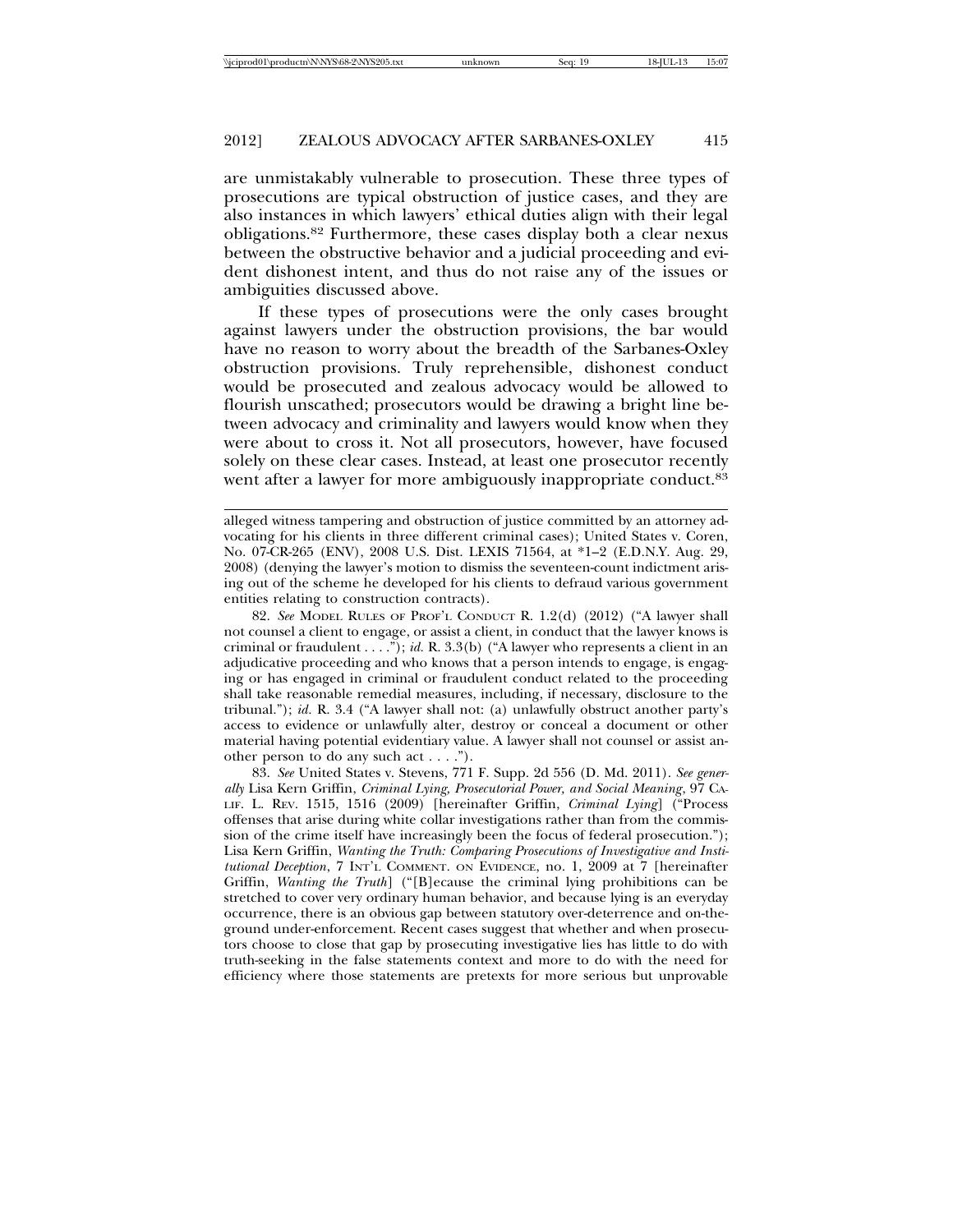are unmistakably vulnerable to prosecution. These three types of prosecutions are typical obstruction of justice cases, and they are also instances in which lawyers' ethical duties align with their legal obligations.[82] Furthermore, these cases display both a clear nexus between the obstructive behavior and a judicial proceeding and evident dishonest intent, and thus do not raise any of the issues or ambiguities discussed above.

If these types of prosecutions were the only cases brought against lawyers under the obstruction provisions, the bar would have no reason to worry about the breadth of the Sarbanes-Oxley obstruction provisions. Truly reprehensible, dishonest conduct would be prosecuted and zealous advocacy would be allowed to flourish unscathed; prosecutors would be drawing a bright line between advocacy and criminality and lawyers would know when they were about to cross it. Not all prosecutors, however, have focused solely on these clear cases. Instead, at least one prosecutor recently went after a lawyer for more ambiguously inappropriate conduct.[83]

---

alleged witness tampering and obstruction of justice committed by an attorney advocating for his clients in three different criminal cases); United States v. Coren, No. 07-CR-265 (ENV), 2008 U.S. Dist. LEXIS 71564, at *1–2 (E.D.N.Y. Aug. 29, 2008) (denying the lawyer's motion to dismiss the seventeen-count indictment arising out of the scheme he developed for his clients to defraud various government entities relating to construction contracts).

82. *See* MODEL RULES OF PROF'L CONDUCT R. 1.2(d) (2012) ("A lawyer shall not counsel a client to engage, or assist a client, in conduct that the lawyer knows is criminal or fraudulent . . . ."); *id.* R. 3.3(b) ("A lawyer who represents a client in an adjudicative proceeding and who knows that a person intends to engage, is engaging or has engaged in criminal or fraudulent conduct related to the proceeding shall take reasonable remedial measures, including, if necessary, disclosure to the tribunal."); *id.* R. 3.4 ("A lawyer shall not: (a) unlawfully obstruct another party's access to evidence or unlawfully alter, destroy or conceal a document or other material having potential evidentiary value. A lawyer shall not counsel or assist another person to do any such act . . . .").

83. *See* United States v. Stevens, 771 F. Supp. 2d 556 (D. Md. 2011). *See generally* Lisa Kern Griffin, *Criminal Lying, Prosecutorial Power, and Social Meaning*, 97 CALIF. L. REV. 1515, 1516 (2009) [hereinafter Griffin, *Criminal Lying*] ("Process offenses that arise during white collar investigations rather than from the commission of the crime itself have increasingly been the focus of federal prosecution."); Lisa Kern Griffin, *Wanting the Truth: Comparing Prosecutions of Investigative and Institutional Deception*, 7 INT'L COMMENT. ON EVIDENCE, no. 1, 2009 at 7 [hereinafter Griffin, *Wanting the Truth*] ("[B]ecause the criminal lying prohibitions can be stretched to cover very ordinary human behavior, and because lying is an everyday occurrence, there is an obvious gap between statutory over-deterrence and on-the-ground under-enforcement. Recent cases suggest that whether and when prosecutors choose to close that gap by prosecuting investigative lies has little to do with truth-seeking in the false statements context and more to do with the need for efficiency where those statements are pretexts for more serious but unprovable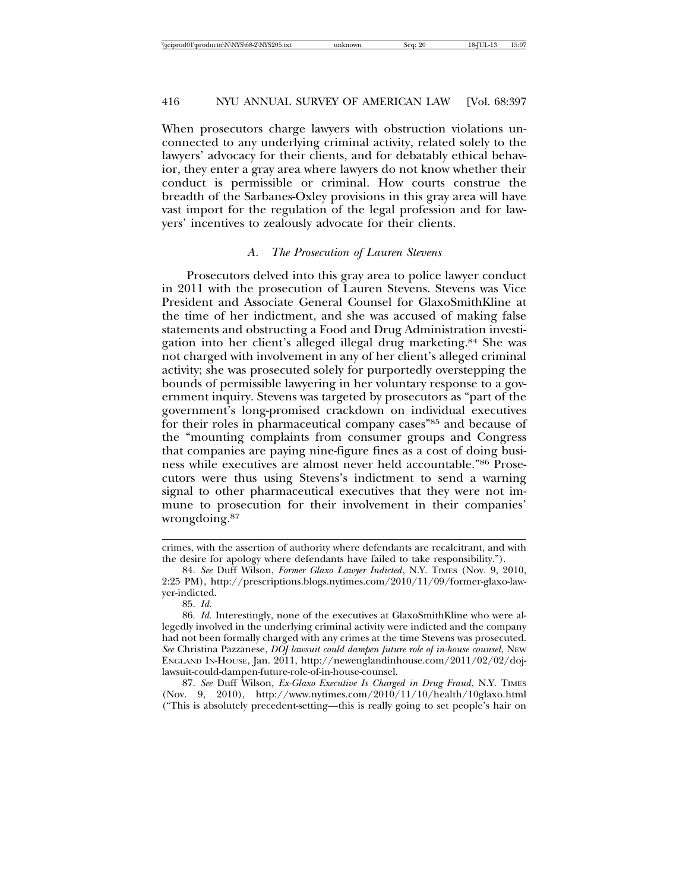When prosecutors charge lawyers with obstruction violations unconnected to any underlying criminal activity, related solely to the lawyers' advocacy for their clients, and for debatably ethical behavior, they enter a gray area where lawyers do not know whether their conduct is permissible or criminal. How courts construe the breadth of the Sarbanes-Oxley provisions in this gray area will have vast import for the regulation of the legal profession and for lawyers' incentives to zealously advocate for their clients.

### *A. The Prosecution of Lauren Stevens*

Prosecutors delved into this gray area to police lawyer conduct in 2011 with the prosecution of Lauren Stevens. Stevens was Vice President and Associate General Counsel for GlaxoSmithKline at the time of her indictment, and she was accused of making false statements and obstructing a Food and Drug Administration investigation into her client's alleged illegal drug marketing.[84] She was not charged with involvement in any of her client's alleged criminal activity; she was prosecuted solely for purportedly overstepping the bounds of permissible lawyering in her voluntary response to a government inquiry. Stevens was targeted by prosecutors as "part of the government's long-promised crackdown on individual executives for their roles in pharmaceutical company cases"[85] and because of the "mounting complaints from consumer groups and Congress that companies are paying nine-figure fines as a cost of doing business while executives are almost never held accountable."[86] Prosecutors were thus using Stevens's indictment to send a warning signal to other pharmaceutical executives that they were not immune to prosecution for their involvement in their companies' wrongdoing.[87]

---

crimes, with the assertion of authority where defendants are recalcitrant, and with the desire for apology where defendants have failed to take responsibility.").

84. *See* Duff Wilson, *Former Glaxo Lawyer Indicted*, N.Y. TIMES (Nov. 9, 2010, 2:25 PM), http://prescriptions.blogs.nytimes.com/2010/11/09/former-glaxo-lawyer-indicted.

85. *Id.*

86. *Id.* Interestingly, none of the executives at GlaxoSmithKline who were allegedly involved in the underlying criminal activity were indicted and the company had not been formally charged with any crimes at the time Stevens was prosecuted. *See* Christina Pazzanese, *DOJ lawsuit could dampen future role of in-house counsel*, NEW ENGLAND IN-HOUSE, Jan. 2011, http://newenglandinhouse.com/2011/02/02/doj-lawsuit-could-dampen-future-role-of-in-house-counsel.

87. *See* Duff Wilson, *Ex-Glaxo Executive Is Charged in Drug Fraud*, N.Y. TIMES (Nov. 9, 2010), http://www.nytimes.com/2010/11/10/health/10glaxo.html ("This is absolutely precedent-setting—this is really going to set people's hair on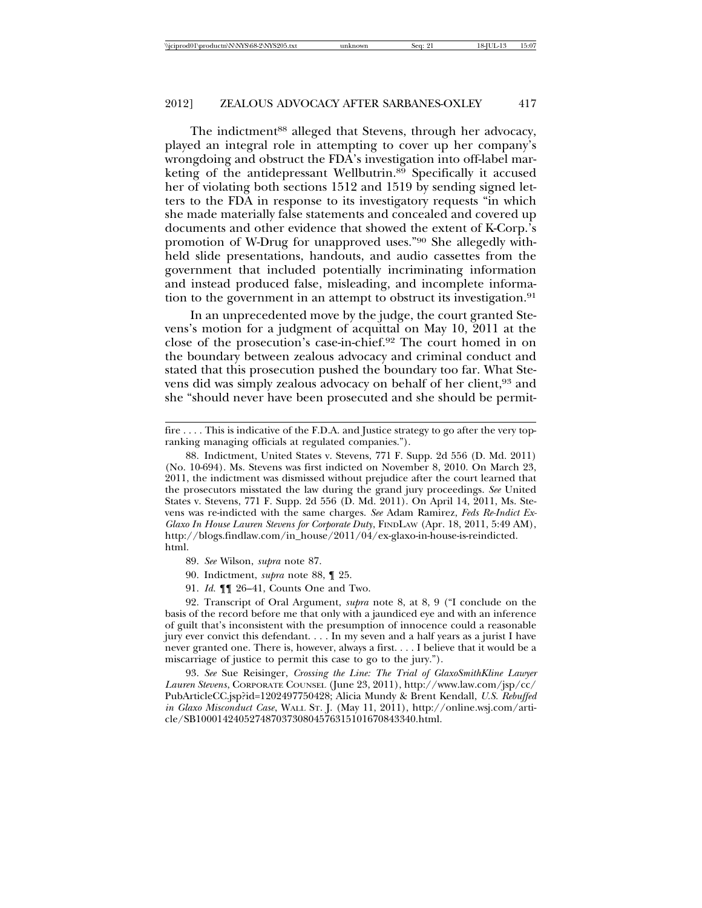The indictment[88] alleged that Stevens, through her advocacy, played an integral role in attempting to cover up her company's wrongdoing and obstruct the FDA's investigation into off-label marketing of the antidepressant Wellbutrin.[89] Specifically it accused her of violating both sections 1512 and 1519 by sending signed letters to the FDA in response to its investigatory requests "in which she made materially false statements and concealed and covered up documents and other evidence that showed the extent of K-Corp.'s promotion of W-Drug for unapproved uses."[90] She allegedly withheld slide presentations, handouts, and audio cassettes from the government that included potentially incriminating information and instead produced false, misleading, and incomplete information to the government in an attempt to obstruct its investigation.[91]

In an unprecedented move by the judge, the court granted Stevens's motion for a judgment of acquittal on May 10, 2011 at the close of the prosecution's case-in-chief.[92] The court homed in on the boundary between zealous advocacy and criminal conduct and stated that this prosecution pushed the boundary too far. What Stevens did was simply zealous advocacy on behalf of her client,[93] and she "should never have been prosecuted and she should be permit-

---

fire . . . . This is indicative of the F.D.A. and Justice strategy to go after the very top-ranking managing officials at regulated companies.").

88. Indictment, United States v. Stevens, 771 F. Supp. 2d 556 (D. Md. 2011) (No. 10-694). Ms. Stevens was first indicted on November 8, 2010. On March 23, 2011, the indictment was dismissed without prejudice after the court learned that the prosecutors misstated the law during the grand jury proceedings. *See* United States v. Stevens, 771 F. Supp. 2d 556 (D. Md. 2011). On April 14, 2011, Ms. Stevens was re-indicted with the same charges. *See* Adam Ramirez, *Feds Re-Indict Ex-Glaxo In House Lauren Stevens for Corporate Duty*, FINDLAW (Apr. 18, 2011, 5:49 AM), http://blogs.findlaw.com/in_house/2011/04/ex-glaxo-in-house-is-reindicted.html.

89. *See* Wilson, *supra* note 87.

90. Indictment, *supra* note 88, ¶ 25.

91. *Id.* ¶¶ 26–41, Counts One and Two.

92. Transcript of Oral Argument, *supra* note 8, at 8, 9 ("I conclude on the basis of the record before me that only with a jaundiced eye and with an inference of guilt that's inconsistent with the presumption of innocence could a reasonable jury ever convict this defendant. . . . In my seven and a half years as a jurist I have never granted one. There is, however, always a first. . . . I believe that it would be a miscarriage of justice to permit this case to go to the jury.").

93. *See* Sue Reisinger, *Crossing the Line: The Trial of GlaxoSmithKline Lawyer Lauren Stevens*, CORPORATE COUNSEL (June 23, 2011), http://www.law.com/jsp/cc/PubArticleCC.jsp?id=1202497750428; Alicia Mundy & Brent Kendall, *U.S. Rebuffed in Glaxo Misconduct Case*, WALL ST. J. (May 11, 2011), http://online.wsj.com/article/SB10001424052748703730804576315101670843340.html.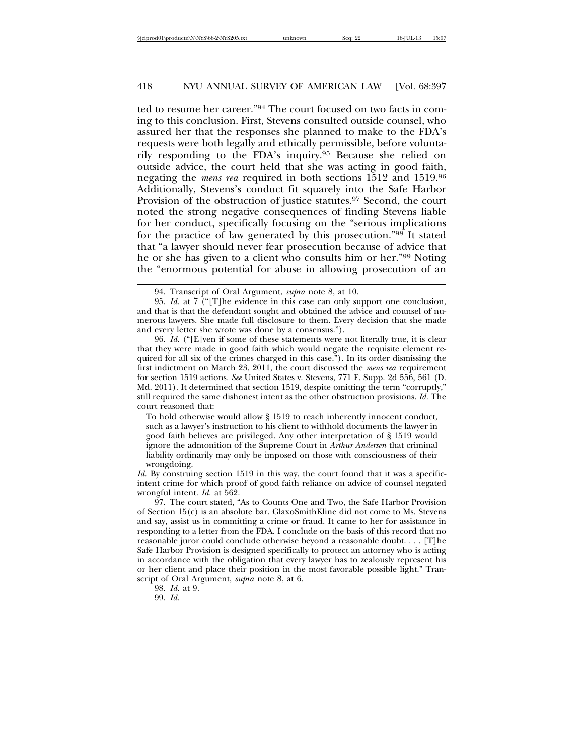ted to resume her career."[94] The court focused on two facts in coming to this conclusion. First, Stevens consulted outside counsel, who assured her that the responses she planned to make to the FDA's requests were both legally and ethically permissible, before voluntarily responding to the FDA's inquiry.[95] Because she relied on outside advice, the court held that she was acting in good faith, negating the *mens rea* required in both sections 1512 and 1519.[96] Additionally, Stevens's conduct fit squarely into the Safe Harbor Provision of the obstruction of justice statutes.[97] Second, the court noted the strong negative consequences of finding Stevens liable for her conduct, specifically focusing on the "serious implications for the practice of law generated by this prosecution."[98] It stated that "a lawyer should never fear prosecution because of advice that he or she has given to a client who consults him or her."[99] Noting the "enormous potential for abuse in allowing prosecution of an

---

94. Transcript of Oral Argument, *supra* note 8, at 10.

95. *Id.* at 7 ("[T]he evidence in this case can only support one conclusion, and that is that the defendant sought and obtained the advice and counsel of numerous lawyers. She made full disclosure to them. Every decision that she made and every letter she wrote was done by a consensus.").

96. *Id.* ("[E]ven if some of these statements were not literally true, it is clear that they were made in good faith which would negate the requisite element required for all six of the crimes charged in this case."). In its order dismissing the first indictment on March 23, 2011, the court discussed the *mens rea* requirement for section 1519 actions. *See* United States v. Stevens, 771 F. Supp. 2d 556, 561 (D. Md. 2011). It determined that section 1519, despite omitting the term "corruptly," still required the same dishonest intent as the other obstruction provisions. *Id.* The court reasoned that:

> To hold otherwise would allow § 1519 to reach inherently innocent conduct, such as a lawyer's instruction to his client to withhold documents the lawyer in good faith believes are privileged. Any other interpretation of § 1519 would ignore the admonition of the Supreme Court in *Arthur Andersen* that criminal liability ordinarily may only be imposed on those with consciousness of their wrongdoing.

*Id.* By construing section 1519 in this way, the court found that it was a specific-intent crime for which proof of good faith reliance on advice of counsel negated wrongful intent. *Id.* at 562.

97. The court stated, "As to Counts One and Two, the Safe Harbor Provision of Section 15(c) is an absolute bar. GlaxoSmithKline did not come to Ms. Stevens and say, assist us in committing a crime or fraud. It came to her for assistance in responding to a letter from the FDA. I conclude on the basis of this record that no reasonable juror could conclude otherwise beyond a reasonable doubt. . . . [T]he Safe Harbor Provision is designed specifically to protect an attorney who is acting in accordance with the obligation that every lawyer has to zealously represent his or her client and place their position in the most favorable possible light." Transcript of Oral Argument, *supra* note 8, at 6.

98. *Id.* at 9.

99. *Id.*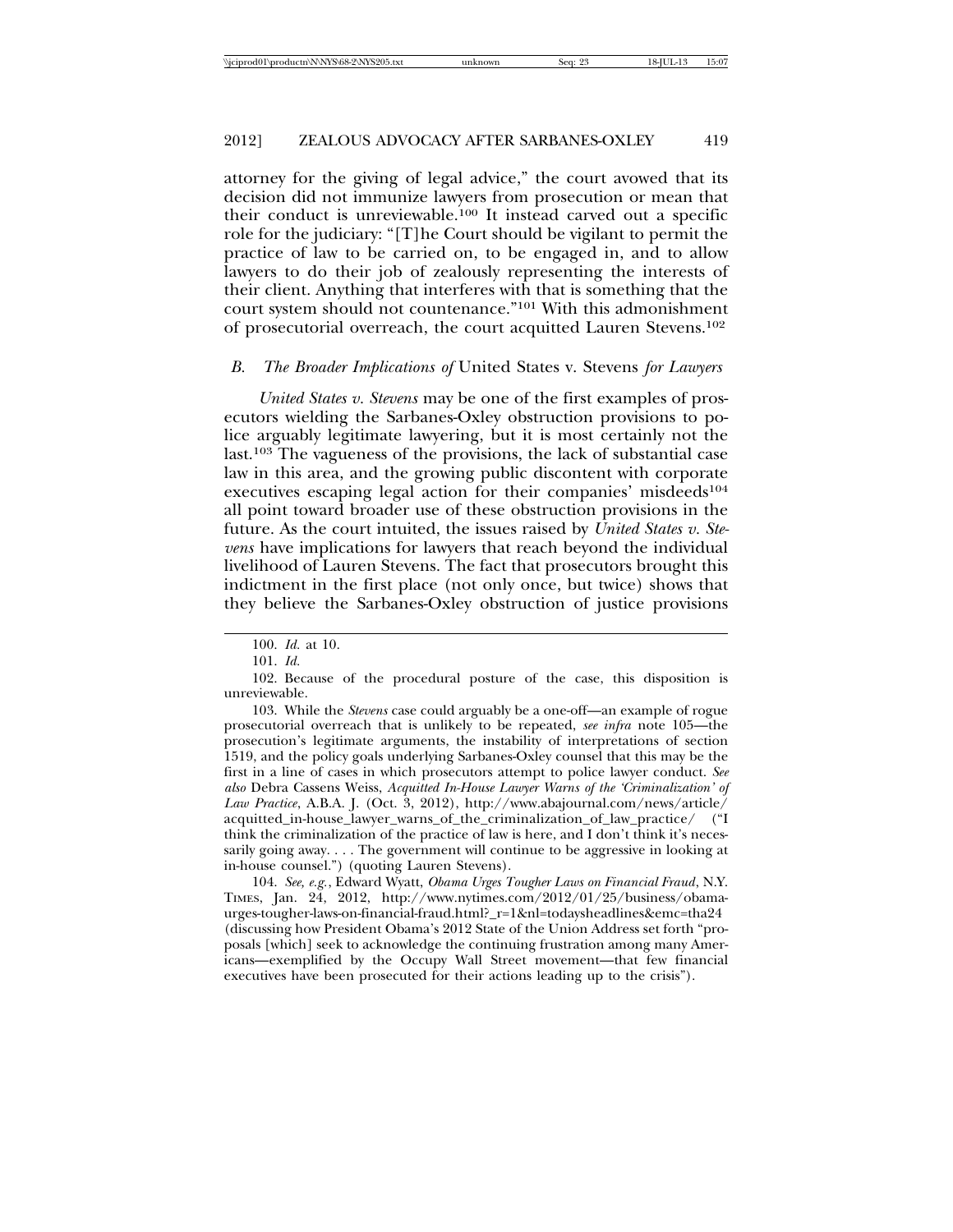attorney for the giving of legal advice," the court avowed that its decision did not immunize lawyers from prosecution or mean that their conduct is unreviewable.[100] It instead carved out a specific role for the judiciary: "[T]he Court should be vigilant to permit the practice of law to be carried on, to be engaged in, and to allow lawyers to do their job of zealously representing the interests of their client. Anything that interferes with that is something that the court system should not countenance."[101] With this admonishment of prosecutorial overreach, the court acquitted Lauren Stevens.[102]

### *B. The Broader Implications of* United States v. Stevens *for Lawyers*

*United States v. Stevens* may be one of the first examples of prosecutors wielding the Sarbanes-Oxley obstruction provisions to police arguably legitimate lawyering, but it is most certainly not the last.[103] The vagueness of the provisions, the lack of substantial case law in this area, and the growing public discontent with corporate executives escaping legal action for their companies' misdeeds[104] all point toward broader use of these obstruction provisions in the future. As the court intuited, the issues raised by *United States v. Stevens* have implications for lawyers that reach beyond the individual livelihood of Lauren Stevens. The fact that prosecutors brought this indictment in the first place (not only once, but twice) shows that they believe the Sarbanes-Oxley obstruction of justice provisions

---

100. *Id.* at 10.

101. *Id.*

102. Because of the procedural posture of the case, this disposition is unreviewable.

103. While the *Stevens* case could arguably be a one-off—an example of rogue prosecutorial overreach that is unlikely to be repeated, *see infra* note 105—the prosecution's legitimate arguments, the instability of interpretations of section 1519, and the policy goals underlying Sarbanes-Oxley counsel that this may be the first in a line of cases in which prosecutors attempt to police lawyer conduct. *See also* Debra Cassens Weiss, *Acquitted In-House Lawyer Warns of the 'Criminalization' of Law Practice*, A.B.A. J. (Oct. 3, 2012), http://www.abajournal.com/news/article/acquitted_in-house_lawyer_warns_of_the_criminalization_of_law_practice/ ("I think the criminalization of the practice of law is here, and I don't think it's necessarily going away. . . . The government will continue to be aggressive in looking at in-house counsel.") (quoting Lauren Stevens).

104. *See, e.g.*, Edward Wyatt, *Obama Urges Tougher Laws on Financial Fraud*, N.Y. TIMES, Jan. 24, 2012, http://www.nytimes.com/2012/01/25/business/obama-urges-tougher-laws-on-financial-fraud.html?_r=1&nl=todaysheadlines&emc=tha24 (discussing how President Obama's 2012 State of the Union Address set forth "proposals [which] seek to acknowledge the continuing frustration among many Americans—exemplified by the Occupy Wall Street movement—that few financial executives have been prosecuted for their actions leading up to the crisis").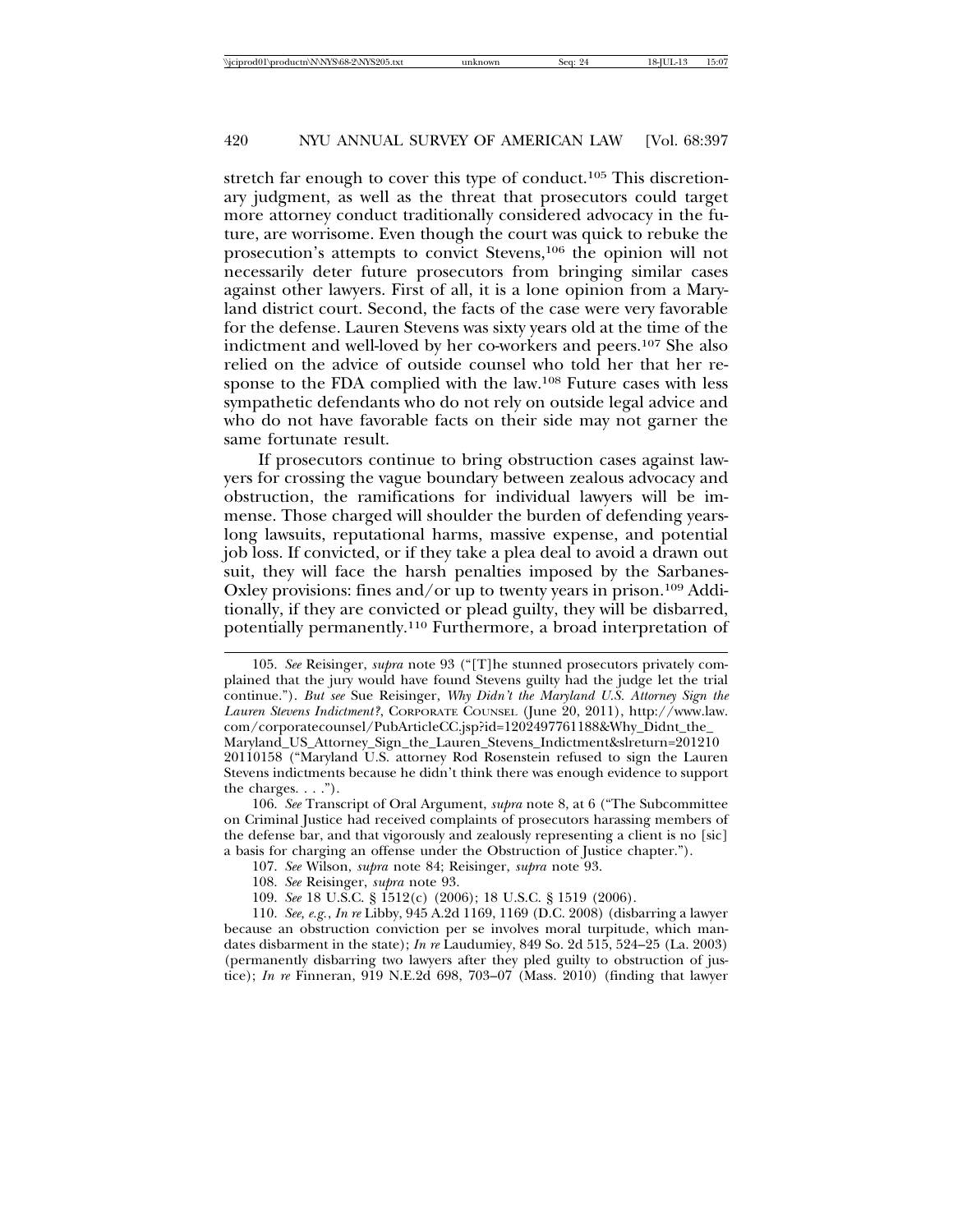stretch far enough to cover this type of conduct.[105] This discretionary judgment, as well as the threat that prosecutors could target more attorney conduct traditionally considered advocacy in the future, are worrisome. Even though the court was quick to rebuke the prosecution's attempts to convict Stevens,[106] the opinion will not necessarily deter future prosecutors from bringing similar cases against other lawyers. First of all, it is a lone opinion from a Maryland district court. Second, the facts of the case were very favorable for the defense. Lauren Stevens was sixty years old at the time of the indictment and well-loved by her co-workers and peers.[107] She also relied on the advice of outside counsel who told her that her response to the FDA complied with the law.[108] Future cases with less sympathetic defendants who do not rely on outside legal advice and who do not have favorable facts on their side may not garner the same fortunate result.

If prosecutors continue to bring obstruction cases against lawyers for crossing the vague boundary between zealous advocacy and obstruction, the ramifications for individual lawyers will be immense. Those charged will shoulder the burden of defending years-long lawsuits, reputational harms, massive expense, and potential job loss. If convicted, or if they take a plea deal to avoid a drawn out suit, they will face the harsh penalties imposed by the Sarbanes-Oxley provisions: fines and/or up to twenty years in prison.[109] Additionally, if they are convicted or plead guilty, they will be disbarred, potentially permanently.[110] Furthermore, a broad interpretation of

---

105. *See* Reisinger, *supra* note 93 ("[T]he stunned prosecutors privately complained that the jury would have found Stevens guilty had the judge let the trial continue."). *But see* Sue Reisinger, *Why Didn't the Maryland U.S. Attorney Sign the Lauren Stevens Indictment?*, CORPORATE COUNSEL (June 20, 2011), http://www.law.com/corporatecounsel/PubArticleCC.jsp?id=1202497761188&Why_Didnt_the_Maryland_US_Attorney_Sign_the_Lauren_Stevens_Indictment&slreturn=20121020110158 ("Maryland U.S. attorney Rod Rosenstein refused to sign the Lauren Stevens indictments because he didn't think there was enough evidence to support the charges. . . .").

106. *See* Transcript of Oral Argument, *supra* note 8, at 6 ("The Subcommittee on Criminal Justice had received complaints of prosecutors harassing members of the defense bar, and that vigorously and zealously representing a client is no [sic] a basis for charging an offense under the Obstruction of Justice chapter.").

107. *See* Wilson, *supra* note 84; Reisinger, *supra* note 93.

108. *See* Reisinger, *supra* note 93.

109. *See* 18 U.S.C. § 1512(c) (2006); 18 U.S.C. § 1519 (2006).

110. *See, e.g.*, *In re* Libby, 945 A.2d 1169, 1169 (D.C. 2008) (disbarring a lawyer because an obstruction conviction per se involves moral turpitude, which mandates disbarment in the state); *In re* Laudumiey, 849 So. 2d 515, 524–25 (La. 2003) (permanently disbarring two lawyers after they pled guilty to obstruction of justice); *In re* Finneran, 919 N.E.2d 698, 703–07 (Mass. 2010) (finding that lawyer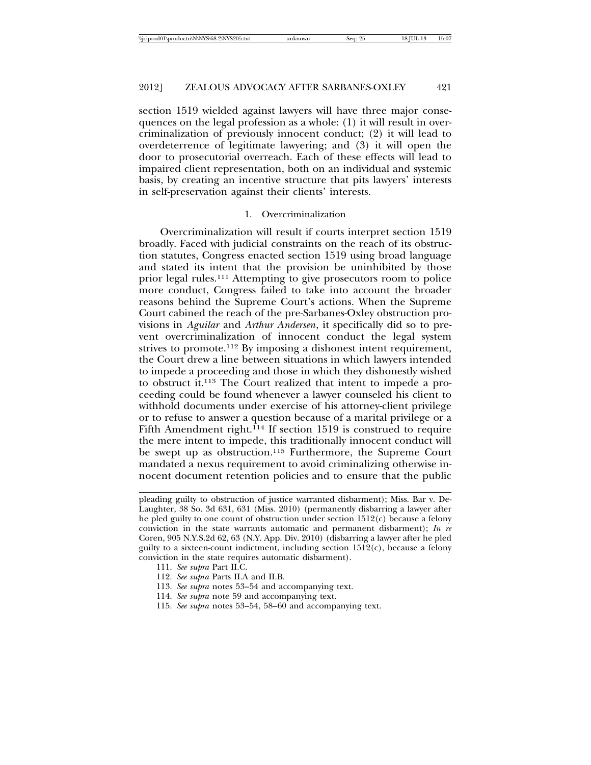section 1519 wielded against lawyers will have three major consequences on the legal profession as a whole: (1) it will result in overcriminalization of previously innocent conduct; (2) it will lead to overdeterrence of legitimate lawyering; and (3) it will open the door to prosecutorial overreach. Each of these effects will lead to impaired client representation, both on an individual and systemic basis, by creating an incentive structure that pits lawyers' interests in self-preservation against their clients' interests.

### 1. Overcriminalization

Overcriminalization will result if courts interpret section 1519 broadly. Faced with judicial constraints on the reach of its obstruction statutes, Congress enacted section 1519 using broad language and stated its intent that the provision be uninhibited by those prior legal rules.[111] Attempting to give prosecutors room to police more conduct, Congress failed to take into account the broader reasons behind the Supreme Court's actions. When the Supreme Court cabined the reach of the pre-Sarbanes-Oxley obstruction provisions in *Aguilar* and *Arthur Andersen*, it specifically did so to prevent overcriminalization of innocent conduct the legal system strives to promote.[112] By imposing a dishonest intent requirement, the Court drew a line between situations in which lawyers intended to impede a proceeding and those in which they dishonestly wished to obstruct it.[113] The Court realized that intent to impede a proceeding could be found whenever a lawyer counseled his client to withhold documents under exercise of his attorney-client privilege or to refuse to answer a question because of a marital privilege or a Fifth Amendment right.[114] If section 1519 is construed to require the mere intent to impede, this traditionally innocent conduct will be swept up as obstruction.[115] Furthermore, the Supreme Court mandated a nexus requirement to avoid criminalizing otherwise innocent document retention policies and to ensure that the public

---

pleading guilty to obstruction of justice warranted disbarment); Miss. Bar v. DeLaughter, 38 So. 3d 631, 631 (Miss. 2010) (permanently disbarring a lawyer after he pled guilty to one count of obstruction under section 1512(c) because a felony conviction in the state warrants automatic and permanent disbarment); *In re* Coren, 905 N.Y.S.2d 62, 63 (N.Y. App. Div. 2010) (disbarring a lawyer after he pled guilty to a sixteen-count indictment, including section 1512(c), because a felony conviction in the state requires automatic disbarment).

111. *See supra* Part II.C.

112. *See supra* Parts II.A and II.B.

113. *See supra* notes 53–54 and accompanying text.

114. *See supra* note 59 and accompanying text.

115. *See supra* notes 53–54, 58–60 and accompanying text.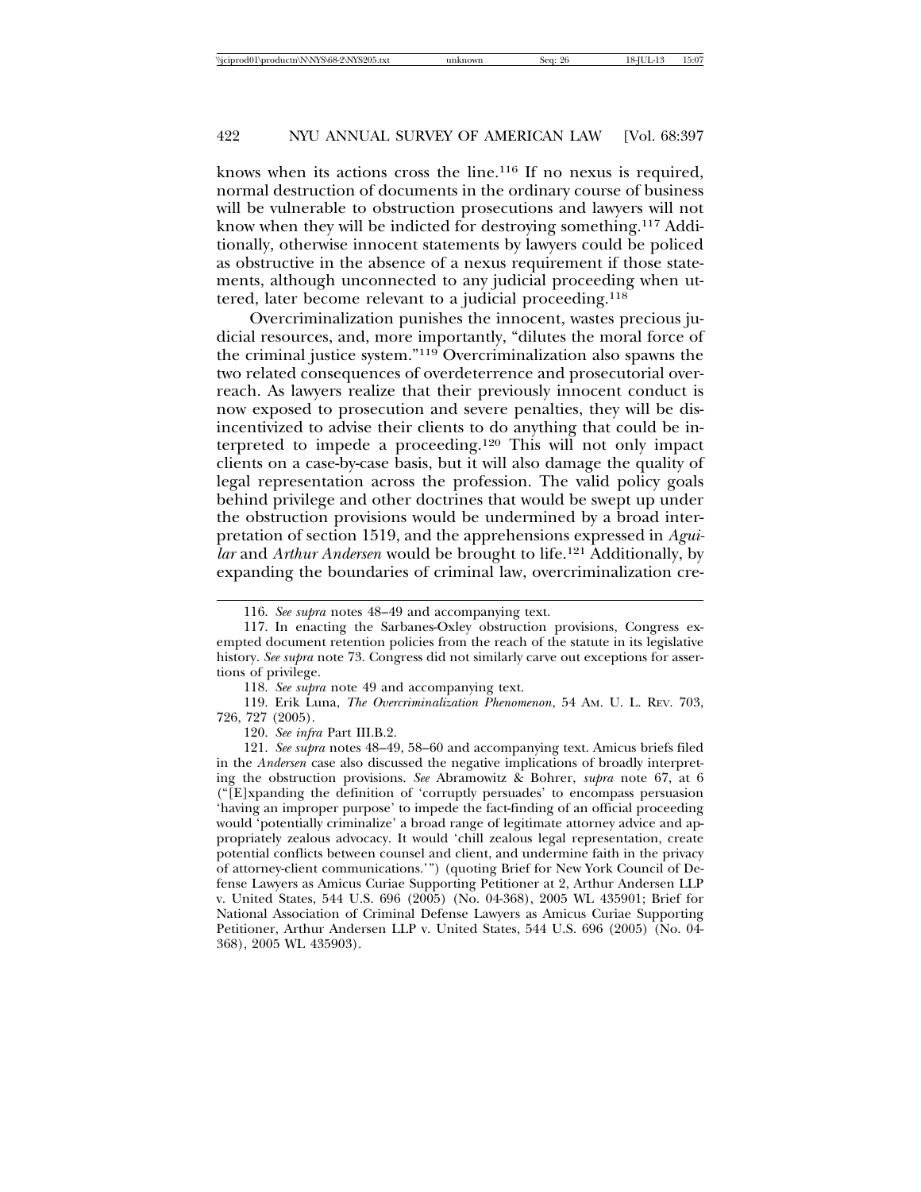knows when its actions cross the line.[116] If no nexus is required, normal destruction of documents in the ordinary course of business will be vulnerable to obstruction prosecutions and lawyers will not know when they will be indicted for destroying something.[117] Additionally, otherwise innocent statements by lawyers could be policed as obstructive in the absence of a nexus requirement if those statements, although unconnected to any judicial proceeding when uttered, later become relevant to a judicial proceeding.[118]

Overcriminalization punishes the innocent, wastes precious judicial resources, and, more importantly, "dilutes the moral force of the criminal justice system."[119] Overcriminalization also spawns the two related consequences of overdeterrence and prosecutorial overreach. As lawyers realize that their previously innocent conduct is now exposed to prosecution and severe penalties, they will be disincentivized to advise their clients to do anything that could be interpreted to impede a proceeding.[120] This will not only impact clients on a case-by-case basis, but it will also damage the quality of legal representation across the profession. The valid policy goals behind privilege and other doctrines that would be swept up under the obstruction provisions would be undermined by a broad interpretation of section 1519, and the apprehensions expressed in *Aguilar* and *Arthur Andersen* would be brought to life.[121] Additionally, by expanding the boundaries of criminal law, overcriminalization cre-

---

116. *See supra* notes 48–49 and accompanying text.

117. In enacting the Sarbanes-Oxley obstruction provisions, Congress exempted document retention policies from the reach of the statute in its legislative history. *See supra* note 73. Congress did not similarly carve out exceptions for assertions of privilege.

118. *See supra* note 49 and accompanying text.

119. Erik Luna, *The Overcriminalization Phenomenon*, 54 AM. U. L. REV. 703, 726, 727 (2005).

120. *See infra* Part III.B.2.

121. *See supra* notes 48–49, 58–60 and accompanying text. Amicus briefs filed in the *Andersen* case also discussed the negative implications of broadly interpreting the obstruction provisions. *See* Abramowitz & Bohrer, *supra* note 67, at 6 ("[E]xpanding the definition of 'corruptly persuades' to encompass persuasion 'having an improper purpose' to impede the fact-finding of an official proceeding would 'potentially criminalize' a broad range of legitimate attorney advice and appropriately zealous advocacy. It would 'chill zealous legal representation, create potential conflicts between counsel and client, and undermine faith in the privacy of attorney-client communications.'") (quoting Brief for New York Council of Defense Lawyers as Amicus Curiae Supporting Petitioner at 2, Arthur Andersen LLP v. United States, 544 U.S. 696 (2005) (No. 04-368), 2005 WL 435901; Brief for National Association of Criminal Defense Lawyers as Amicus Curiae Supporting Petitioner, Arthur Andersen LLP v. United States, 544 U.S. 696 (2005) (No. 04-368), 2005 WL 435903).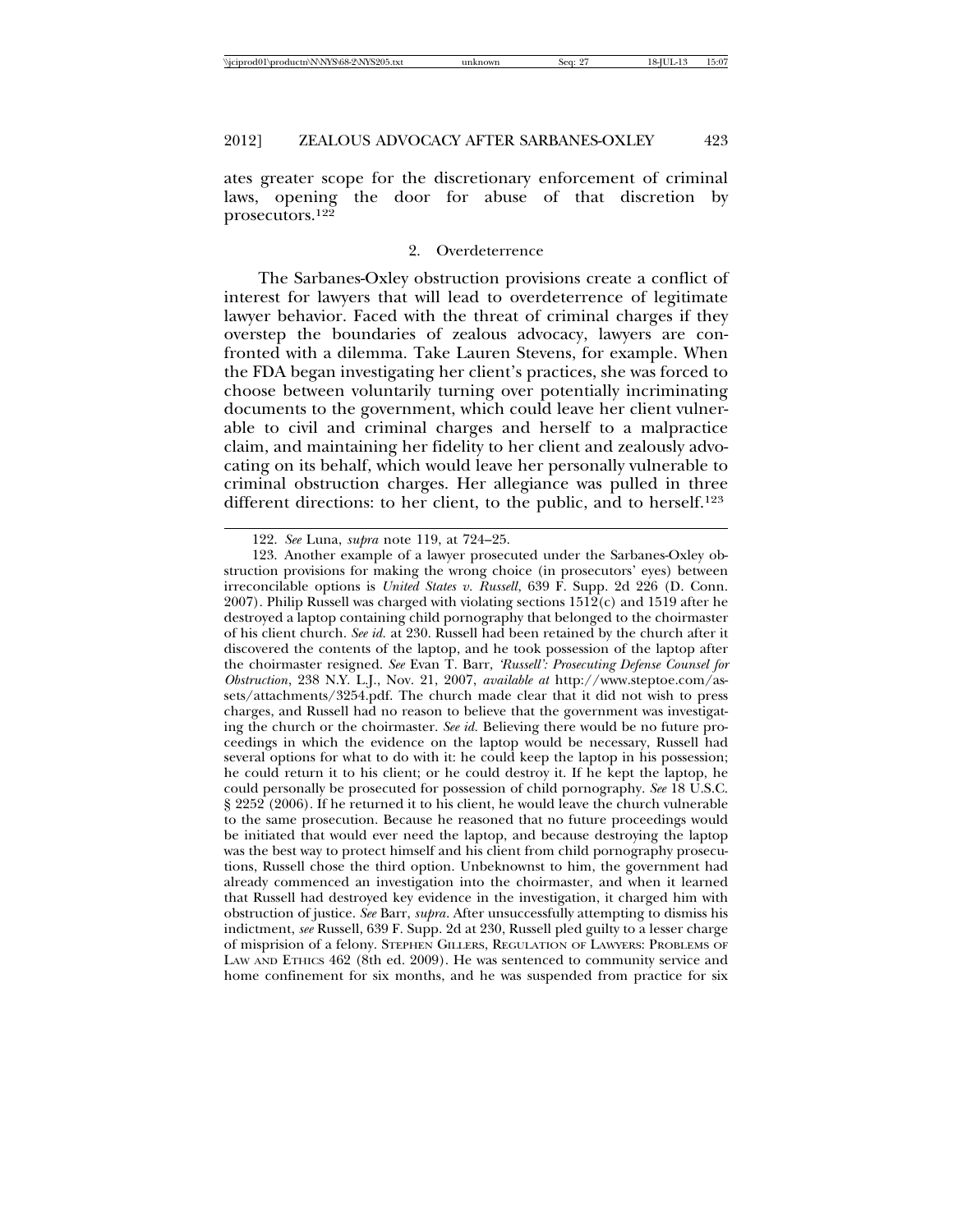ates greater scope for the discretionary enforcement of criminal laws, opening the door for abuse of that discretion by prosecutors.[122]

### 2. Overdeterrence

The Sarbanes-Oxley obstruction provisions create a conflict of interest for lawyers that will lead to overdeterrence of legitimate lawyer behavior. Faced with the threat of criminal charges if they overstep the boundaries of zealous advocacy, lawyers are confronted with a dilemma. Take Lauren Stevens, for example. When the FDA began investigating her client's practices, she was forced to choose between voluntarily turning over potentially incriminating documents to the government, which could leave her client vulnerable to civil and criminal charges and herself to a malpractice claim, and maintaining her fidelity to her client and zealously advocating on its behalf, which would leave her personally vulnerable to criminal obstruction charges. Her allegiance was pulled in three different directions: to her client, to the public, and to herself.[123]

---

122. *See* Luna, *supra* note 119, at 724–25.

123. Another example of a lawyer prosecuted under the Sarbanes-Oxley obstruction provisions for making the wrong choice (in prosecutors' eyes) between irreconcilable options is *United States v. Russell*, 639 F. Supp. 2d 226 (D. Conn. 2007). Philip Russell was charged with violating sections 1512(c) and 1519 after he destroyed a laptop containing child pornography that belonged to the choirmaster of his client church. *See id.* at 230. Russell had been retained by the church after it discovered the contents of the laptop, and he took possession of the laptop after the choirmaster resigned. *See* Evan T. Barr, *'Russell': Prosecuting Defense Counsel for Obstruction*, 238 N.Y. L.J., Nov. 21, 2007, *available at* http://www.steptoe.com/assets/attachments/3254.pdf. The church made clear that it did not wish to press charges, and Russell had no reason to believe that the government was investigating the church or the choirmaster. *See id.* Believing there would be no future proceedings in which the evidence on the laptop would be necessary, Russell had several options for what to do with it: he could keep the laptop in his possession; he could return it to his client; or he could destroy it. If he kept the laptop, he could personally be prosecuted for possession of child pornography. *See* 18 U.S.C. § 2252 (2006). If he returned it to his client, he would leave the church vulnerable to the same prosecution. Because he reasoned that no future proceedings would be initiated that would ever need the laptop, and because destroying the laptop was the best way to protect himself and his client from child pornography prosecutions, Russell chose the third option. Unbeknownst to him, the government had already commenced an investigation into the choirmaster, and when it learned that Russell had destroyed key evidence in the investigation, it charged him with obstruction of justice. *See* Barr, *supra*. After unsuccessfully attempting to dismiss his indictment, *see* Russell, 639 F. Supp. 2d at 230, Russell pled guilty to a lesser charge of misprision of a felony. STEPHEN GILLERS, REGULATION OF LAWYERS: PROBLEMS OF LAW AND ETHICS 462 (8th ed. 2009). He was sentenced to community service and home confinement for six months, and he was suspended from practice for six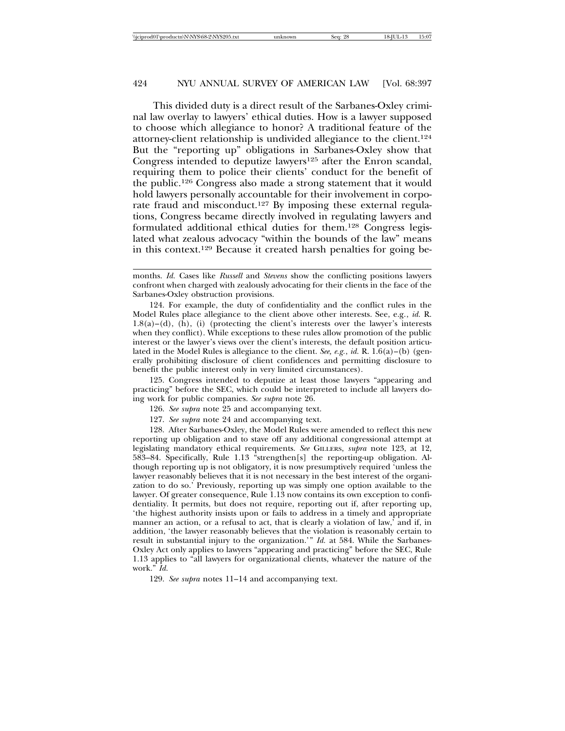This divided duty is a direct result of the Sarbanes-Oxley criminal law overlay to lawyers' ethical duties. How is a lawyer supposed to choose which allegiance to honor? A traditional feature of the attorney-client relationship is undivided allegiance to the client.[124] But the "reporting up" obligations in Sarbanes-Oxley show that Congress intended to deputize lawyers[125] after the Enron scandal, requiring them to police their clients' conduct for the benefit of the public.[126] Congress also made a strong statement that it would hold lawyers personally accountable for their involvement in corporate fraud and misconduct.[127] By imposing these external regulations, Congress became directly involved in regulating lawyers and formulated additional ethical duties for them.[128] Congress legislated what zealous advocacy "within the bounds of the law" means in this context.[129] Because it created harsh penalties for going be-

---

months. *Id.* Cases like *Russell* and *Stevens* show the conflicting positions lawyers confront when charged with zealously advocating for their clients in the face of the Sarbanes-Oxley obstruction provisions.

124. For example, the duty of confidentiality and the conflict rules in the Model Rules place allegiance to the client above other interests. See, e.g., *id.* R. 1.8(a)–(d), (h), (i) (protecting the client's interests over the lawyer's interests when they conflict). While exceptions to these rules allow promotion of the public interest or the lawyer's views over the client's interests, the default position articulated in the Model Rules is allegiance to the client. *See, e.g.*, *id.* R. 1.6(a)–(b) (generally prohibiting disclosure of client confidences and permitting disclosure to benefit the public interest only in very limited circumstances).

125. Congress intended to deputize at least those lawyers "appearing and practicing" before the SEC, which could be interpreted to include all lawyers doing work for public companies. *See supra* note 26.

126. *See supra* note 25 and accompanying text.

127. *See supra* note 24 and accompanying text.

128. After Sarbanes-Oxley, the Model Rules were amended to reflect this new reporting up obligation and to stave off any additional congressional attempt at legislating mandatory ethical requirements. *See* GILLERS, *supra* note 123, at 12, 583–84. Specifically, Rule 1.13 "strengthen[s] the reporting-up obligation. Although reporting up is not obligatory, it is now presumptively required 'unless the lawyer reasonably believes that it is not necessary in the best interest of the organization to do so.' Previously, reporting up was simply one option available to the lawyer. Of greater consequence, Rule 1.13 now contains its own exception to confidentiality. It permits, but does not require, reporting out if, after reporting up, 'the highest authority insists upon or fails to address in a timely and appropriate manner an action, or a refusal to act, that is clearly a violation of law,' and if, in addition, 'the lawyer reasonably believes that the violation is reasonably certain to result in substantial injury to the organization.'" *Id.* at 584. While the Sarbanes-Oxley Act only applies to lawyers "appearing and practicing" before the SEC, Rule 1.13 applies to "all lawyers for organizational clients, whatever the nature of the work." *Id.*

129. *See supra* notes 11–14 and accompanying text.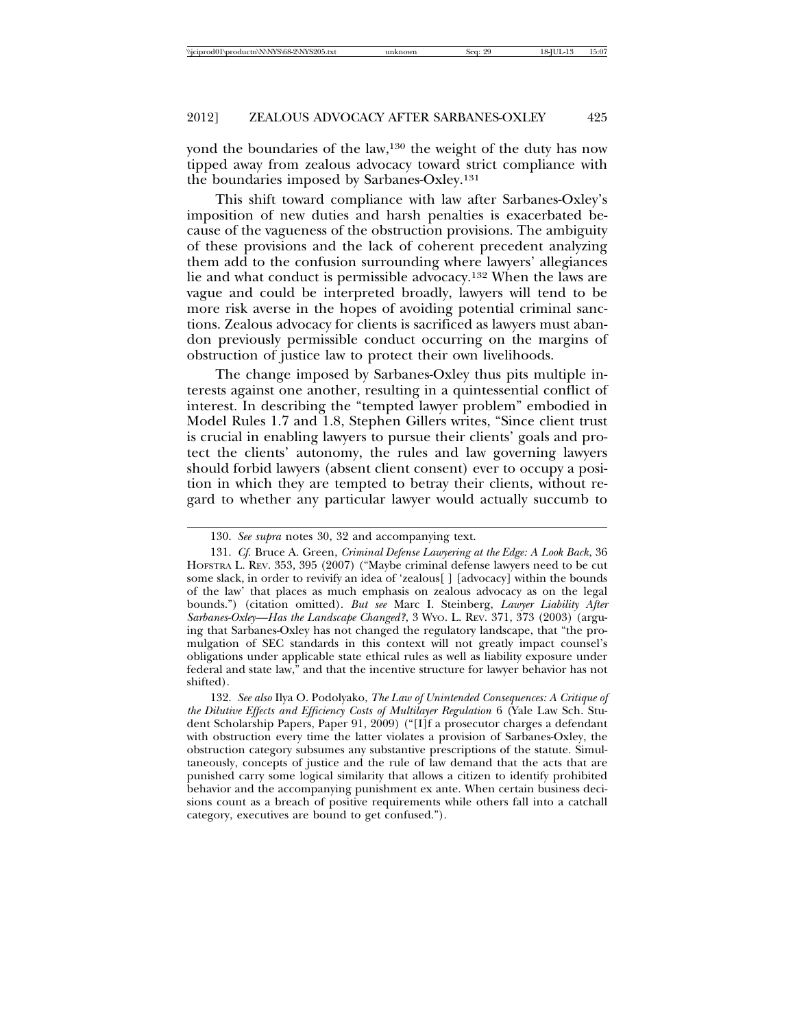yond the boundaries of the law,[130] the weight of the duty has now tipped away from zealous advocacy toward strict compliance with the boundaries imposed by Sarbanes-Oxley.[131]

This shift toward compliance with law after Sarbanes-Oxley's imposition of new duties and harsh penalties is exacerbated because of the vagueness of the obstruction provisions. The ambiguity of these provisions and the lack of coherent precedent analyzing them add to the confusion surrounding where lawyers' allegiances lie and what conduct is permissible advocacy.[132] When the laws are vague and could be interpreted broadly, lawyers will tend to be more risk averse in the hopes of avoiding potential criminal sanctions. Zealous advocacy for clients is sacrificed as lawyers must abandon previously permissible conduct occurring on the margins of obstruction of justice law to protect their own livelihoods.

The change imposed by Sarbanes-Oxley thus pits multiple interests against one another, resulting in a quintessential conflict of interest. In describing the "tempted lawyer problem" embodied in Model Rules 1.7 and 1.8, Stephen Gillers writes, "Since client trust is crucial in enabling lawyers to pursue their clients' goals and protect the clients' autonomy, the rules and law governing lawyers should forbid lawyers (absent client consent) ever to occupy a position in which they are tempted to betray their clients, without regard to whether any particular lawyer would actually succumb to

---

130. *See supra* notes 30, 32 and accompanying text.

131. *Cf.* Bruce A. Green, *Criminal Defense Lawyering at the Edge: A Look Back*, 36 HOFSTRA L. REV. 353, 395 (2007) ("Maybe criminal defense lawyers need to be cut some slack, in order to revivify an idea of 'zealous[ ] [advocacy] within the bounds of the law' that places as much emphasis on zealous advocacy as on the legal bounds.") (citation omitted). *But see* Marc I. Steinberg, *Lawyer Liability After Sarbanes-Oxley—Has the Landscape Changed?*, 3 WYO. L. REV. 371, 373 (2003) (arguing that Sarbanes-Oxley has not changed the regulatory landscape, that "the promulgation of SEC standards in this context will not greatly impact counsel's obligations under applicable state ethical rules as well as liability exposure under federal and state law," and that the incentive structure for lawyer behavior has not shifted).

132. *See also* Ilya O. Podolyako, *The Law of Unintended Consequences: A Critique of the Dilutive Effects and Efficiency Costs of Multilayer Regulation* 6 (Yale Law Sch. Student Scholarship Papers, Paper 91, 2009) ("[I]f a prosecutor charges a defendant with obstruction every time the latter violates a provision of Sarbanes-Oxley, the obstruction category subsumes any substantive prescriptions of the statute. Simultaneously, concepts of justice and the rule of law demand that the acts that are punished carry some logical similarity that allows a citizen to identify prohibited behavior and the accompanying punishment ex ante. When certain business decisions count as a breach of positive requirements while others fall into a catchall category, executives are bound to get confused.").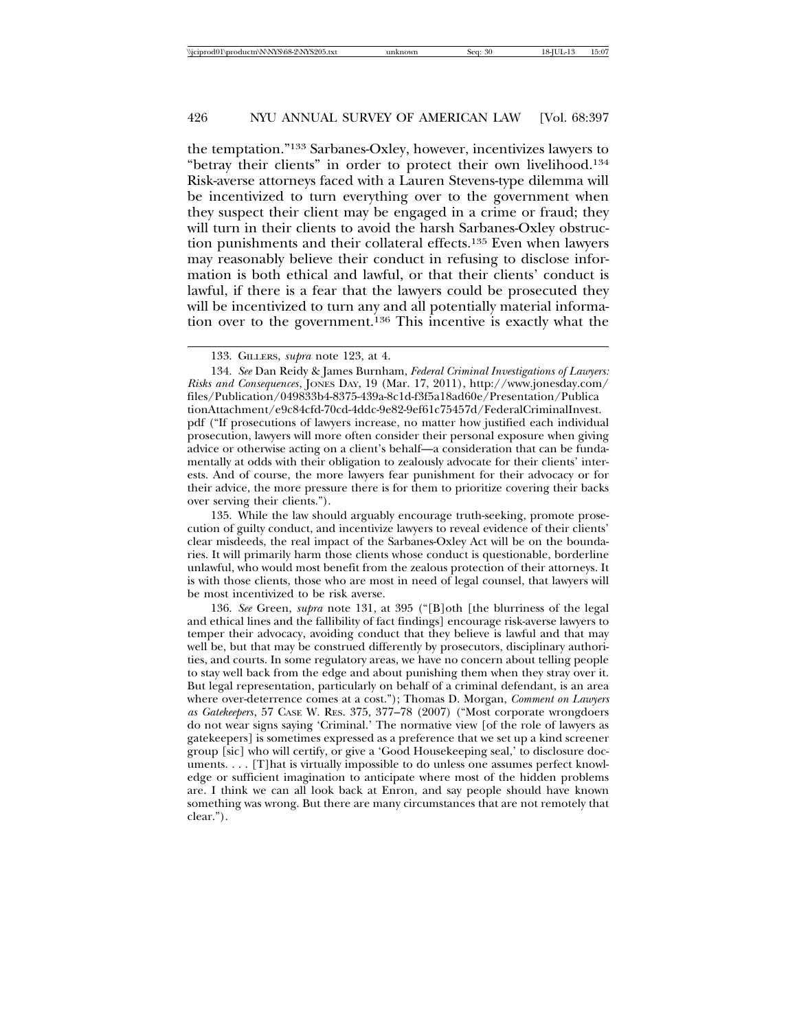the temptation."[133] Sarbanes-Oxley, however, incentivizes lawyers to "betray their clients" in order to protect their own livelihood.[134] Risk-averse attorneys faced with a Lauren Stevens-type dilemma will be incentivized to turn everything over to the government when they suspect their client may be engaged in a crime or fraud; they will turn in their clients to avoid the harsh Sarbanes-Oxley obstruction punishments and their collateral effects.[135] Even when lawyers may reasonably believe their conduct in refusing to disclose information is both ethical and lawful, or that their clients' conduct is lawful, if there is a fear that the lawyers could be prosecuted they will be incentivized to turn any and all potentially material information over to the government.[136] This incentive is exactly what the

---

133. GILLERS, *supra* note 123, at 4.

134. *See* Dan Reidy & James Burnham, *Federal Criminal Investigations of Lawyers: Risks and Consequences*, JONES DAY, 19 (Mar. 17, 2011), http://www.jonesday.com/files/Publication/049833b4-8375-439a-8c1d-f3f5a18ad60e/Presentation/PublicationAttachment/e9c84cfd-70cd-4ddc-9e82-9ef61c75457d/FederalCriminalInvest.pdf ("If prosecutions of lawyers increase, no matter how justified each individual prosecution, lawyers will more often consider their personal exposure when giving advice or otherwise acting on a client's behalf—a consideration that can be fundamentally at odds with their obligation to zealously advocate for their clients' interests. And of course, the more lawyers fear punishment for their advocacy or for their advice, the more pressure there is for them to prioritize covering their backs over serving their clients.").

135. While the law should arguably encourage truth-seeking, promote prosecution of guilty conduct, and incentivize lawyers to reveal evidence of their clients' clear misdeeds, the real impact of the Sarbanes-Oxley Act will be on the boundaries. It will primarily harm those clients whose conduct is questionable, borderline unlawful, who would most benefit from the zealous protection of their attorneys. It is with those clients, those who are most in need of legal counsel, that lawyers will be most incentivized to be risk averse.

136. *See* Green, *supra* note 131, at 395 ("[B]oth [the blurriness of the legal and ethical lines and the fallibility of fact findings] encourage risk-averse lawyers to temper their advocacy, avoiding conduct that they believe is lawful and that may well be, but that may be construed differently by prosecutors, disciplinary authorities, and courts. In some regulatory areas, we have no concern about telling people to stay well back from the edge and about punishing them when they stray over it. But legal representation, particularly on behalf of a criminal defendant, is an area where over-deterrence comes at a cost."); Thomas D. Morgan, *Comment on Lawyers as Gatekeepers*, 57 CASE W. RES. 375, 377–78 (2007) ("Most corporate wrongdoers do not wear signs saying 'Criminal.' The normative view [of the role of lawyers as gatekeepers] is sometimes expressed as a preference that we set up a kind screener group [sic] who will certify, or give a 'Good Housekeeping seal,' to disclosure documents. . . . [T]hat is virtually impossible to do unless one assumes perfect knowledge or sufficient imagination to anticipate where most of the hidden problems are. I think we can all look back at Enron, and say people should have known something was wrong. But there are many circumstances that are not remotely that clear.").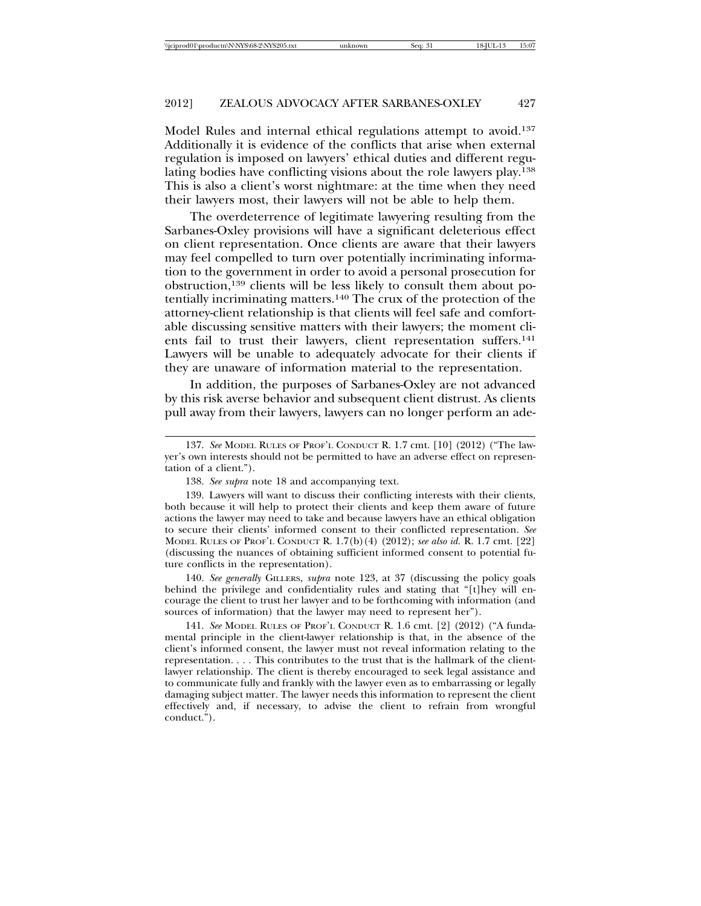Model Rules and internal ethical regulations attempt to avoid.[137] Additionally it is evidence of the conflicts that arise when external regulation is imposed on lawyers' ethical duties and different regulating bodies have conflicting visions about the role lawyers play.[138] This is also a client's worst nightmare: at the time when they need their lawyers most, their lawyers will not be able to help them.

The overdeterrence of legitimate lawyering resulting from the Sarbanes-Oxley provisions will have a significant deleterious effect on client representation. Once clients are aware that their lawyers may feel compelled to turn over potentially incriminating information to the government in order to avoid a personal prosecution for obstruction,[139] clients will be less likely to consult them about potentially incriminating matters.[140] The crux of the protection of the attorney-client relationship is that clients will feel safe and comfortable discussing sensitive matters with their lawyers; the moment clients fail to trust their lawyers, client representation suffers.[141] Lawyers will be unable to adequately advocate for their clients if they are unaware of information material to the representation.

In addition, the purposes of Sarbanes-Oxley are not advanced by this risk averse behavior and subsequent client distrust. As clients pull away from their lawyers, lawyers can no longer perform an ade-

---

137. *See* MODEL RULES OF PROF'L CONDUCT R. 1.7 cmt. [10] (2012) ("The lawyer's own interests should not be permitted to have an adverse effect on representation of a client.").

138. *See supra* note 18 and accompanying text.

139. Lawyers will want to discuss their conflicting interests with their clients, both because it will help to protect their clients and keep them aware of future actions the lawyer may need to take and because lawyers have an ethical obligation to secure their clients' informed consent to their conflicted representation. *See* MODEL RULES OF PROF'L CONDUCT R. 1.7(b)(4) (2012); *see also id.* R. 1.7 cmt. [22] (discussing the nuances of obtaining sufficient informed consent to potential future conflicts in the representation).

140. *See generally* GILLERS, *supra* note 123, at 37 (discussing the policy goals behind the privilege and confidentiality rules and stating that "[t]hey will encourage the client to trust her lawyer and to be forthcoming with information (and sources of information) that the lawyer may need to represent her").

141. *See* MODEL RULES OF PROF'L CONDUCT R. 1.6 cmt. [2] (2012) ("A fundamental principle in the client-lawyer relationship is that, in the absence of the client's informed consent, the lawyer must not reveal information relating to the representation. . . . This contributes to the trust that is the hallmark of the client-lawyer relationship. The client is thereby encouraged to seek legal assistance and to communicate fully and frankly with the lawyer even as to embarrassing or legally damaging subject matter. The lawyer needs this information to represent the client effectively and, if necessary, to advise the client to refrain from wrongful conduct.").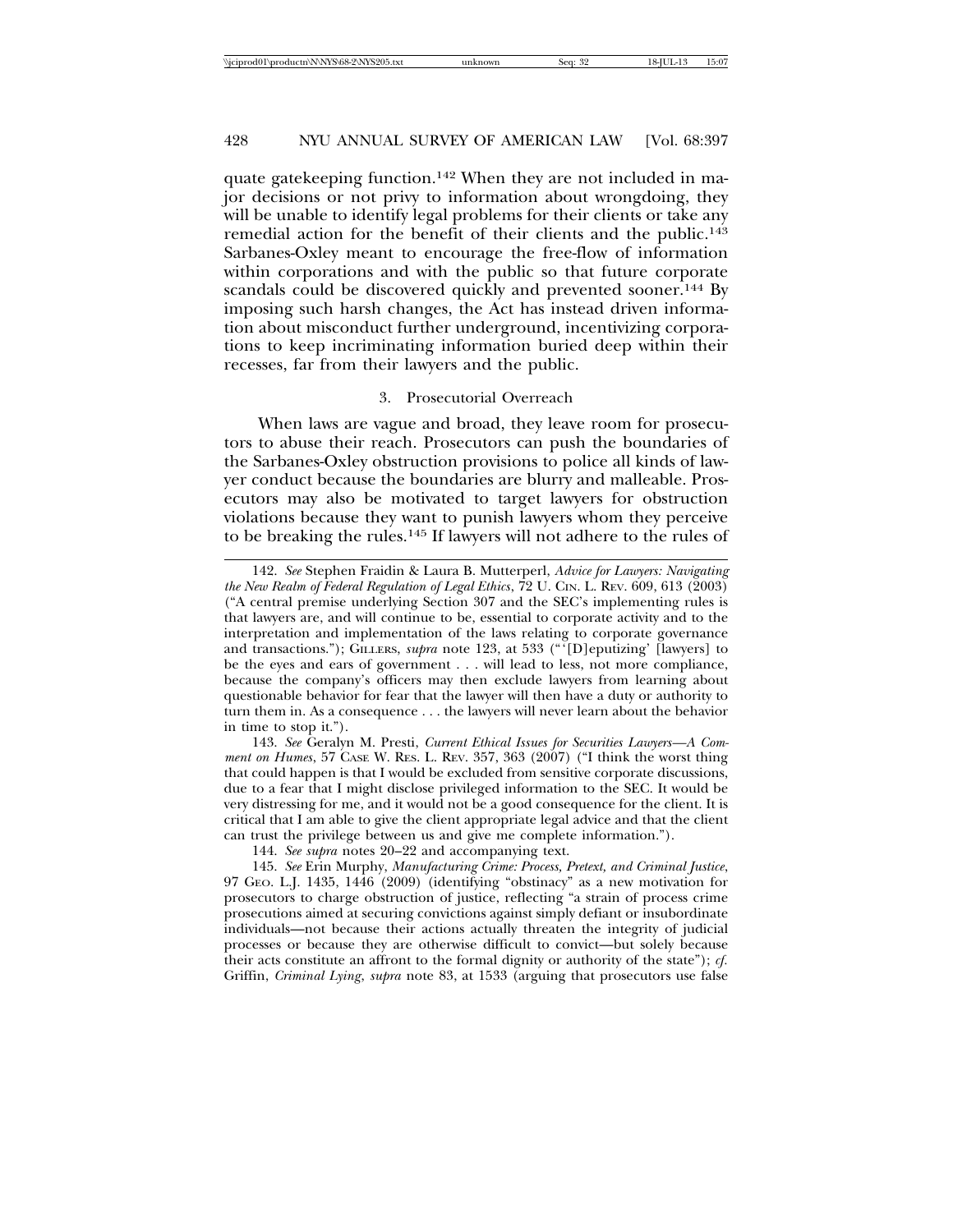quate gatekeeping function.[142] When they are not included in major decisions or not privy to information about wrongdoing, they will be unable to identify legal problems for their clients or take any remedial action for the benefit of their clients and the public.[143] Sarbanes-Oxley meant to encourage the free-flow of information within corporations and with the public so that future corporate scandals could be discovered quickly and prevented sooner.[144] By imposing such harsh changes, the Act has instead driven information about misconduct further underground, incentivizing corporations to keep incriminating information buried deep within their recesses, far from their lawyers and the public.

### 3. Prosecutorial Overreach

When laws are vague and broad, they leave room for prosecutors to abuse their reach. Prosecutors can push the boundaries of the Sarbanes-Oxley obstruction provisions to police all kinds of lawyer conduct because the boundaries are blurry and malleable. Prosecutors may also be motivated to target lawyers for obstruction violations because they want to punish lawyers whom they perceive to be breaking the rules.[145] If lawyers will not adhere to the rules of

---

142. *See* Stephen Fraidin & Laura B. Mutterperl, *Advice for Lawyers: Navigating the New Realm of Federal Regulation of Legal Ethics*, 72 U. CIN. L. REV. 609, 613 (2003) ("A central premise underlying Section 307 and the SEC's implementing rules is that lawyers are, and will continue to be, essential to corporate activity and to the interpretation and implementation of the laws relating to corporate governance and transactions."); GILLERS, *supra* note 123, at 533 ("'[D]eputizing' [lawyers] to be the eyes and ears of government . . . will lead to less, not more compliance, because the company's officers may then exclude lawyers from learning about questionable behavior for fear that the lawyer will then have a duty or authority to turn them in. As a consequence . . . the lawyers will never learn about the behavior in time to stop it.").

143. *See* Geralyn M. Presti, *Current Ethical Issues for Securities Lawyers—A Comment on Humes*, 57 CASE W. RES. L. REV. 357, 363 (2007) ("I think the worst thing that could happen is that I would be excluded from sensitive corporate discussions, due to a fear that I might disclose privileged information to the SEC. It would be very distressing for me, and it would not be a good consequence for the client. It is critical that I am able to give the client appropriate legal advice and that the client can trust the privilege between us and give me complete information.").

144. *See supra* notes 20–22 and accompanying text.

145. *See* Erin Murphy, *Manufacturing Crime: Process, Pretext, and Criminal Justice*, 97 GEO. L.J. 1435, 1446 (2009) (identifying "obstinacy" as a new motivation for prosecutors to charge obstruction of justice, reflecting "a strain of process crime prosecutions aimed at securing convictions against simply defiant or insubordinate individuals—not because their actions actually threaten the integrity of judicial processes or because they are otherwise difficult to convict—but solely because their acts constitute an affront to the formal dignity or authority of the state"); *cf.* Griffin, *Criminal Lying*, *supra* note 83, at 1533 (arguing that prosecutors use false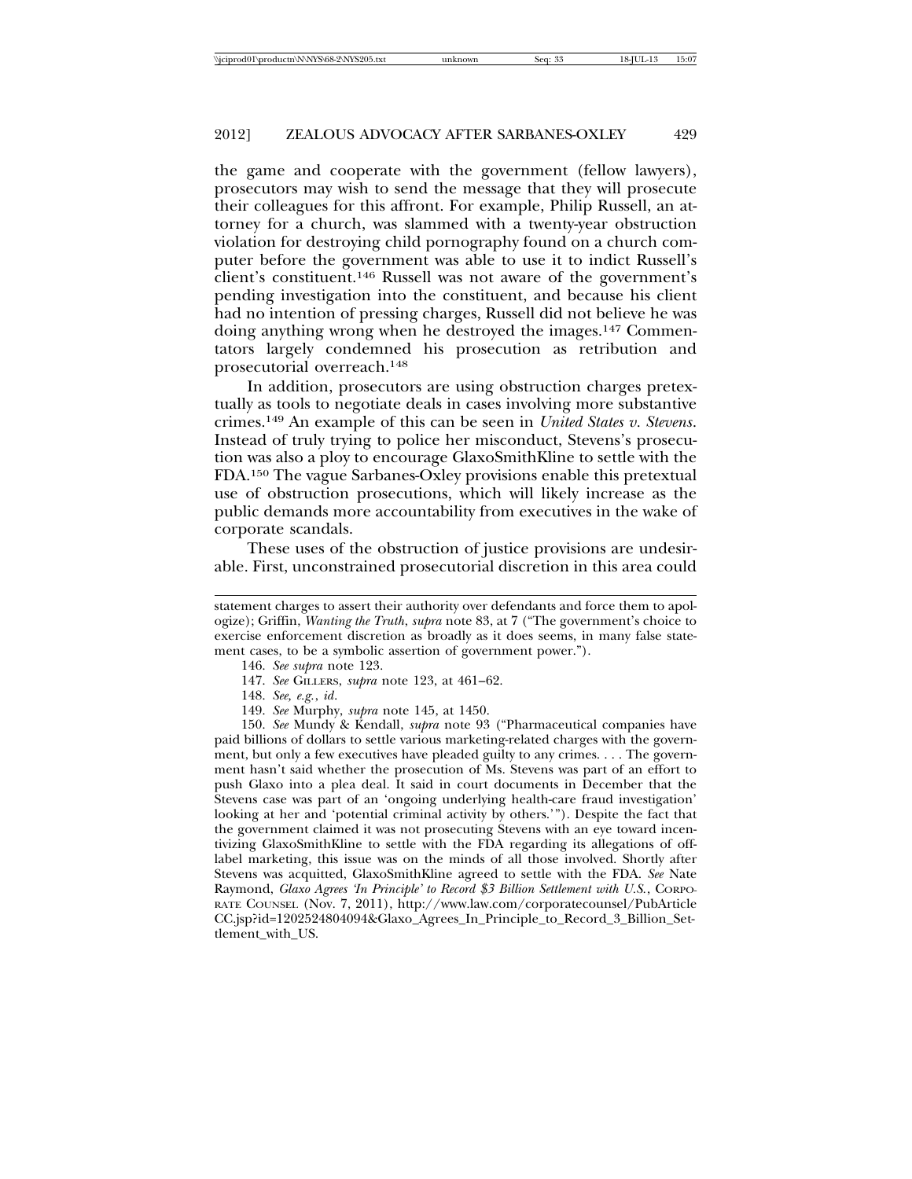the game and cooperate with the government (fellow lawyers), prosecutors may wish to send the message that they will prosecute their colleagues for this affront. For example, Philip Russell, an attorney for a church, was slammed with a twenty-year obstruction violation for destroying child pornography found on a church computer before the government was able to use it to indict Russell's client's constituent.[146] Russell was not aware of the government's pending investigation into the constituent, and because his client had no intention of pressing charges, Russell did not believe he was doing anything wrong when he destroyed the images.[147] Commentators largely condemned his prosecution as retribution and prosecutorial overreach.[148]

In addition, prosecutors are using obstruction charges pretextually as tools to negotiate deals in cases involving more substantive crimes.[149] An example of this can be seen in *United States v. Stevens*. Instead of truly trying to police her misconduct, Stevens's prosecution was also a ploy to encourage GlaxoSmithKline to settle with the FDA.[150] The vague Sarbanes-Oxley provisions enable this pretextual use of obstruction prosecutions, which will likely increase as the public demands more accountability from executives in the wake of corporate scandals.

These uses of the obstruction of justice provisions are undesirable. First, unconstrained prosecutorial discretion in this area could

---

statement charges to assert their authority over defendants and force them to apologize); Griffin, *Wanting the Truth*, *supra* note 83, at 7 ("The government's choice to exercise enforcement discretion as broadly as it does seems, in many false statement cases, to be a symbolic assertion of government power.").

146. *See supra* note 123.

147. *See* GILLERS, *supra* note 123, at 461–62.

148. *See, e.g.*, *id*.

149. *See* Murphy, *supra* note 145, at 1450.

150. *See* Mundy & Kendall, *supra* note 93 ("Pharmaceutical companies have paid billions of dollars to settle various marketing-related charges with the government, but only a few executives have pleaded guilty to any crimes. . . . The government hasn't said whether the prosecution of Ms. Stevens was part of an effort to push Glaxo into a plea deal. It said in court documents in December that the Stevens case was part of an 'ongoing underlying health-care fraud investigation' looking at her and 'potential criminal activity by others.'"). Despite the fact that the government claimed it was not prosecuting Stevens with an eye toward incentivizing GlaxoSmithKline to settle with the FDA regarding its allegations of off-label marketing, this issue was on the minds of all those involved. Shortly after Stevens was acquitted, GlaxoSmithKline agreed to settle with the FDA. *See* Nate Raymond, *Glaxo Agrees 'In Principle' to Record $3 Billion Settlement with U.S.*, CORPORATE COUNSEL (Nov. 7, 2011), http://www.law.com/corporatecounsel/PubArticleCC.jsp?id=1202524804094&Glaxo_Agrees_In_Principle_to_Record_3_Billion_Settlement_with_US.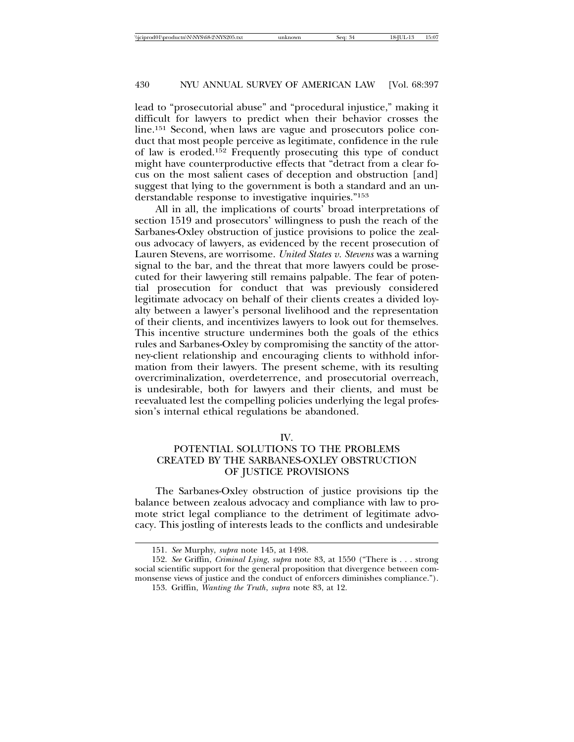lead to "prosecutorial abuse" and "procedural injustice," making it difficult for lawyers to predict when their behavior crosses the line.[151] Second, when laws are vague and prosecutors police conduct that most people perceive as legitimate, confidence in the rule of law is eroded.[152] Frequently prosecuting this type of conduct might have counterproductive effects that "detract from a clear focus on the most salient cases of deception and obstruction [and] suggest that lying to the government is both a standard and an understandable response to investigative inquiries."[153]

All in all, the implications of courts' broad interpretations of section 1519 and prosecutors' willingness to push the reach of the Sarbanes-Oxley obstruction of justice provisions to police the zealous advocacy of lawyers, as evidenced by the recent prosecution of Lauren Stevens, are worrisome. *United States v. Stevens* was a warning signal to the bar, and the threat that more lawyers could be prosecuted for their lawyering still remains palpable. The fear of potential prosecution for conduct that was previously considered legitimate advocacy on behalf of their clients creates a divided loyalty between a lawyer's personal livelihood and the representation of their clients, and incentivizes lawyers to look out for themselves. This incentive structure undermines both the goals of the ethics rules and Sarbanes-Oxley by compromising the sanctity of the attorney-client relationship and encouraging clients to withhold information from their lawyers. The present scheme, with its resulting overcriminalization, overdeterrence, and prosecutorial overreach, is undesirable, both for lawyers and their clients, and must be reevaluated lest the compelling policies underlying the legal profession's internal ethical regulations be abandoned.

## IV. POTENTIAL SOLUTIONS TO THE PROBLEMS CREATED BY THE SARBANES-OXLEY OBSTRUCTION OF JUSTICE PROVISIONS

The Sarbanes-Oxley obstruction of justice provisions tip the balance between zealous advocacy and compliance with law to promote strict legal compliance to the detriment of legitimate advocacy. This jostling of interests leads to the conflicts and undesirable

---

151. *See* Murphy, *supra* note 145, at 1498.

152. *See* Griffin, *Criminal Lying*, *supra* note 83, at 1550 ("There is . . . strong social scientific support for the general proposition that divergence between commonsense views of justice and the conduct of enforcers diminishes compliance.").

153. Griffin, *Wanting the Truth*, *supra* note 83, at 12.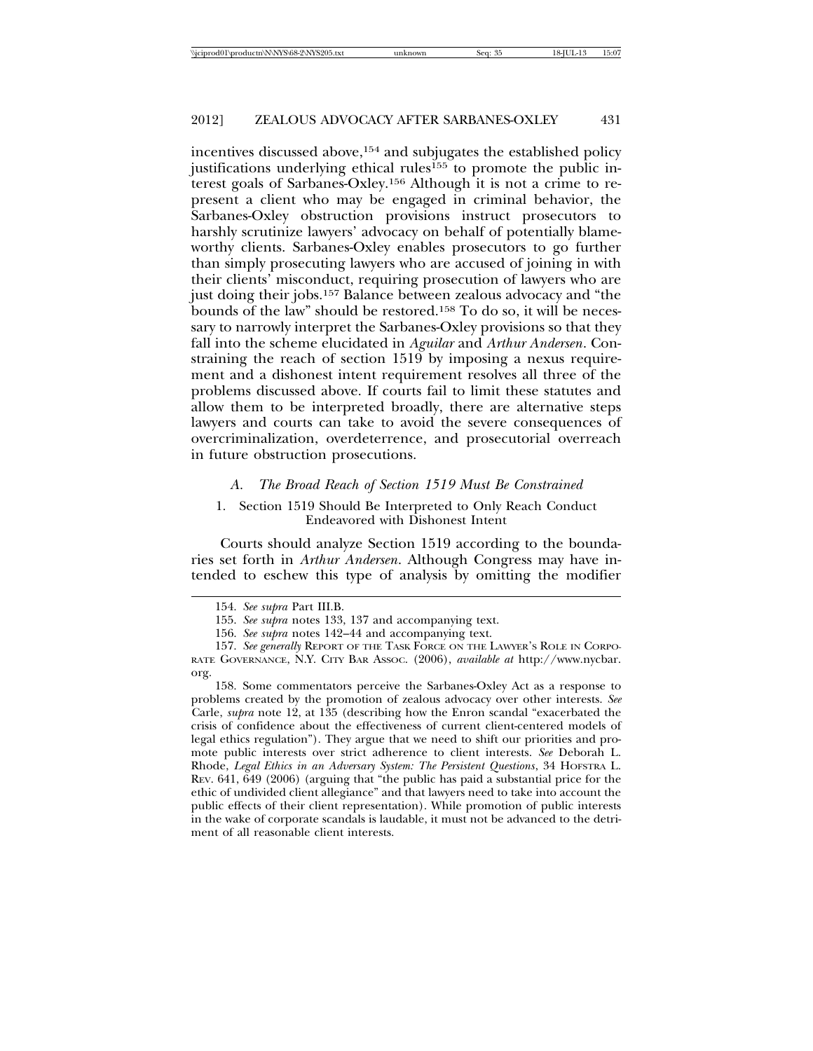incentives discussed above,[154] and subjugates the established policy justifications underlying ethical rules[155] to promote the public interest goals of Sarbanes-Oxley.[156] Although it is not a crime to represent a client who may be engaged in criminal behavior, the Sarbanes-Oxley obstruction provisions instruct prosecutors to harshly scrutinize lawyers' advocacy on behalf of potentially blameworthy clients. Sarbanes-Oxley enables prosecutors to go further than simply prosecuting lawyers who are accused of joining in with their clients' misconduct, requiring prosecution of lawyers who are just doing their jobs.[157] Balance between zealous advocacy and "the bounds of the law" should be restored.[158] To do so, it will be necessary to narrowly interpret the Sarbanes-Oxley provisions so that they fall into the scheme elucidated in *Aguilar* and *Arthur Andersen*. Constraining the reach of section 1519 by imposing a nexus requirement and a dishonest intent requirement resolves all three of the problems discussed above. If courts fail to limit these statutes and allow them to be interpreted broadly, there are alternative steps lawyers and courts can take to avoid the severe consequences of overcriminalization, overdeterrence, and prosecutorial overreach in future obstruction prosecutions.

### *A. The Broad Reach of Section 1519 Must Be Constrained*

#### 1. Section 1519 Should Be Interpreted to Only Reach Conduct Endeavored with Dishonest Intent

Courts should analyze Section 1519 according to the boundaries set forth in *Arthur Andersen*. Although Congress may have intended to eschew this type of analysis by omitting the modifier

---

154. *See supra* Part III.B.

155. *See supra* notes 133, 137 and accompanying text.

156. *See supra* notes 142–44 and accompanying text.

157. *See generally* REPORT OF THE TASK FORCE ON THE LAWYER'S ROLE IN CORPORATE GOVERNANCE, N.Y. CITY BAR ASSOC. (2006), *available at* http://www.nycbar.org.

158. Some commentators perceive the Sarbanes-Oxley Act as a response to problems created by the promotion of zealous advocacy over other interests. *See* Carle, *supra* note 12, at 135 (describing how the Enron scandal "exacerbated the crisis of confidence about the effectiveness of current client-centered models of legal ethics regulation"). They argue that we need to shift our priorities and promote public interests over strict adherence to client interests. *See* Deborah L. Rhode, *Legal Ethics in an Adversary System: The Persistent Questions*, 34 HOFSTRA L. REV. 641, 649 (2006) (arguing that "the public has paid a substantial price for the ethic of undivided client allegiance" and that lawyers need to take into account the public effects of their client representation). While promotion of public interests in the wake of corporate scandals is laudable, it must not be advanced to the detriment of all reasonable client interests.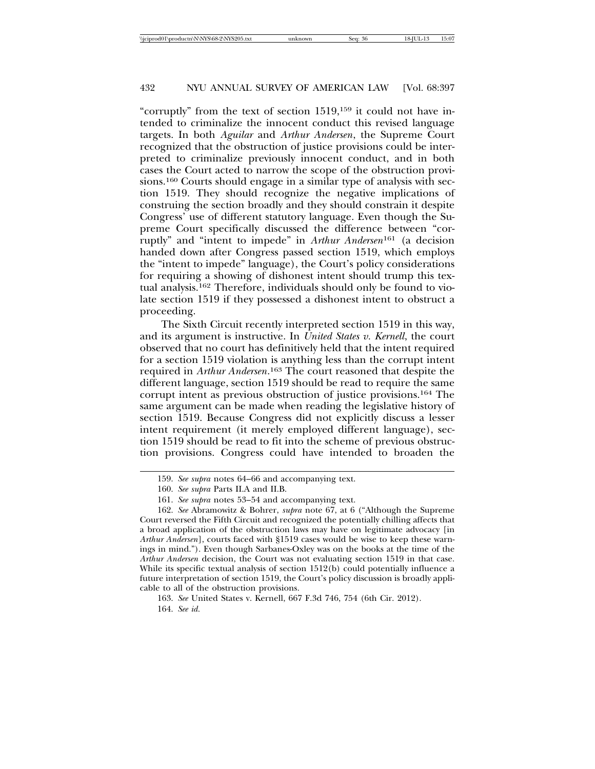"corruptly" from the text of section 1519,[159] it could not have intended to criminalize the innocent conduct this revised language targets. In both *Aguilar* and *Arthur Andersen*, the Supreme Court recognized that the obstruction of justice provisions could be interpreted to criminalize previously innocent conduct, and in both cases the Court acted to narrow the scope of the obstruction provisions.[160] Courts should engage in a similar type of analysis with section 1519. They should recognize the negative implications of construing the section broadly and they should constrain it despite Congress' use of different statutory language. Even though the Supreme Court specifically discussed the difference between "corruptly" and "intent to impede" in *Arthur Andersen*[161] (a decision handed down after Congress passed section 1519, which employs the "intent to impede" language), the Court's policy considerations for requiring a showing of dishonest intent should trump this textual analysis.[162] Therefore, individuals should only be found to violate section 1519 if they possessed a dishonest intent to obstruct a proceeding.

The Sixth Circuit recently interpreted section 1519 in this way, and its argument is instructive. In *United States v. Kernell*, the court observed that no court has definitively held that the intent required for a section 1519 violation is anything less than the corrupt intent required in *Arthur Andersen*.[163] The court reasoned that despite the different language, section 1519 should be read to require the same corrupt intent as previous obstruction of justice provisions.[164] The same argument can be made when reading the legislative history of section 1519. Because Congress did not explicitly discuss a lesser intent requirement (it merely employed different language), section 1519 should be read to fit into the scheme of previous obstruction provisions. Congress could have intended to broaden the

---

159. *See supra* notes 64–66 and accompanying text.

160. *See supra* Parts II.A and II.B.

161. *See supra* notes 53–54 and accompanying text.

162. *See* Abramowitz & Bohrer, *supra* note 67, at 6 ("Although the Supreme Court reversed the Fifth Circuit and recognized the potentially chilling affects that a broad application of the obstruction laws may have on legitimate advocacy [in *Arthur Andersen*], courts faced with §1519 cases would be wise to keep these warnings in mind."). Even though Sarbanes-Oxley was on the books at the time of the *Arthur Andersen* decision, the Court was not evaluating section 1519 in that case. While its specific textual analysis of section 1512(b) could potentially influence a future interpretation of section 1519, the Court's policy discussion is broadly applicable to all of the obstruction provisions.

163. *See* United States v. Kernell, 667 F.3d 746, 754 (6th Cir. 2012).

164. *See id.*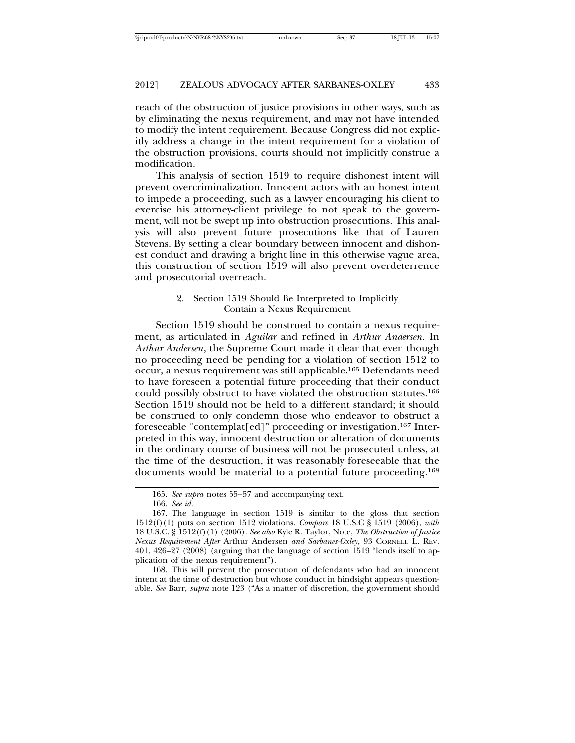reach of the obstruction of justice provisions in other ways, such as by eliminating the nexus requirement, and may not have intended to modify the intent requirement. Because Congress did not explicitly address a change in the intent requirement for a violation of the obstruction provisions, courts should not implicitly construe a modification.

This analysis of section 1519 to require dishonest intent will prevent overcriminalization. Innocent actors with an honest intent to impede a proceeding, such as a lawyer encouraging his client to exercise his attorney-client privilege to not speak to the government, will not be swept up into obstruction prosecutions. This analysis will also prevent future prosecutions like that of Lauren Stevens. By setting a clear boundary between innocent and dishonest conduct and drawing a bright line in this otherwise vague area, this construction of section 1519 will also prevent overdeterrence and prosecutorial overreach.

### 2. Section 1519 Should Be Interpreted to Implicitly Contain a Nexus Requirement

Section 1519 should be construed to contain a nexus requirement, as articulated in *Aguilar* and refined in *Arthur Andersen*. In *Arthur Andersen*, the Supreme Court made it clear that even though no proceeding need be pending for a violation of section 1512 to occur, a nexus requirement was still applicable.[165] Defendants need to have foreseen a potential future proceeding that their conduct could possibly obstruct to have violated the obstruction statutes.[166] Section 1519 should not be held to a different standard; it should be construed to only condemn those who endeavor to obstruct a foreseeable "contemplat[ed]" proceeding or investigation.[167] Interpreted in this way, innocent destruction or alteration of documents in the ordinary course of business will not be prosecuted unless, at the time of the destruction, it was reasonably foreseeable that the documents would be material to a potential future proceeding.[168]

---

165. *See supra* notes 55–57 and accompanying text.

166. *See id.*

167. The language in section 1519 is similar to the gloss that section 1512(f)(1) puts on section 1512 violations. *Compare* 18 U.S.C § 1519 (2006), *with* 18 U.S.C. § 1512(f)(1) (2006). *See also* Kyle R. Taylor, Note, *The Obstruction of Justice Nexus Requirement After* Arthur Andersen *and Sarbanes-Oxley*, 93 CORNELL L. REV. 401, 426–27 (2008) (arguing that the language of section 1519 "lends itself to application of the nexus requirement").

168. This will prevent the prosecution of defendants who had an innocent intent at the time of destruction but whose conduct in hindsight appears questionable. *See* Barr, *supra* note 123 ("As a matter of discretion, the government should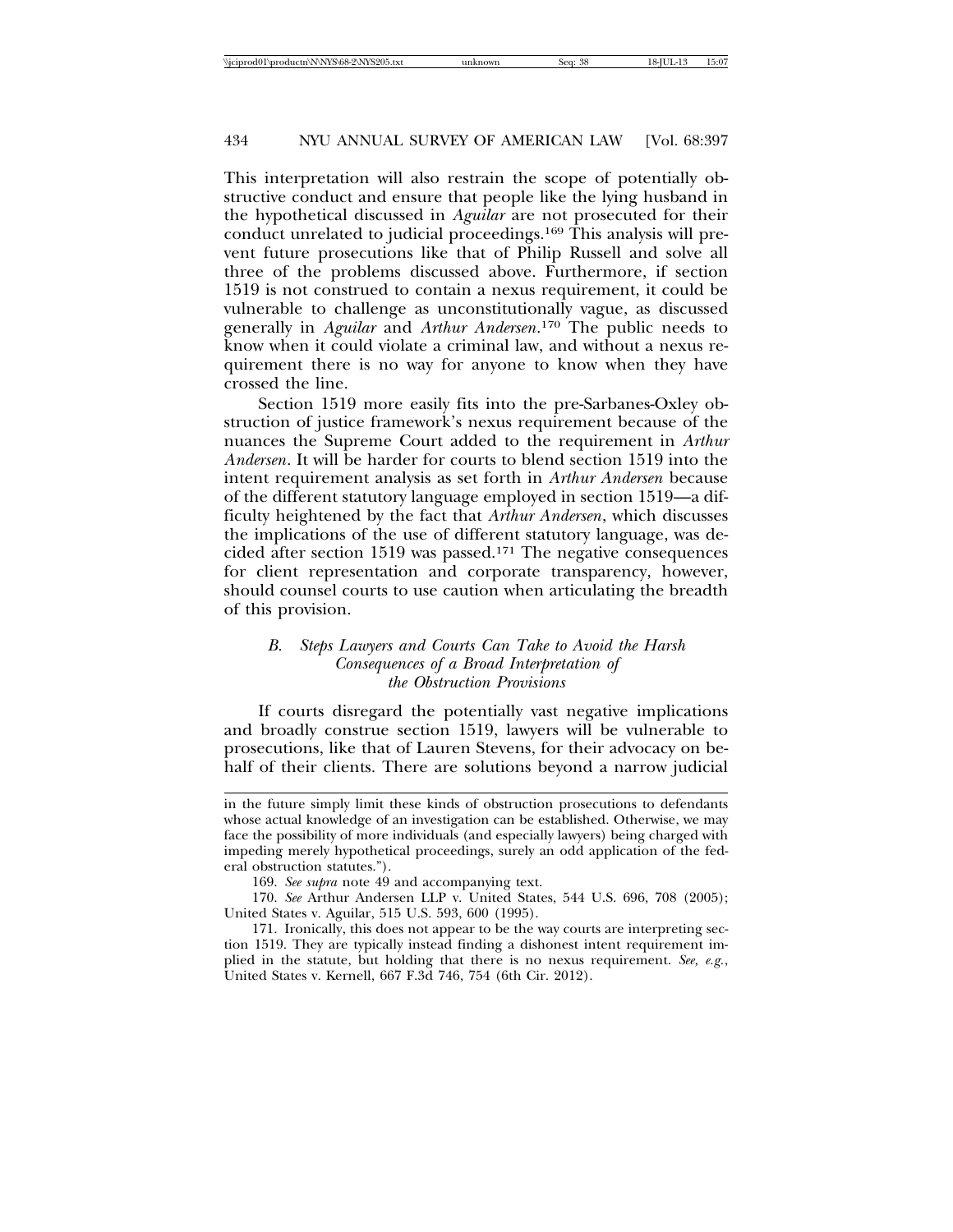This interpretation will also restrain the scope of potentially obstructive conduct and ensure that people like the lying husband in the hypothetical discussed in *Aguilar* are not prosecuted for their conduct unrelated to judicial proceedings.[169] This analysis will prevent future prosecutions like that of Philip Russell and solve all three of the problems discussed above. Furthermore, if section 1519 is not construed to contain a nexus requirement, it could be vulnerable to challenge as unconstitutionally vague, as discussed generally in *Aguilar* and *Arthur Andersen*.[170] The public needs to know when it could violate a criminal law, and without a nexus requirement there is no way for anyone to know when they have crossed the line.

Section 1519 more easily fits into the pre-Sarbanes-Oxley obstruction of justice framework's nexus requirement because of the nuances the Supreme Court added to the requirement in *Arthur Andersen*. It will be harder for courts to blend section 1519 into the intent requirement analysis as set forth in *Arthur Andersen* because of the different statutory language employed in section 1519—a difficulty heightened by the fact that *Arthur Andersen*, which discusses the implications of the use of different statutory language, was decided after section 1519 was passed.[171] The negative consequences for client representation and corporate transparency, however, should counsel courts to use caution when articulating the breadth of this provision.

### *B. Steps Lawyers and Courts Can Take to Avoid the Harsh Consequences of a Broad Interpretation of the Obstruction Provisions*

If courts disregard the potentially vast negative implications and broadly construe section 1519, lawyers will be vulnerable to prosecutions, like that of Lauren Stevens, for their advocacy on behalf of their clients. There are solutions beyond a narrow judicial

---

in the future simply limit these kinds of obstruction prosecutions to defendants whose actual knowledge of an investigation can be established. Otherwise, we may face the possibility of more individuals (and especially lawyers) being charged with impeding merely hypothetical proceedings, surely an odd application of the federal obstruction statutes.").

169. *See supra* note 49 and accompanying text.

170. *See* Arthur Andersen LLP v. United States, 544 U.S. 696, 708 (2005); United States v. Aguilar, 515 U.S. 593, 600 (1995).

171. Ironically, this does not appear to be the way courts are interpreting section 1519. They are typically instead finding a dishonest intent requirement implied in the statute, but holding that there is no nexus requirement. *See, e.g.*, United States v. Kernell, 667 F.3d 746, 754 (6th Cir. 2012).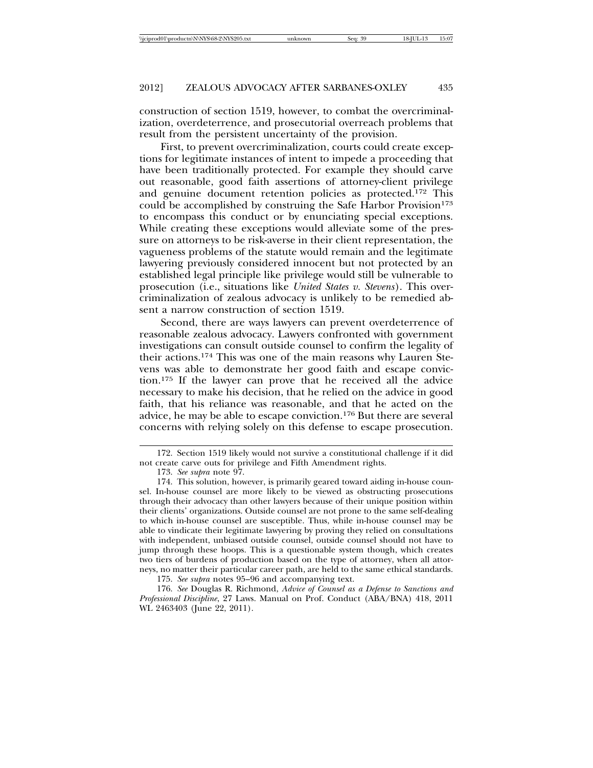construction of section 1519, however, to combat the overcriminalization, overdeterrence, and prosecutorial overreach problems that result from the persistent uncertainty of the provision.

First, to prevent overcriminalization, courts could create exceptions for legitimate instances of intent to impede a proceeding that have been traditionally protected. For example they should carve out reasonable, good faith assertions of attorney-client privilege and genuine document retention policies as protected.[172] This could be accomplished by construing the Safe Harbor Provision[173] to encompass this conduct or by enunciating special exceptions. While creating these exceptions would alleviate some of the pressure on attorneys to be risk-averse in their client representation, the vagueness problems of the statute would remain and the legitimate lawyering previously considered innocent but not protected by an established legal principle like privilege would still be vulnerable to prosecution (i.e., situations like *United States v. Stevens*). This overcriminalization of zealous advocacy is unlikely to be remedied absent a narrow construction of section 1519.

Second, there are ways lawyers can prevent overdeterrence of reasonable zealous advocacy. Lawyers confronted with government investigations can consult outside counsel to confirm the legality of their actions.[174] This was one of the main reasons why Lauren Stevens was able to demonstrate her good faith and escape conviction.[175] If the lawyer can prove that he received all the advice necessary to make his decision, that he relied on the advice in good faith, that his reliance was reasonable, and that he acted on the advice, he may be able to escape conviction.[176] But there are several concerns with relying solely on this defense to escape prosecution.

---

172. Section 1519 likely would not survive a constitutional challenge if it did not create carve outs for privilege and Fifth Amendment rights.

173. *See supra* note 97.

174. This solution, however, is primarily geared toward aiding in-house counsel. In-house counsel are more likely to be viewed as obstructing prosecutions through their advocacy than other lawyers because of their unique position within their clients' organizations. Outside counsel are not prone to the same self-dealing to which in-house counsel are susceptible. Thus, while in-house counsel may be able to vindicate their legitimate lawyering by proving they relied on consultations with independent, unbiased outside counsel, outside counsel should not have to jump through these hoops. This is a questionable system though, which creates two tiers of burdens of production based on the type of attorney, when all attorneys, no matter their particular career path, are held to the same ethical standards.

175. *See supra* notes 95–96 and accompanying text.

176. *See* Douglas R. Richmond, *Advice of Counsel as a Defense to Sanctions and Professional Discipline*, 27 Laws. Manual on Prof. Conduct (ABA/BNA) 418, 2011 WL 2463403 (June 22, 2011).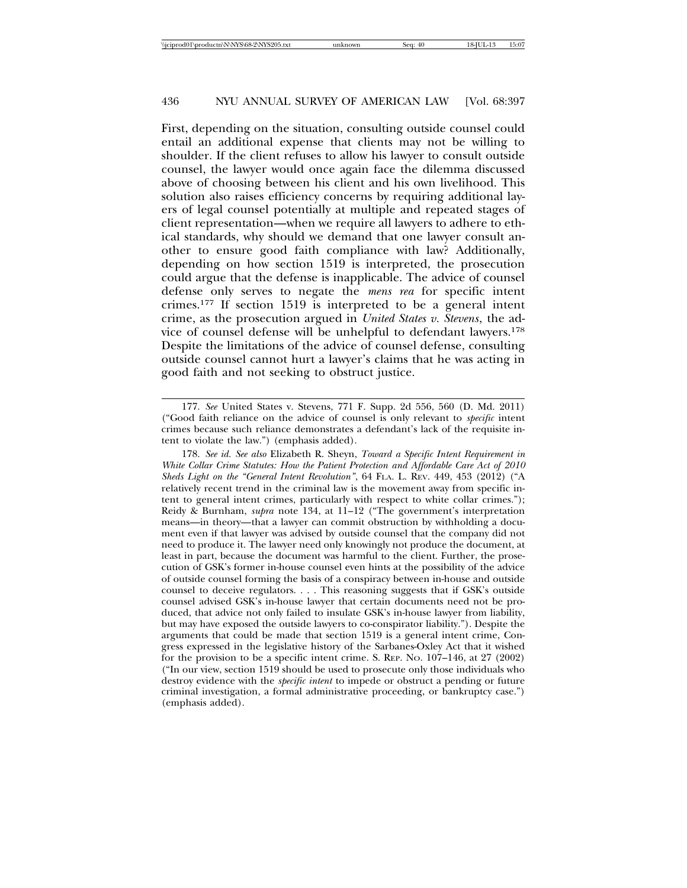First, depending on the situation, consulting outside counsel could entail an additional expense that clients may not be willing to shoulder. If the client refuses to allow his lawyer to consult outside counsel, the lawyer would once again face the dilemma discussed above of choosing between his client and his own livelihood. This solution also raises efficiency concerns by requiring additional layers of legal counsel potentially at multiple and repeated stages of client representation—when we require all lawyers to adhere to ethical standards, why should we demand that one lawyer consult another to ensure good faith compliance with law? Additionally, depending on how section 1519 is interpreted, the prosecution could argue that the defense is inapplicable. The advice of counsel defense only serves to negate the *mens rea* for specific intent crimes.[177] If section 1519 is interpreted to be a general intent crime, as the prosecution argued in *United States v. Stevens*, the advice of counsel defense will be unhelpful to defendant lawyers.[178] Despite the limitations of the advice of counsel defense, consulting outside counsel cannot hurt a lawyer's claims that he was acting in good faith and not seeking to obstruct justice.

---

177. *See* United States v. Stevens, 771 F. Supp. 2d 556, 560 (D. Md. 2011) ("Good faith reliance on the advice of counsel is only relevant to *specific* intent crimes because such reliance demonstrates a defendant's lack of the requisite intent to violate the law.") (emphasis added).

178. *See id. See also* Elizabeth R. Sheyn, *Toward a Specific Intent Requirement in White Collar Crime Statutes: How the Patient Protection and Affordable Care Act of 2010 Sheds Light on the "General Intent Revolution"*, 64 FLA. L. REV. 449, 453 (2012) ("A relatively recent trend in the criminal law is the movement away from specific intent to general intent crimes, particularly with respect to white collar crimes."); Reidy & Burnham, *supra* note 134, at 11–12 ("The government's interpretation means—in theory—that a lawyer can commit obstruction by withholding a document even if that lawyer was advised by outside counsel that the company did not need to produce it. The lawyer need only knowingly not produce the document, at least in part, because the document was harmful to the client. Further, the prosecution of GSK's former in-house counsel even hints at the possibility of the advice of outside counsel forming the basis of a conspiracy between in-house and outside counsel to deceive regulators. . . . This reasoning suggests that if GSK's outside counsel advised GSK's in-house lawyer that certain documents need not be produced, that advice not only failed to insulate GSK's in-house lawyer from liability, but may have exposed the outside lawyers to co-conspirator liability."). Despite the arguments that could be made that section 1519 is a general intent crime, Congress expressed in the legislative history of the Sarbanes-Oxley Act that it wished for the provision to be a specific intent crime. S. REP. NO. 107–146, at 27 (2002) ("In our view, section 1519 should be used to prosecute only those individuals who destroy evidence with the *specific intent* to impede or obstruct a pending or future criminal investigation, a formal administrative proceeding, or bankruptcy case.") (emphasis added).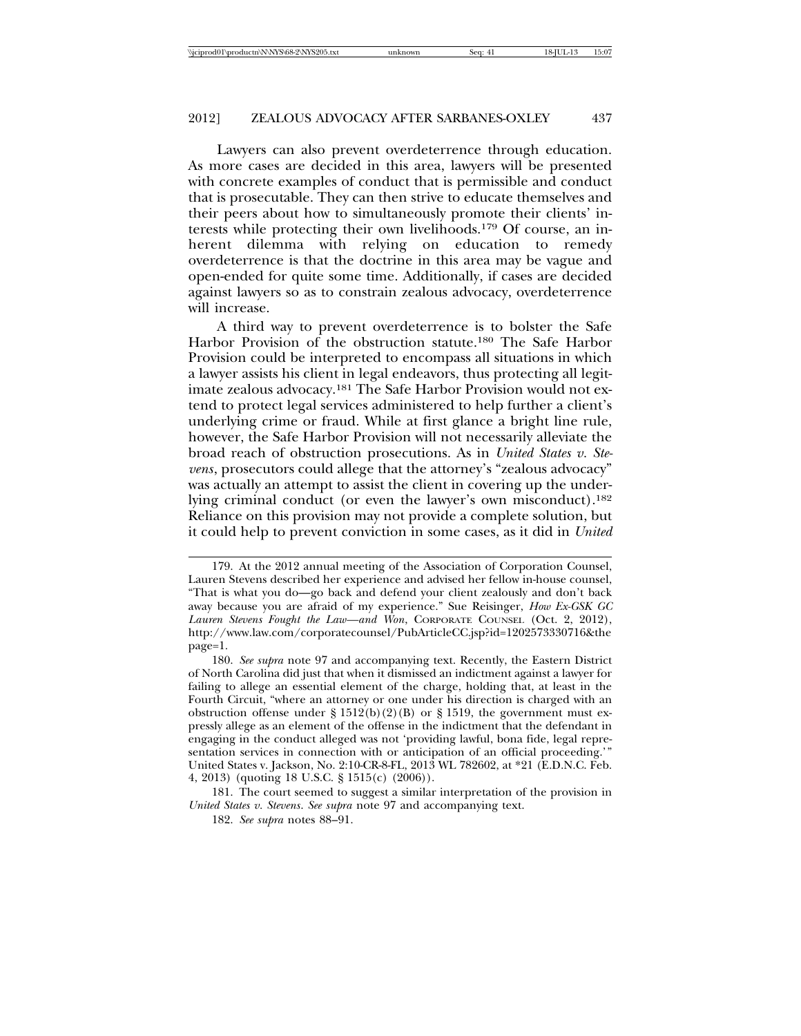Lawyers can also prevent overdeterrence through education. As more cases are decided in this area, lawyers will be presented with concrete examples of conduct that is permissible and conduct that is prosecutable. They can then strive to educate themselves and their peers about how to simultaneously promote their clients' interests while protecting their own livelihoods.[179] Of course, an inherent dilemma with relying on education to remedy overdeterrence is that the doctrine in this area may be vague and open-ended for quite some time. Additionally, if cases are decided against lawyers so as to constrain zealous advocacy, overdeterrence will increase.

A third way to prevent overdeterrence is to bolster the Safe Harbor Provision of the obstruction statute.[180] The Safe Harbor Provision could be interpreted to encompass all situations in which a lawyer assists his client in legal endeavors, thus protecting all legitimate zealous advocacy.[181] The Safe Harbor Provision would not extend to protect legal services administered to help further a client's underlying crime or fraud. While at first glance a bright line rule, however, the Safe Harbor Provision will not necessarily alleviate the broad reach of obstruction prosecutions. As in *United States v. Stevens*, prosecutors could allege that the attorney's "zealous advocacy" was actually an attempt to assist the client in covering up the underlying criminal conduct (or even the lawyer's own misconduct).[182] Reliance on this provision may not provide a complete solution, but it could help to prevent conviction in some cases, as it did in *United*

---

179. At the 2012 annual meeting of the Association of Corporation Counsel, Lauren Stevens described her experience and advised her fellow in-house counsel, "That is what you do—go back and defend your client zealously and don't back away because you are afraid of my experience." Sue Reisinger, *How Ex-GSK GC Lauren Stevens Fought the Law—and Won*, CORPORATE COUNSEL (Oct. 2, 2012), http://www.law.com/corporatecounsel/PubArticleCC.jsp?id=1202573330716&thepage=1.

180. *See supra* note 97 and accompanying text. Recently, the Eastern District of North Carolina did just that when it dismissed an indictment against a lawyer for failing to allege an essential element of the charge, holding that, at least in the Fourth Circuit, "where an attorney or one under his direction is charged with an obstruction offense under § 1512(b)(2)(B) or § 1519, the government must expressly allege as an element of the offense in the indictment that the defendant in engaging in the conduct alleged was not 'providing lawful, bona fide, legal representation services in connection with or anticipation of an official proceeding.'" United States v. Jackson, No. 2:10-CR-8-FL, 2013 WL 782602, at *21 (E.D.N.C. Feb. 4, 2013) (quoting 18 U.S.C. § 1515(c) (2006)).

181. The court seemed to suggest a similar interpretation of the provision in *United States v. Stevens*. *See supra* note 97 and accompanying text.

182. *See supra* notes 88–91.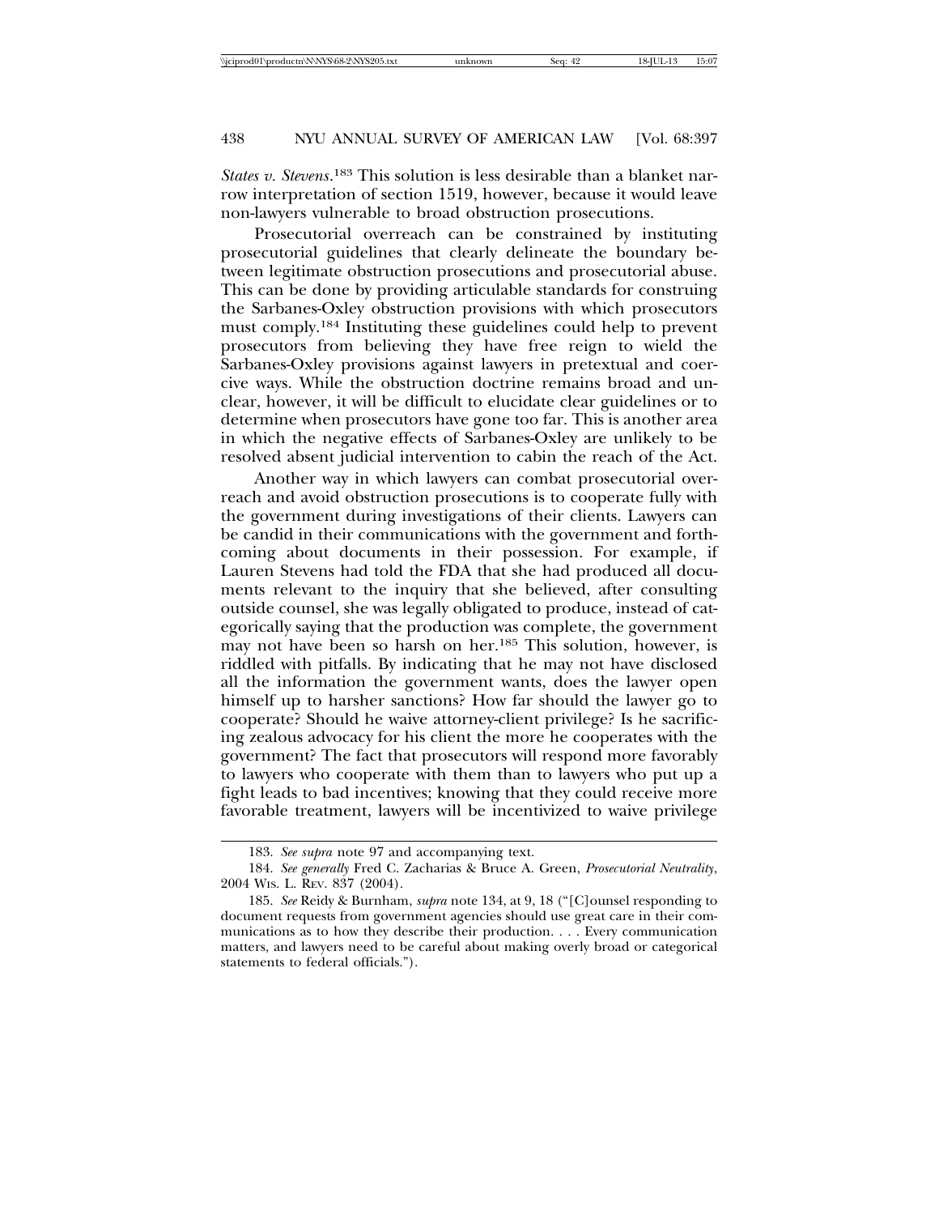*States v. Stevens*.[183] This solution is less desirable than a blanket narrow interpretation of section 1519, however, because it would leave non-lawyers vulnerable to broad obstruction prosecutions.

Prosecutorial overreach can be constrained by instituting prosecutorial guidelines that clearly delineate the boundary between legitimate obstruction prosecutions and prosecutorial abuse. This can be done by providing articulable standards for construing the Sarbanes-Oxley obstruction provisions with which prosecutors must comply.[184] Instituting these guidelines could help to prevent prosecutors from believing they have free reign to wield the Sarbanes-Oxley provisions against lawyers in pretextual and coercive ways. While the obstruction doctrine remains broad and unclear, however, it will be difficult to elucidate clear guidelines or to determine when prosecutors have gone too far. This is another area in which the negative effects of Sarbanes-Oxley are unlikely to be resolved absent judicial intervention to cabin the reach of the Act.

Another way in which lawyers can combat prosecutorial overreach and avoid obstruction prosecutions is to cooperate fully with the government during investigations of their clients. Lawyers can be candid in their communications with the government and forthcoming about documents in their possession. For example, if Lauren Stevens had told the FDA that she had produced all documents relevant to the inquiry that she believed, after consulting outside counsel, she was legally obligated to produce, instead of categorically saying that the production was complete, the government may not have been so harsh on her.[185] This solution, however, is riddled with pitfalls. By indicating that he may not have disclosed all the information the government wants, does the lawyer open himself up to harsher sanctions? How far should the lawyer go to cooperate? Should he waive attorney-client privilege? Is he sacrificing zealous advocacy for his client the more he cooperates with the government? The fact that prosecutors will respond more favorably to lawyers who cooperate with them than to lawyers who put up a fight leads to bad incentives; knowing that they could receive more favorable treatment, lawyers will be incentivized to waive privilege

---

183. *See supra* note 97 and accompanying text.

184. *See generally* Fred C. Zacharias & Bruce A. Green, *Prosecutorial Neutrality*, 2004 WIS. L. REV. 837 (2004).

185. *See* Reidy & Burnham, *supra* note 134, at 9, 18 ("[C]ounsel responding to document requests from government agencies should use great care in their communications as to how they describe their production. . . . Every communication matters, and lawyers need to be careful about making overly broad or categorical statements to federal officials.").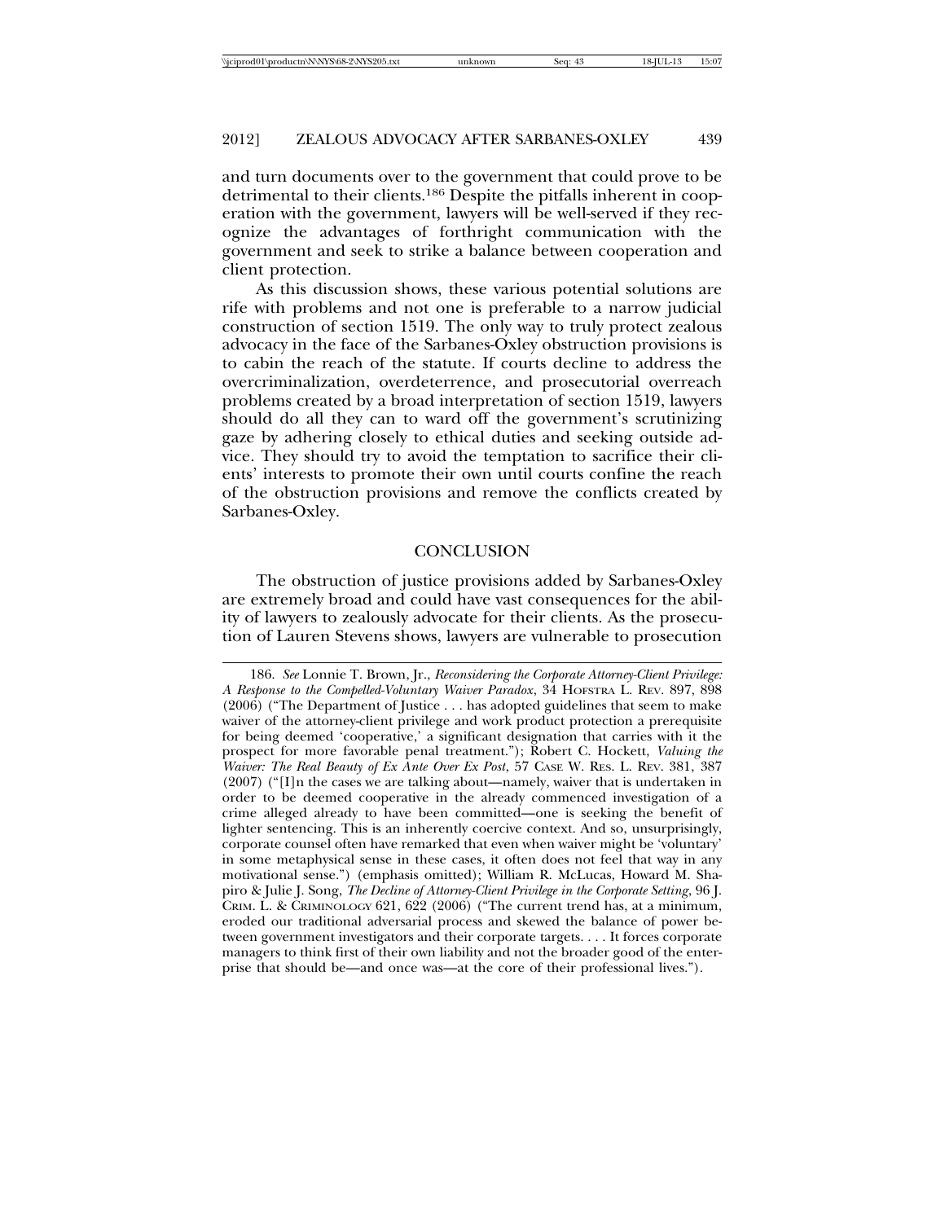and turn documents over to the government that could prove to be detrimental to their clients.[186] Despite the pitfalls inherent in cooperation with the government, lawyers will be well-served if they recognize the advantages of forthright communication with the government and seek to strike a balance between cooperation and client protection.

As this discussion shows, these various potential solutions are rife with problems and not one is preferable to a narrow judicial construction of section 1519. The only way to truly protect zealous advocacy in the face of the Sarbanes-Oxley obstruction provisions is to cabin the reach of the statute. If courts decline to address the overcriminalization, overdeterrence, and prosecutorial overreach problems created by a broad interpretation of section 1519, lawyers should do all they can to ward off the government's scrutinizing gaze by adhering closely to ethical duties and seeking outside advice. They should try to avoid the temptation to sacrifice their clients' interests to promote their own until courts confine the reach of the obstruction provisions and remove the conflicts created by Sarbanes-Oxley.

## CONCLUSION

The obstruction of justice provisions added by Sarbanes-Oxley are extremely broad and could have vast consequences for the ability of lawyers to zealously advocate for their clients. As the prosecution of Lauren Stevens shows, lawyers are vulnerable to prosecution

---

186. *See* Lonnie T. Brown, Jr., *Reconsidering the Corporate Attorney-Client Privilege: A Response to the Compelled-Voluntary Waiver Paradox*, 34 HOFSTRA L. REV. 897, 898 (2006) ("The Department of Justice . . . has adopted guidelines that seem to make waiver of the attorney-client privilege and work product protection a prerequisite for being deemed 'cooperative,' a significant designation that carries with it the prospect for more favorable penal treatment."); Robert C. Hockett, *Valuing the Waiver: The Real Beauty of Ex Ante Over Ex Post*, 57 CASE W. RES. L. REV. 381, 387 (2007) ("[I]n the cases we are talking about—namely, waiver that is undertaken in order to be deemed cooperative in the already commenced investigation of a crime alleged already to have been committed—one is seeking the benefit of lighter sentencing. This is an inherently coercive context. And so, unsurprisingly, corporate counsel often have remarked that even when waiver might be 'voluntary' in some metaphysical sense in these cases, it often does not feel that way in any motivational sense.") (emphasis omitted); William R. McLucas, Howard M. Shapiro & Julie J. Song, *The Decline of Attorney-Client Privilege in the Corporate Setting*, 96 J. CRIM. L. & CRIMINOLOGY 621, 622 (2006) ("The current trend has, at a minimum, eroded our traditional adversarial process and skewed the balance of power between government investigators and their corporate targets. . . . It forces corporate managers to think first of their own liability and not the broader good of the enterprise that should be—and once was—at the core of their professional lives.").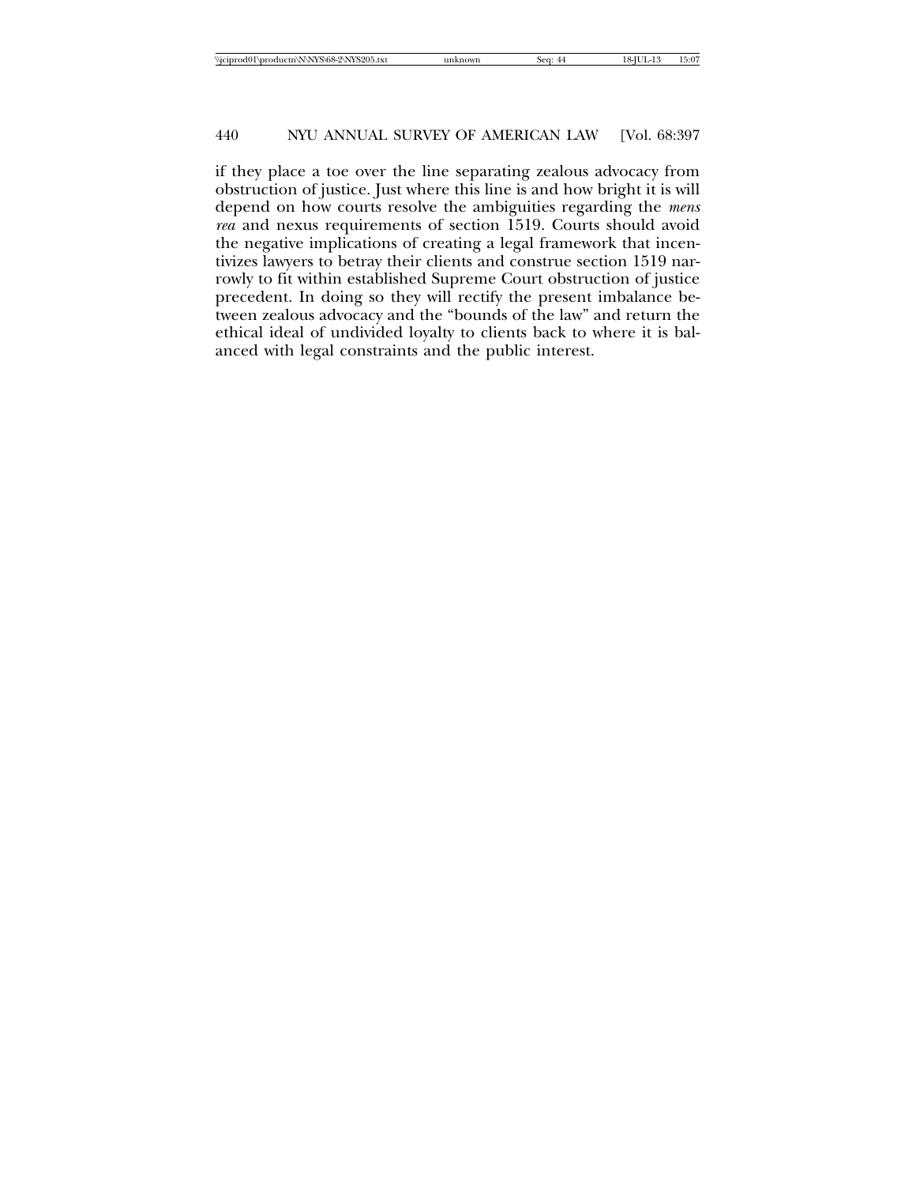if they place a toe over the line separating zealous advocacy from obstruction of justice. Just where this line is and how bright it is will depend on how courts resolve the ambiguities regarding the *mens rea* and nexus requirements of section 1519. Courts should avoid the negative implications of creating a legal framework that incentivizes lawyers to betray their clients and construe section 1519 narrowly to fit within established Supreme Court obstruction of justice precedent. In doing so they will rectify the present imbalance between zealous advocacy and the "bounds of the law" and return the ethical ideal of undivided loyalty to clients back to where it is balanced with legal constraints and the public interest.